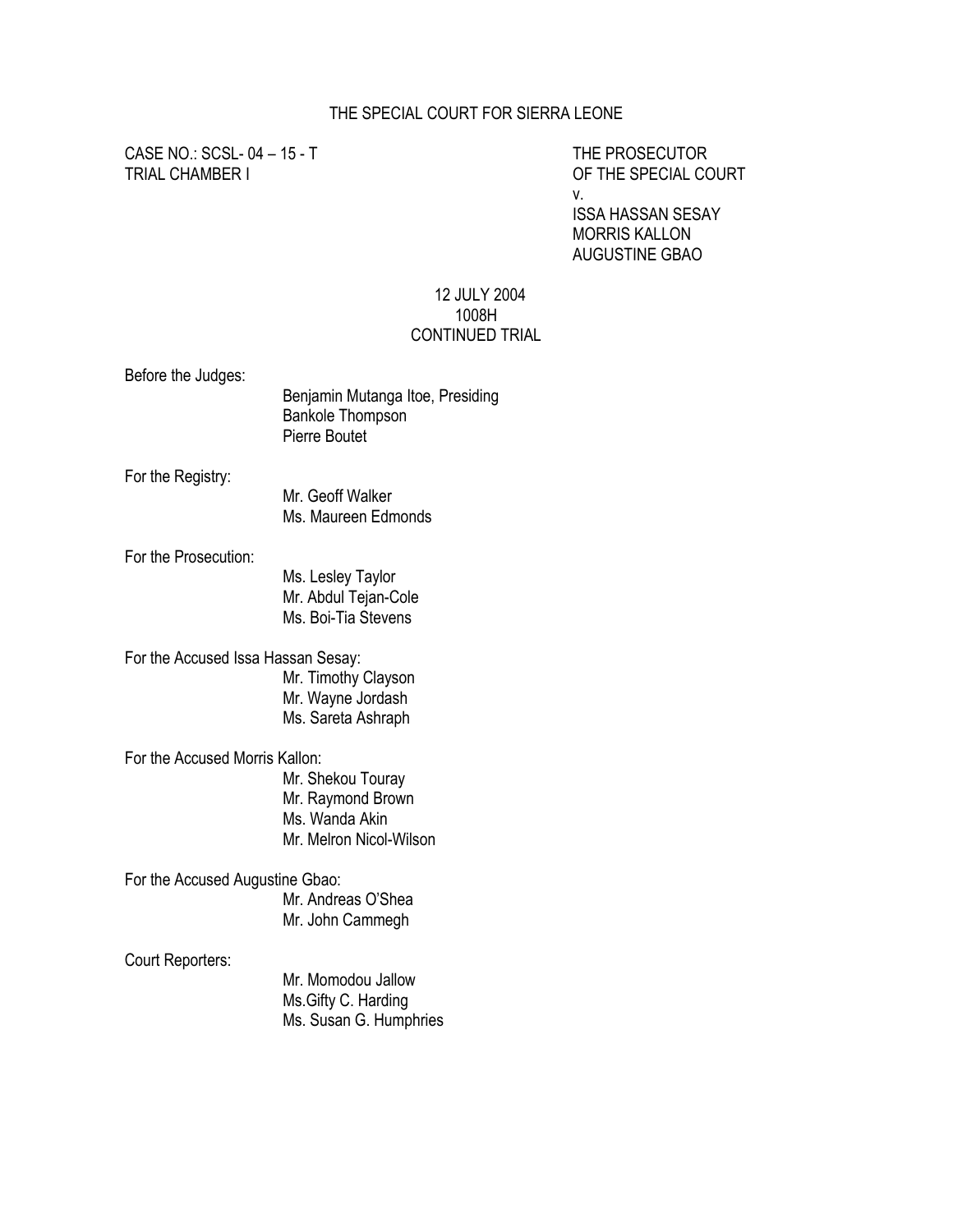# THE SPECIAL COURT FOR SIERRA LEONE

CASE NO.: SCSL- 04 – 15 - T
TRIAL CHAMBER I

THE PROSECUTOR
OF THE SPECIAL COURT
v.
ISSA HASSAN SESAY
MORRIS KALLON
AUGUSTINE GBAO

12 JULY 2004
1008H
CONTINUED TRIAL

Before the Judges:
Benjamin Mutanga Itoe, Presiding
Bankole Thompson
Pierre Boutet

For the Registry:
Mr. Geoff Walker
Ms. Maureen Edmonds

For the Prosecution:
Ms. Lesley Taylor
Mr. Abdul Tejan-Cole
Ms. Boi-Tia Stevens

For the Accused Issa Hassan Sesay:
Mr. Timothy Clayson
Mr. Wayne Jordash
Ms. Sareta Ashraph

For the Accused Morris Kallon:
Mr. Shekou Touray
Mr. Raymond Brown
Ms. Wanda Akin
Mr. Melron Nicol-Wilson

For the Accused Augustine Gbao:
Mr. Andreas O'Shea
Mr. John Cammegh

Court Reporters:
Mr. Momodou Jallow
Ms.Gifty C. Harding
Ms. Susan G. Humphries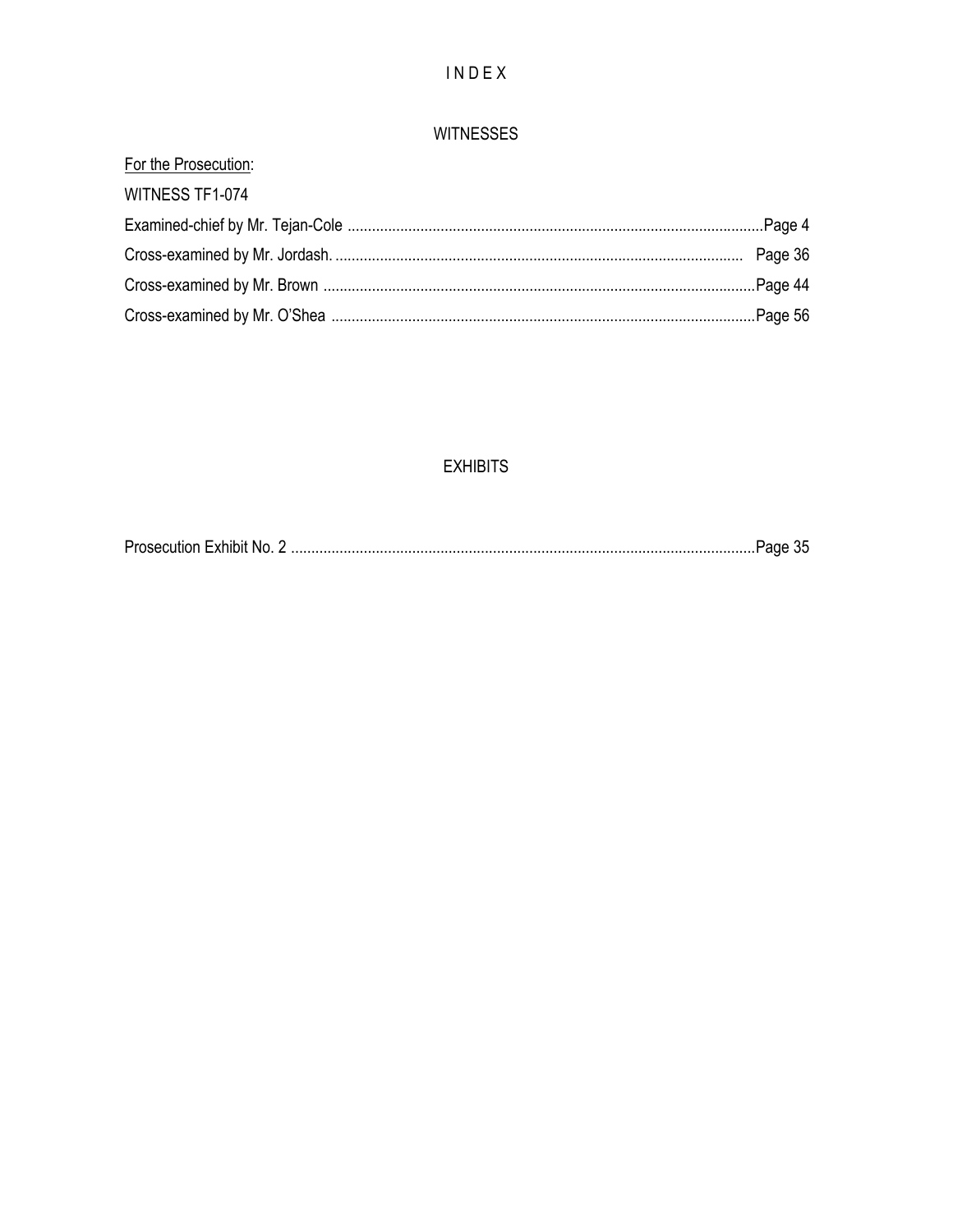# I N D E X

## WITNESSES

For the Prosecution:

WITNESS TF1-074

Examined-chief by Mr. Tejan-Cole ........................................................................................................Page 4

Cross-examined by Mr. Jordash. ..................................................................................................... Page 36

Cross-examined by Mr. Brown ..........................................................................................................Page 44

Cross-examined by Mr. O'Shea ........................................................................................................Page 56

## EXHIBITS

Prosecution Exhibit No. 2 ..................................................................................................................Page 35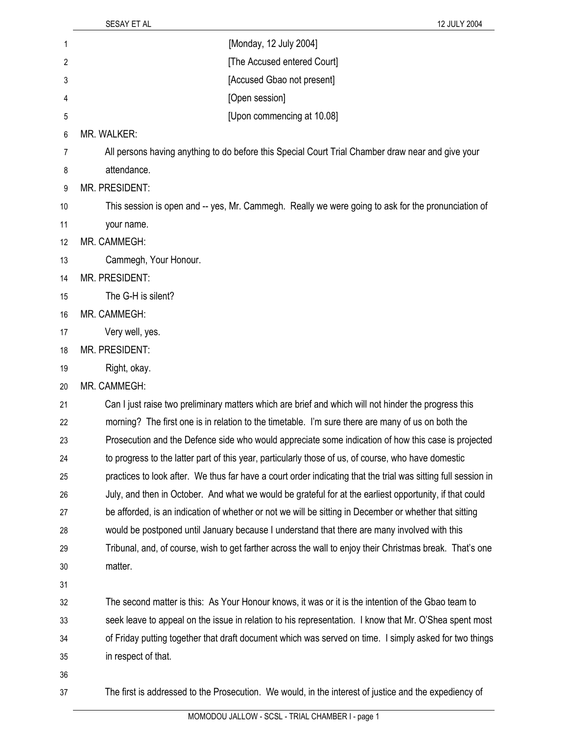[Monday, 12 July 2004]

[The Accused entered Court]

[Accused Gbao not present]

[Open session]

[Upon commencing at 10.08]

MR. WALKER:

All persons having anything to do before this Special Court Trial Chamber draw near and give your attendance.

MR. PRESIDENT:

This session is open and -- yes, Mr. Cammegh. Really we were going to ask for the pronunciation of your name.

MR. CAMMEGH:

Cammegh, Your Honour.

MR. PRESIDENT:

The G-H is silent?

MR. CAMMEGH:

Very well, yes.

MR. PRESIDENT:

Right, okay.

MR. CAMMEGH:

Can I just raise two preliminary matters which are brief and which will not hinder the progress this morning? The first one is in relation to the timetable. I'm sure there are many of us on both the Prosecution and the Defence side who would appreciate some indication of how this case is projected to progress to the latter part of this year, particularly those of us, of course, who have domestic practices to look after. We thus far have a court order indicating that the trial was sitting full session in July, and then in October. And what we would be grateful for at the earliest opportunity, if that could be afforded, is an indication of whether or not we will be sitting in December or whether that sitting would be postponed until January because I understand that there are many involved with this Tribunal, and, of course, wish to get farther across the wall to enjoy their Christmas break. That's one matter.

The second matter is this: As Your Honour knows, it was or it is the intention of the Gbao team to seek leave to appeal on the issue in relation to his representation. I know that Mr. O'Shea spent most of Friday putting together that draft document which was served on time. I simply asked for two things in respect of that.

The first is addressed to the Prosecution. We would, in the interest of justice and the expediency of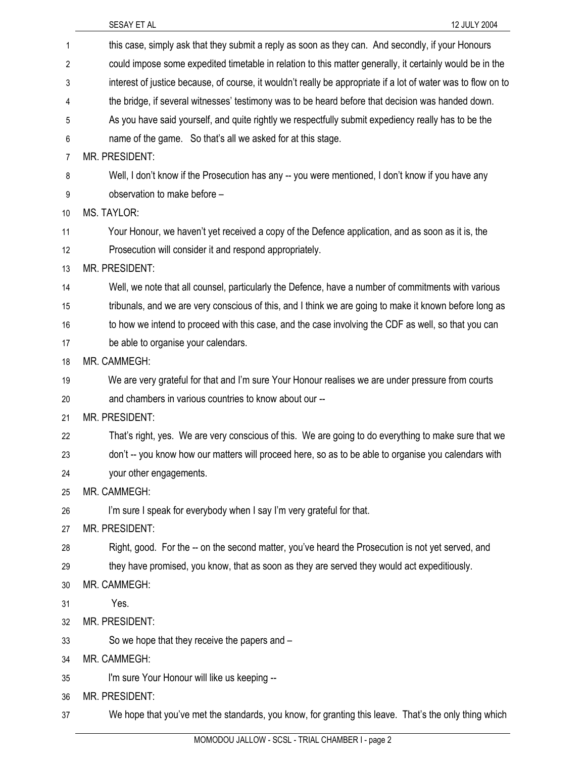this case, simply ask that they submit a reply as soon as they can. And secondly, if your Honours could impose some expedited timetable in relation to this matter generally, it certainly would be in the interest of justice because, of course, it wouldn't really be appropriate if a lot of water was to flow on to the bridge, if several witnesses' testimony was to be heard before that decision was handed down. As you have said yourself, and quite rightly we respectfully submit expediency really has to be the name of the game. So that's all we asked for at this stage.

MR. PRESIDENT:

Well, I don't know if the Prosecution has any -- you were mentioned, I don't know if you have any observation to make before –

MS. TAYLOR:

Your Honour, we haven't yet received a copy of the Defence application, and as soon as it is, the Prosecution will consider it and respond appropriately.

MR. PRESIDENT:

Well, we note that all counsel, particularly the Defence, have a number of commitments with various tribunals, and we are very conscious of this, and I think we are going to make it known before long as to how we intend to proceed with this case, and the case involving the CDF as well, so that you can be able to organise your calendars.

MR. CAMMEGH:

We are very grateful for that and I'm sure Your Honour realises we are under pressure from courts and chambers in various countries to know about our --

MR. PRESIDENT:

That's right, yes. We are very conscious of this. We are going to do everything to make sure that we don't -- you know how our matters will proceed here, so as to be able to organise you calendars with your other engagements.

MR. CAMMEGH:

I'm sure I speak for everybody when I say I'm very grateful for that.

MR. PRESIDENT:

Right, good. For the -- on the second matter, you've heard the Prosecution is not yet served, and they have promised, you know, that as soon as they are served they would act expeditiously.

MR. CAMMEGH:

Yes.

MR. PRESIDENT:

So we hope that they receive the papers and –

MR. CAMMEGH:

I'm sure Your Honour will like us keeping --

MR. PRESIDENT:

We hope that you've met the standards, you know, for granting this leave. That's the only thing which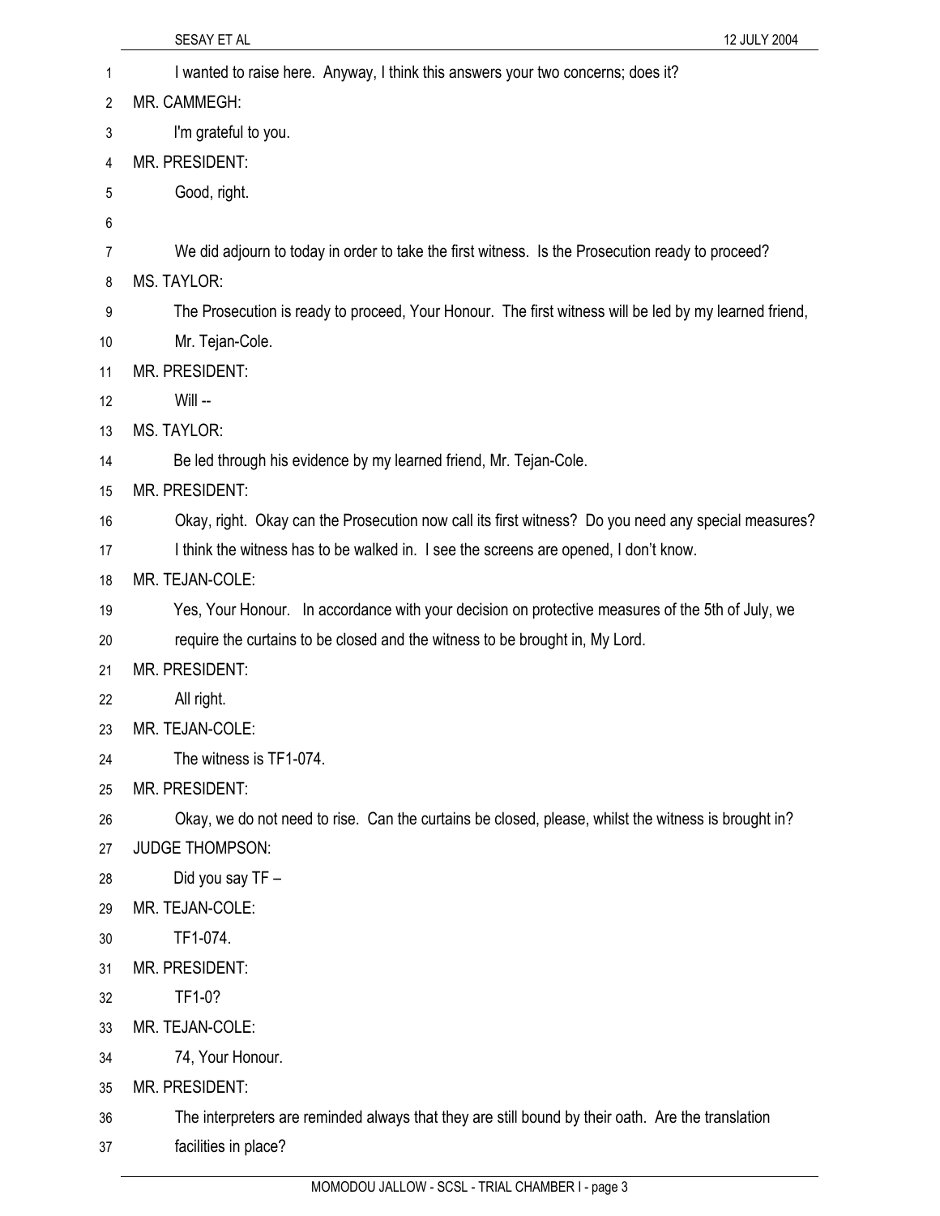I wanted to raise here. Anyway, I think this answers your two concerns; does it?

MR. CAMMEGH:

I'm grateful to you.

MR. PRESIDENT:

Good, right.

We did adjourn to today in order to take the first witness. Is the Prosecution ready to proceed?

MS. TAYLOR:

The Prosecution is ready to proceed, Your Honour. The first witness will be led by my learned friend, Mr. Tejan-Cole.

MR. PRESIDENT:

Will --

MS. TAYLOR:

Be led through his evidence by my learned friend, Mr. Tejan-Cole.

MR. PRESIDENT:

Okay, right. Okay can the Prosecution now call its first witness? Do you need any special measures? I think the witness has to be walked in. I see the screens are opened, I don't know.

MR. TEJAN-COLE:

Yes, Your Honour. In accordance with your decision on protective measures of the 5th of July, we require the curtains to be closed and the witness to be brought in, My Lord.

MR. PRESIDENT:

All right.

MR. TEJAN-COLE:

The witness is TF1-074.

MR. PRESIDENT:

Okay, we do not need to rise. Can the curtains be closed, please, whilst the witness is brought in?

JUDGE THOMPSON:

Did you say TF –

MR. TEJAN-COLE:

TF1-074.

MR. PRESIDENT:

TF1-0?

MR. TEJAN-COLE:

74, Your Honour.

MR. PRESIDENT:

The interpreters are reminded always that they are still bound by their oath. Are the translation facilities in place?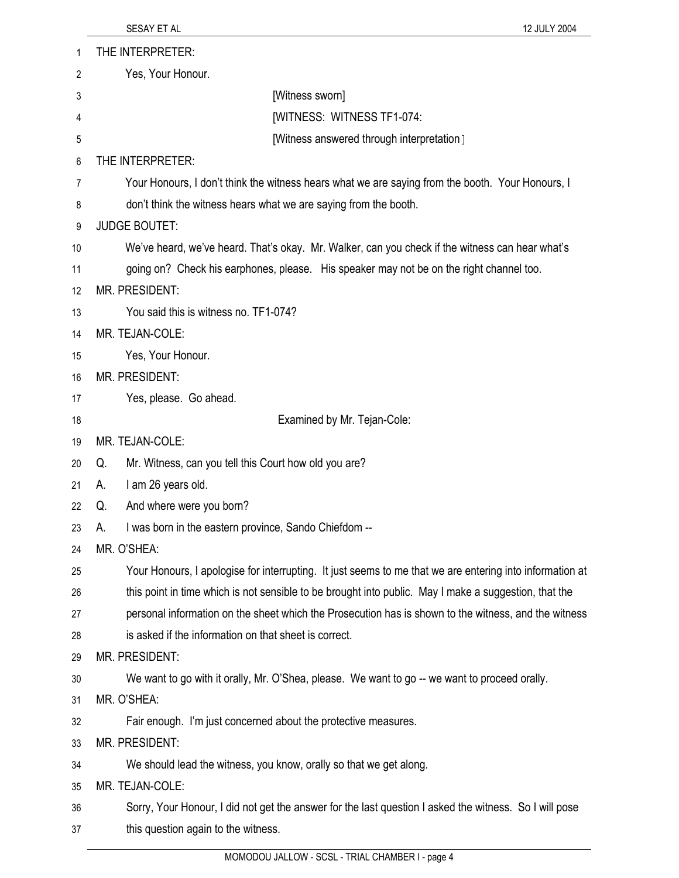THE INTERPRETER:

Yes, Your Honour.

[Witness sworn]

[WITNESS: WITNESS TF1-074:

[Witness answered through interpretation]

THE INTERPRETER:

Your Honours, I don't think the witness hears what we are saying from the booth. Your Honours, I don't think the witness hears what we are saying from the booth.

JUDGE BOUTET:

We've heard, we've heard. That's okay. Mr. Walker, can you check if the witness can hear what's going on? Check his earphones, please. His speaker may not be on the right channel too.

MR. PRESIDENT:

You said this is witness no. TF1-074?

MR. TEJAN-COLE:

Yes, Your Honour.

MR. PRESIDENT:

Yes, please. Go ahead.

Examined by Mr. Tejan-Cole:

MR. TEJAN-COLE:

Q. Mr. Witness, can you tell this Court how old you are?

A. I am 26 years old.

Q. And where were you born?

A. I was born in the eastern province, Sando Chiefdom --

MR. O'SHEA:

Your Honours, I apologise for interrupting. It just seems to me that we are entering into information at this point in time which is not sensible to be brought into public. May I make a suggestion, that the personal information on the sheet which the Prosecution has is shown to the witness, and the witness is asked if the information on that sheet is correct.

MR. PRESIDENT:

We want to go with it orally, Mr. O'Shea, please. We want to go -- we want to proceed orally.

MR. O'SHEA:

Fair enough. I'm just concerned about the protective measures.

MR. PRESIDENT:

We should lead the witness, you know, orally so that we get along.

MR. TEJAN-COLE:

Sorry, Your Honour, I did not get the answer for the last question I asked the witness. So I will pose this question again to the witness.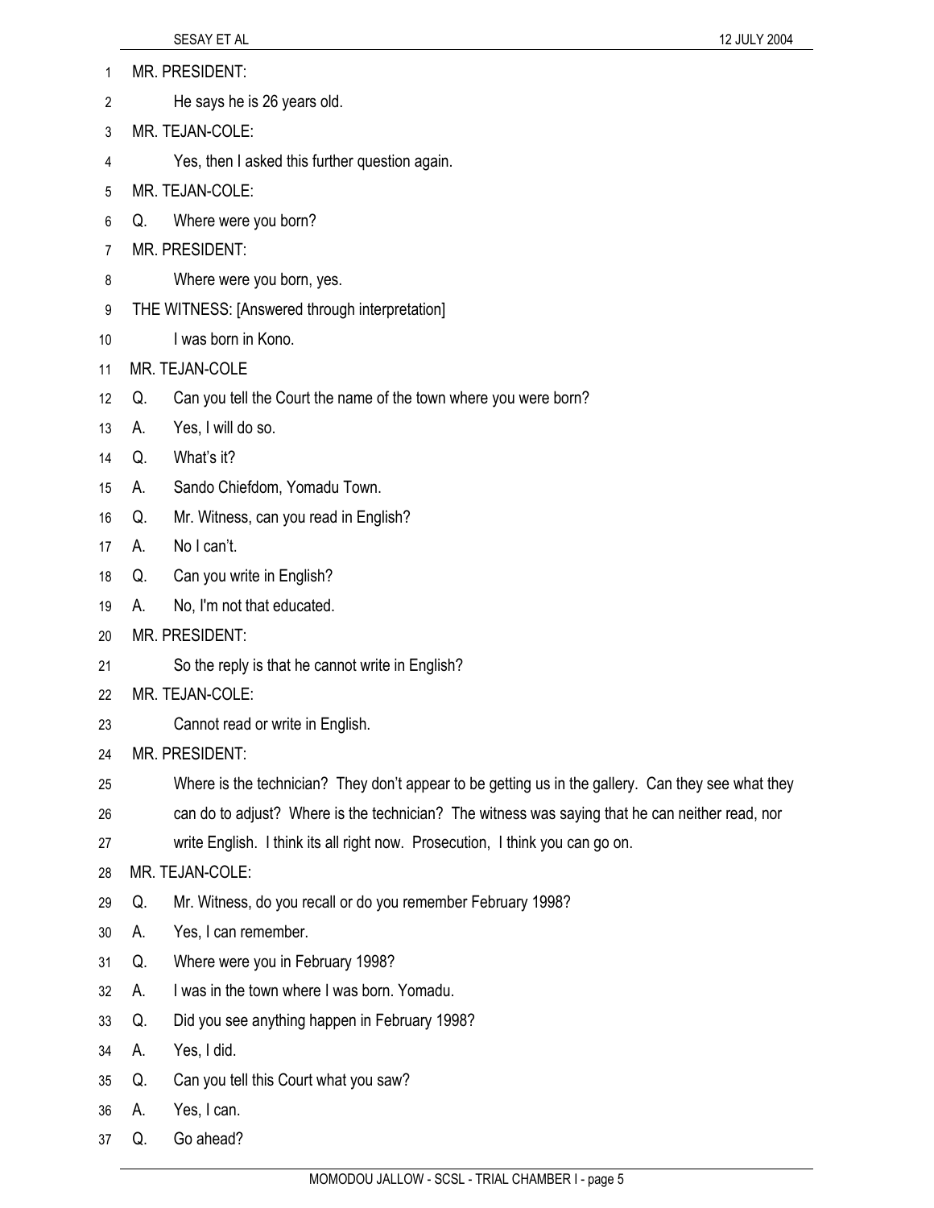MR. PRESIDENT:

He says he is 26 years old.

MR. TEJAN-COLE:

Yes, then I asked this further question again.

MR. TEJAN-COLE:

Q. Where were you born?

MR. PRESIDENT:

Where were you born, yes.

THE WITNESS: [Answered through interpretation]

I was born in Kono.

MR. TEJAN-COLE

Q. Can you tell the Court the name of the town where you were born?

A. Yes, I will do so.

Q. What's it?

A. Sando Chiefdom, Yomadu Town.

Q. Mr. Witness, can you read in English?

A. No I can't.

Q. Can you write in English?

A. No, I'm not that educated.

MR. PRESIDENT:

So the reply is that he cannot write in English?

MR. TEJAN-COLE:

Cannot read or write in English.

MR. PRESIDENT:

Where is the technician? They don't appear to be getting us in the gallery. Can they see what they can do to adjust? Where is the technician? The witness was saying that he can neither read, nor write English. I think its all right now. Prosecution, I think you can go on.

MR. TEJAN-COLE:

Q. Mr. Witness, do you recall or do you remember February 1998?

A. Yes, I can remember.

Q. Where were you in February 1998?

A. I was in the town where I was born. Yomadu.

Q. Did you see anything happen in February 1998?

A. Yes, I did.

Q. Can you tell this Court what you saw?

A. Yes, I can.

Q. Go ahead?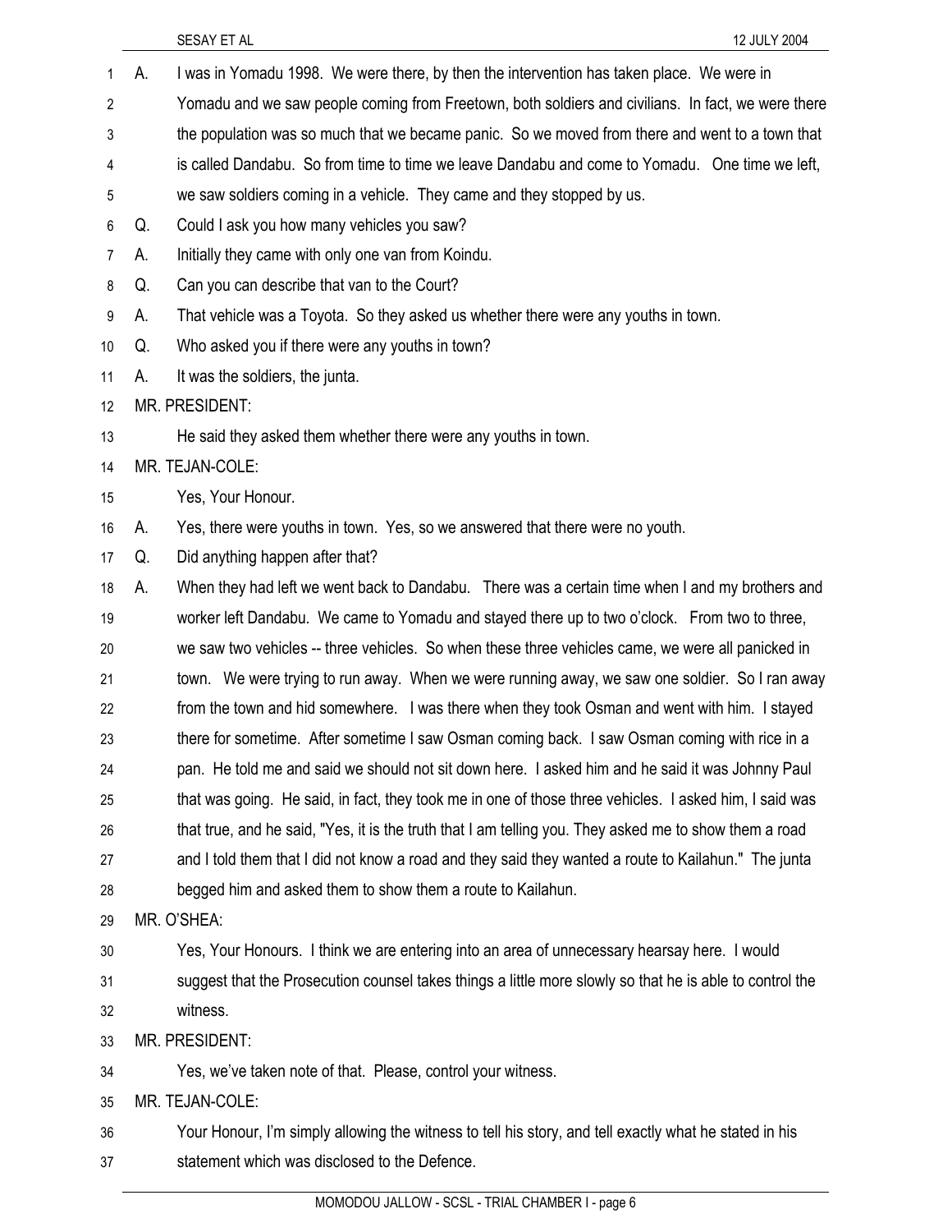A. I was in Yomadu 1998. We were there, by then the intervention has taken place. We were in Yomadu and we saw people coming from Freetown, both soldiers and civilians. In fact, we were there the population was so much that we became panic. So we moved from there and went to a town that is called Dandabu. So from time to time we leave Dandabu and come to Yomadu. One time we left, we saw soldiers coming in a vehicle. They came and they stopped by us.

Q. Could I ask you how many vehicles you saw?

A. Initially they came with only one van from Koindu.

Q. Can you can describe that van to the Court?

A. That vehicle was a Toyota. So they asked us whether there were any youths in town.

Q. Who asked you if there were any youths in town?

A. It was the soldiers, the junta.

MR. PRESIDENT:

He said they asked them whether there were any youths in town.

MR. TEJAN-COLE:

Yes, Your Honour.

A. Yes, there were youths in town. Yes, so we answered that there were no youth.

Q. Did anything happen after that?

A. When they had left we went back to Dandabu. There was a certain time when I and my brothers and worker left Dandabu. We came to Yomadu and stayed there up to two o'clock. From two to three, we saw two vehicles -- three vehicles. So when these three vehicles came, we were all panicked in town. We were trying to run away. When we were running away, we saw one soldier. So I ran away from the town and hid somewhere. I was there when they took Osman and went with him. I stayed there for sometime. After sometime I saw Osman coming back. I saw Osman coming with rice in a pan. He told me and said we should not sit down here. I asked him and he said it was Johnny Paul that was going. He said, in fact, they took me in one of those three vehicles. I asked him, I said was that true, and he said, "Yes, it is the truth that I am telling you. They asked me to show them a road and I told them that I did not know a road and they said they wanted a route to Kailahun." The junta begged him and asked them to show them a route to Kailahun.

MR. O'SHEA:

Yes, Your Honours. I think we are entering into an area of unnecessary hearsay here. I would suggest that the Prosecution counsel takes things a little more slowly so that he is able to control the witness.

MR. PRESIDENT:

Yes, we've taken note of that. Please, control your witness.

MR. TEJAN-COLE:

Your Honour, I'm simply allowing the witness to tell his story, and tell exactly what he stated in his statement which was disclosed to the Defence.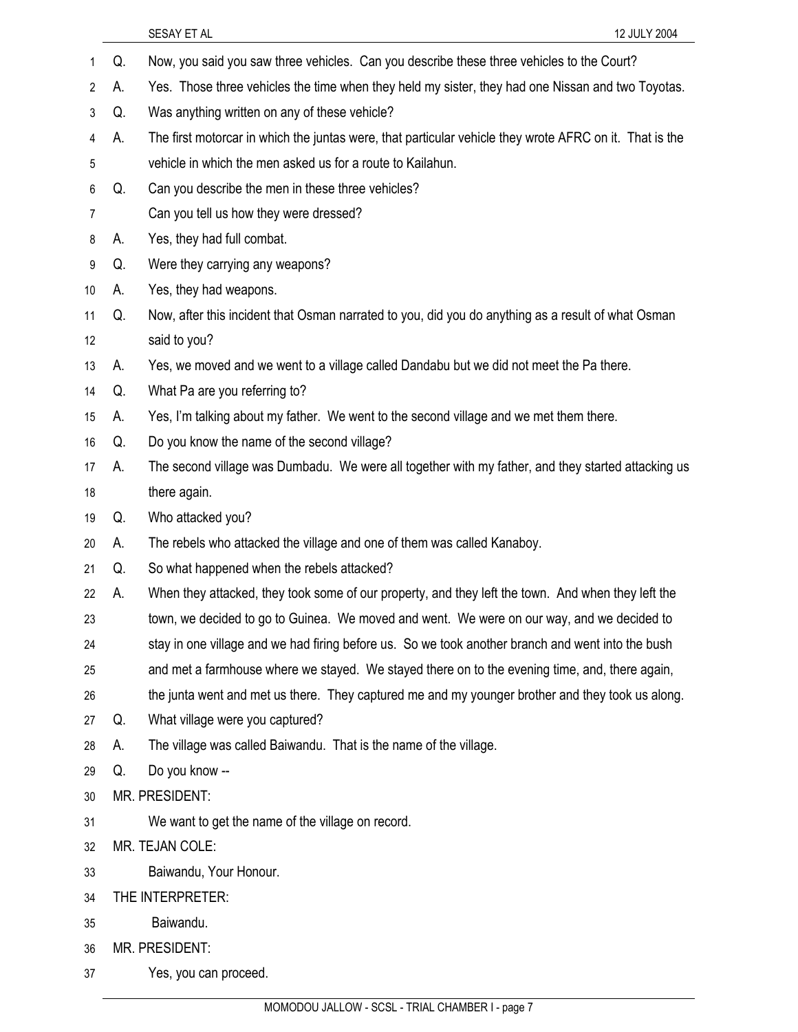Q. Now, you said you saw three vehicles. Can you describe these three vehicles to the Court?

A. Yes. Those three vehicles the time when they held my sister, they had one Nissan and two Toyotas.

Q. Was anything written on any of these vehicle?

A. The first motorcar in which the juntas were, that particular vehicle they wrote AFRC on it. That is the vehicle in which the men asked us for a route to Kailahun.

Q. Can you describe the men in these three vehicles?
Can you tell us how they were dressed?

A. Yes, they had full combat.

Q. Were they carrying any weapons?

A. Yes, they had weapons.

Q. Now, after this incident that Osman narrated to you, did you do anything as a result of what Osman said to you?

A. Yes, we moved and we went to a village called Dandabu but we did not meet the Pa there.

Q. What Pa are you referring to?

A. Yes, I'm talking about my father. We went to the second village and we met them there.

Q. Do you know the name of the second village?

A. The second village was Dumbadu. We were all together with my father, and they started attacking us there again.

Q. Who attacked you?

A. The rebels who attacked the village and one of them was called Kanaboy.

Q. So what happened when the rebels attacked?

A. When they attacked, they took some of our property, and they left the town. And when they left the town, we decided to go to Guinea. We moved and went. We were on our way, and we decided to stay in one village and we had firing before us. So we took another branch and went into the bush and met a farmhouse where we stayed. We stayed there on to the evening time, and, there again, the junta went and met us there. They captured me and my younger brother and they took us along.

Q. What village were you captured?

A. The village was called Baiwandu. That is the name of the village.

Q. Do you know --

MR. PRESIDENT:

We want to get the name of the village on record.

MR. TEJAN COLE:

Baiwandu, Your Honour.

THE INTERPRETER:

Baiwandu.

MR. PRESIDENT:

Yes, you can proceed.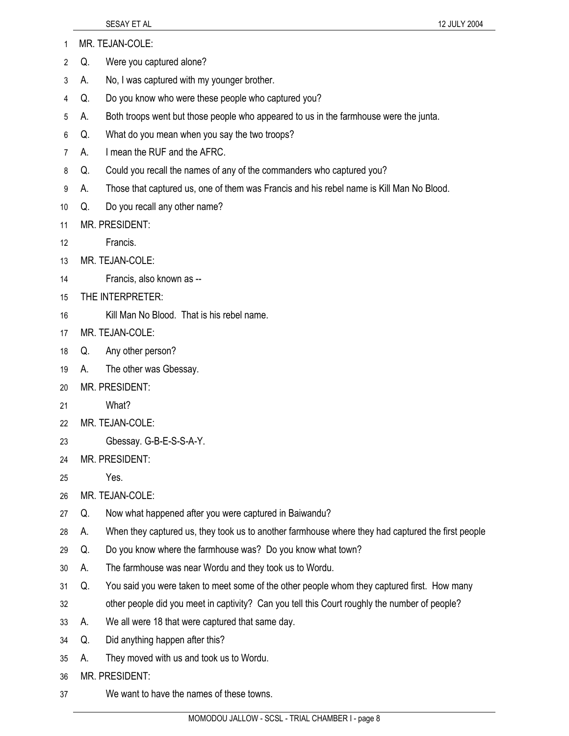MR. TEJAN-COLE:

Q. Were you captured alone?

A. No, I was captured with my younger brother.

Q. Do you know who were these people who captured you?

A. Both troops went but those people who appeared to us in the farmhouse were the junta.

Q. What do you mean when you say the two troops?

A. I mean the RUF and the AFRC.

Q. Could you recall the names of any of the commanders who captured you?

A. Those that captured us, one of them was Francis and his rebel name is Kill Man No Blood.

Q. Do you recall any other name?

MR. PRESIDENT:

Francis.

MR. TEJAN-COLE:

Francis, also known as --

THE INTERPRETER:

Kill Man No Blood. That is his rebel name.

MR. TEJAN-COLE:

Q. Any other person?

A. The other was Gbessay.

MR. PRESIDENT:

What?

MR. TEJAN-COLE:

Gbessay. G-B-E-S-S-A-Y.

MR. PRESIDENT:

Yes.

MR. TEJAN-COLE:

Q. Now what happened after you were captured in Baiwandu?

A. When they captured us, they took us to another farmhouse where they had captured the first people

Q. Do you know where the farmhouse was? Do you know what town?

A. The farmhouse was near Wordu and they took us to Wordu.

Q. You said you were taken to meet some of the other people whom they captured first. How many other people did you meet in captivity? Can you tell this Court roughly the number of people?

A. We all were 18 that were captured that same day.

Q. Did anything happen after this?

A. They moved with us and took us to Wordu.

MR. PRESIDENT:

We want to have the names of these towns.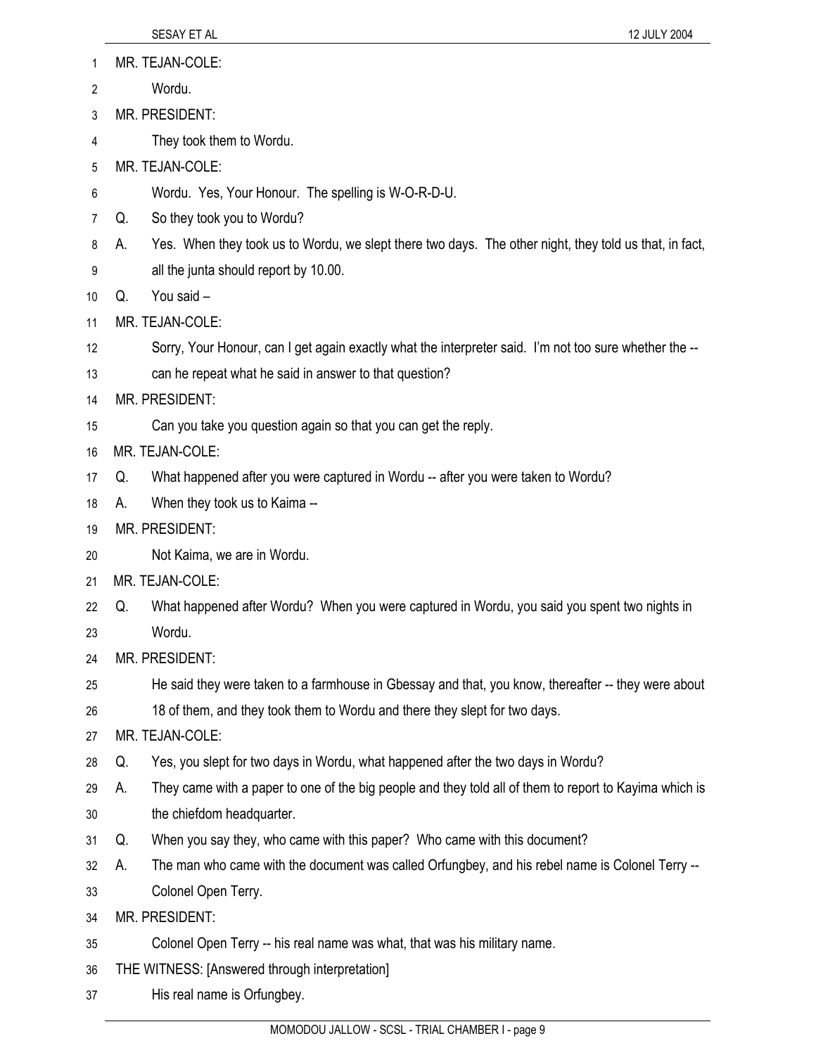MR. TEJAN-COLE:

Wordu.

MR. PRESIDENT:

They took them to Wordu.

MR. TEJAN-COLE:

Wordu. Yes, Your Honour. The spelling is W-O-R-D-U.

Q. So they took you to Wordu?

A. Yes. When they took us to Wordu, we slept there two days. The other night, they told us that, in fact, all the junta should report by 10.00.

Q. You said –

MR. TEJAN-COLE:

Sorry, Your Honour, can I get again exactly what the interpreter said. I'm not too sure whether the -- can he repeat what he said in answer to that question?

MR. PRESIDENT:

Can you take you question again so that you can get the reply.

MR. TEJAN-COLE:

Q. What happened after you were captured in Wordu -- after you were taken to Wordu?

A. When they took us to Kaima --

MR. PRESIDENT:

Not Kaima, we are in Wordu.

MR. TEJAN-COLE:

Q. What happened after Wordu? When you were captured in Wordu, you said you spent two nights in Wordu.

MR. PRESIDENT:

He said they were taken to a farmhouse in Gbessay and that, you know, thereafter -- they were about 18 of them, and they took them to Wordu and there they slept for two days.

MR. TEJAN-COLE:

Q. Yes, you slept for two days in Wordu, what happened after the two days in Wordu?

A. They came with a paper to one of the big people and they told all of them to report to Kayima which is the chiefdom headquarter.

Q. When you say they, who came with this paper? Who came with this document?

A. The man who came with the document was called Orfungbey, and his rebel name is Colonel Terry -- Colonel Open Terry.

MR. PRESIDENT:

Colonel Open Terry -- his real name was what, that was his military name.

THE WITNESS: [Answered through interpretation]

His real name is Orfungbey.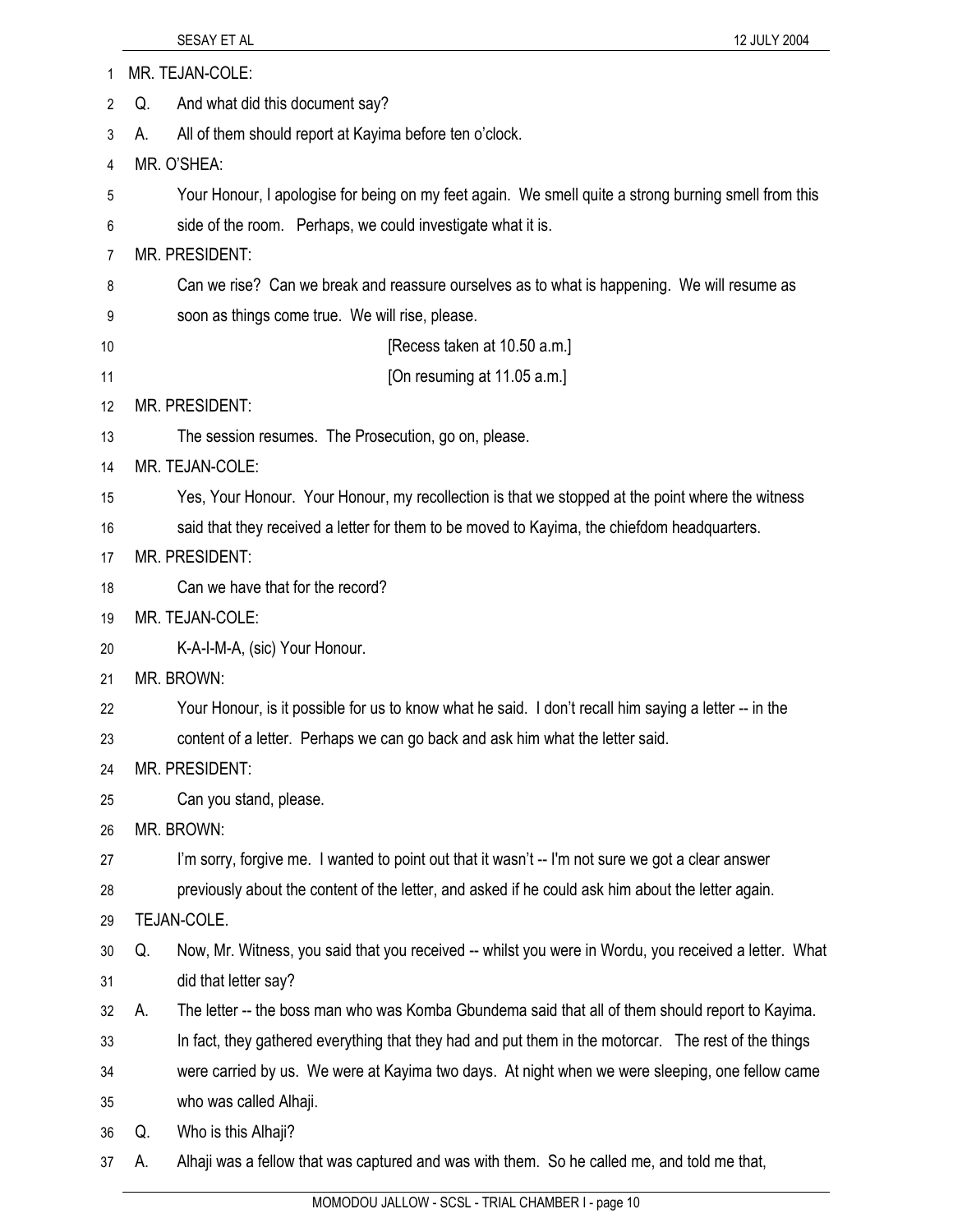MR. TEJAN-COLE:

Q. And what did this document say?

A. All of them should report at Kayima before ten o'clock.

MR. O'SHEA:

Your Honour, I apologise for being on my feet again. We smell quite a strong burning smell from this side of the room. Perhaps, we could investigate what it is.

MR. PRESIDENT:

Can we rise? Can we break and reassure ourselves as to what is happening. We will resume as soon as things come true. We will rise, please.

[Recess taken at 10.50 a.m.]

[On resuming at 11.05 a.m.]

MR. PRESIDENT:

The session resumes. The Prosecution, go on, please.

MR. TEJAN-COLE:

Yes, Your Honour. Your Honour, my recollection is that we stopped at the point where the witness said that they received a letter for them to be moved to Kayima, the chiefdom headquarters.

MR. PRESIDENT:

Can we have that for the record?

MR. TEJAN-COLE:

K-A-I-M-A, (sic) Your Honour.

MR. BROWN:

Your Honour, is it possible for us to know what he said. I don't recall him saying a letter -- in the content of a letter. Perhaps we can go back and ask him what the letter said.

MR. PRESIDENT:

Can you stand, please.

MR. BROWN:

I'm sorry, forgive me. I wanted to point out that it wasn't -- I'm not sure we got a clear answer previously about the content of the letter, and asked if he could ask him about the letter again.

TEJAN-COLE.

Q. Now, Mr. Witness, you said that you received -- whilst you were in Wordu, you received a letter. What did that letter say?

A. The letter -- the boss man who was Komba Gbundema said that all of them should report to Kayima. In fact, they gathered everything that they had and put them in the motorcar. The rest of the things were carried by us. We were at Kayima two days. At night when we were sleeping, one fellow came who was called Alhaji.

Q. Who is this Alhaji?

A. Alhaji was a fellow that was captured and was with them. So he called me, and told me that,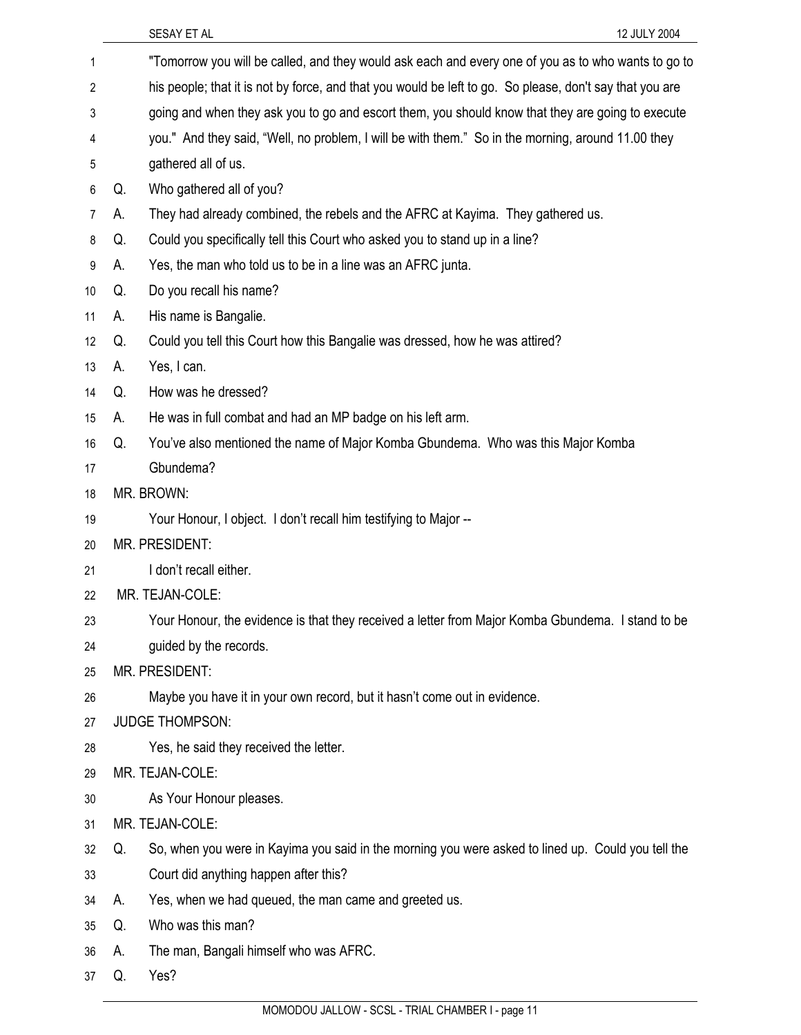"Tomorrow you will be called, and they would ask each and every one of you as to who wants to go to his people; that it is not by force, and that you would be left to go. So please, don't say that you are going and when they ask you to go and escort them, you should know that they are going to execute you." And they said, "Well, no problem, I will be with them." So in the morning, around 11.00 they gathered all of us.

Q. Who gathered all of you?

A. They had already combined, the rebels and the AFRC at Kayima. They gathered us.

Q. Could you specifically tell this Court who asked you to stand up in a line?

A. Yes, the man who told us to be in a line was an AFRC junta.

Q. Do you recall his name?

A. His name is Bangalie.

Q. Could you tell this Court how this Bangalie was dressed, how he was attired?

A. Yes, I can.

Q. How was he dressed?

A. He was in full combat and had an MP badge on his left arm.

Q. You've also mentioned the name of Major Komba Gbundema. Who was this Major Komba Gbundema?

MR. BROWN:

Your Honour, I object. I don't recall him testifying to Major --

MR. PRESIDENT:

I don't recall either.

MR. TEJAN-COLE:

Your Honour, the evidence is that they received a letter from Major Komba Gbundema. I stand to be guided by the records.

MR. PRESIDENT:

Maybe you have it in your own record, but it hasn't come out in evidence.

JUDGE THOMPSON:

Yes, he said they received the letter.

MR. TEJAN-COLE:

As Your Honour pleases.

MR. TEJAN-COLE:

Q. So, when you were in Kayima you said in the morning you were asked to lined up. Could you tell the Court did anything happen after this?

A. Yes, when we had queued, the man came and greeted us.

Q. Who was this man?

A. The man, Bangali himself who was AFRC.

Q. Yes?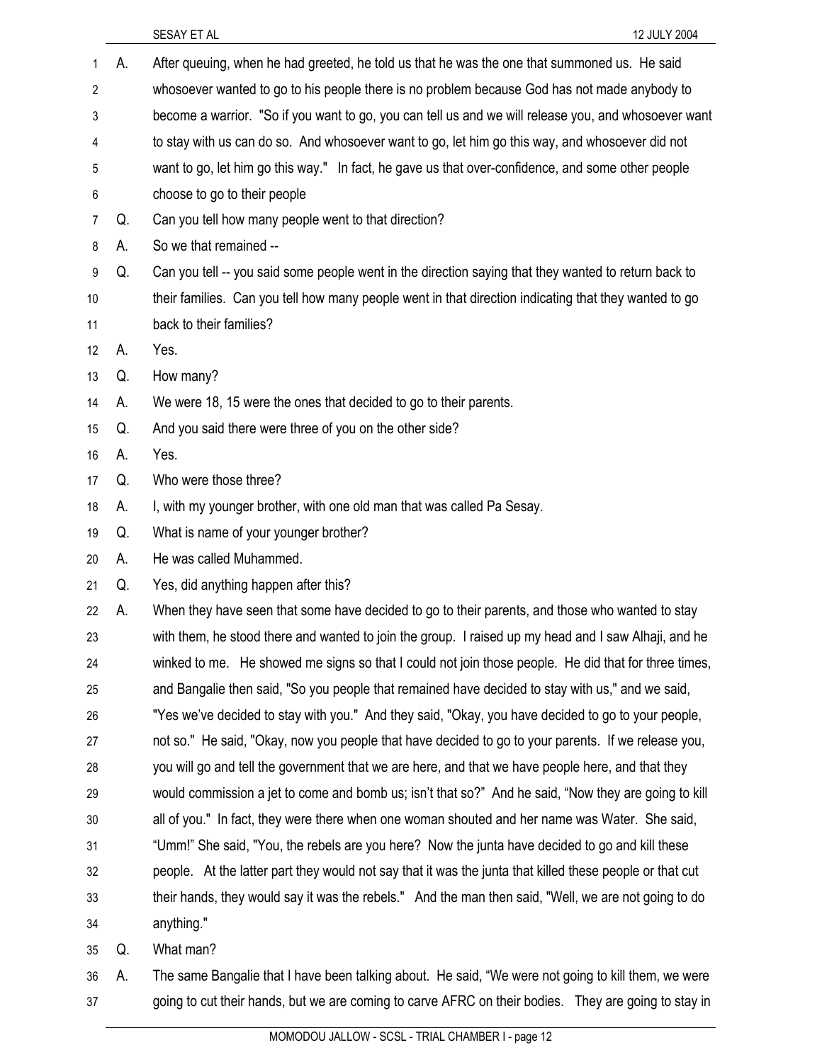A. After queuing, when he had greeted, he told us that he was the one that summoned us. He said whosoever wanted to go to his people there is no problem because God has not made anybody to become a warrior. "So if you want to go, you can tell us and we will release you, and whosoever want to stay with us can do so. And whosoever want to go, let him go this way, and whosoever did not want to go, let him go this way." In fact, he gave us that over-confidence, and some other people choose to go to their people

Q. Can you tell how many people went to that direction?

A. So we that remained --

Q. Can you tell -- you said some people went in the direction saying that they wanted to return back to their families. Can you tell how many people went in that direction indicating that they wanted to go back to their families?

A. Yes.

Q. How many?

A. We were 18, 15 were the ones that decided to go to their parents.

Q. And you said there were three of you on the other side?

A. Yes.

Q. Who were those three?

A. I, with my younger brother, with one old man that was called Pa Sesay.

Q. What is name of your younger brother?

A. He was called Muhammed.

Q. Yes, did anything happen after this?

A. When they have seen that some have decided to go to their parents, and those who wanted to stay with them, he stood there and wanted to join the group. I raised up my head and I saw Alhaji, and he winked to me. He showed me signs so that I could not join those people. He did that for three times, and Bangalie then said, "So you people that remained have decided to stay with us," and we said, "Yes we've decided to stay with you." And they said, "Okay, you have decided to go to your people, not so." He said, "Okay, now you people that have decided to go to your parents. If we release you, you will go and tell the government that we are here, and that we have people here, and that they would commission a jet to come and bomb us; isn't that so?" And he said, "Now they are going to kill all of you." In fact, they were there when one woman shouted and her name was Water. She said, "Umm!" She said, "You, the rebels are you here? Now the junta have decided to go and kill these people. At the latter part they would not say that it was the junta that killed these people or that cut their hands, they would say it was the rebels." And the man then said, "Well, we are not going to do anything."

Q. What man?

A. The same Bangalie that I have been talking about. He said, "We were not going to kill them, we were going to cut their hands, but we are coming to carve AFRC on their bodies. They are going to stay in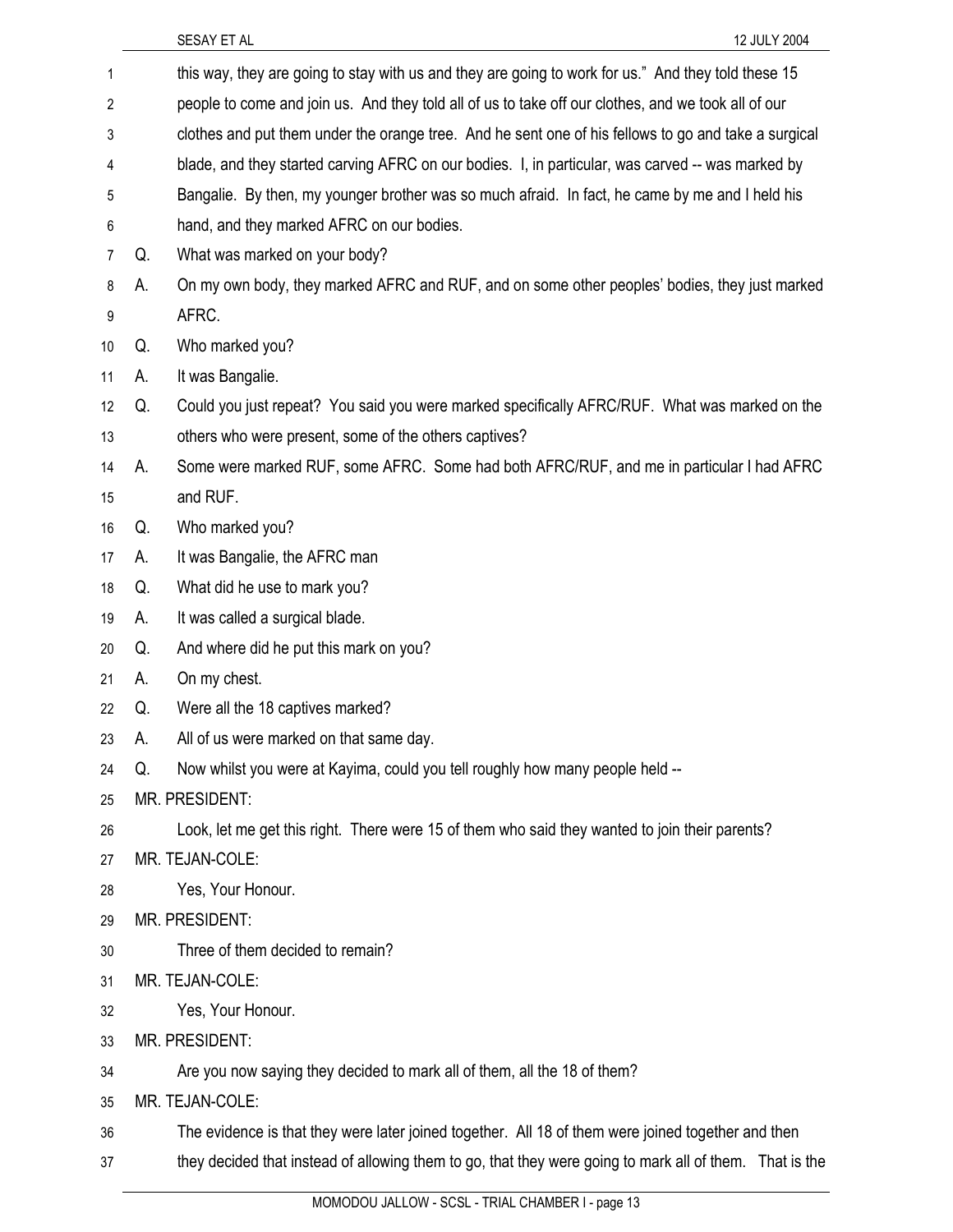this way, they are going to stay with us and they are going to work for us." And they told these 15 people to come and join us. And they told all of us to take off our clothes, and we took all of our clothes and put them under the orange tree. And he sent one of his fellows to go and take a surgical blade, and they started carving AFRC on our bodies. I, in particular, was carved -- was marked by Bangalie. By then, my younger brother was so much afraid. In fact, he came by me and I held his hand, and they marked AFRC on our bodies.

Q. What was marked on your body?

A. On my own body, they marked AFRC and RUF, and on some other peoples' bodies, they just marked AFRC.

Q. Who marked you?

A. It was Bangalie.

Q. Could you just repeat? You said you were marked specifically AFRC/RUF. What was marked on the others who were present, some of the others captives?

A. Some were marked RUF, some AFRC. Some had both AFRC/RUF, and me in particular I had AFRC and RUF.

Q. Who marked you?

A. It was Bangalie, the AFRC man

Q. What did he use to mark you?

A. It was called a surgical blade.

Q. And where did he put this mark on you?

A. On my chest.

Q. Were all the 18 captives marked?

A. All of us were marked on that same day.

Q. Now whilst you were at Kayima, could you tell roughly how many people held --

MR. PRESIDENT:

Look, let me get this right. There were 15 of them who said they wanted to join their parents?

MR. TEJAN-COLE:

Yes, Your Honour.

MR. PRESIDENT:

Three of them decided to remain?

MR. TEJAN-COLE:

Yes, Your Honour.

MR. PRESIDENT:

Are you now saying they decided to mark all of them, all the 18 of them?

MR. TEJAN-COLE:

The evidence is that they were later joined together. All 18 of them were joined together and then they decided that instead of allowing them to go, that they were going to mark all of them. That is the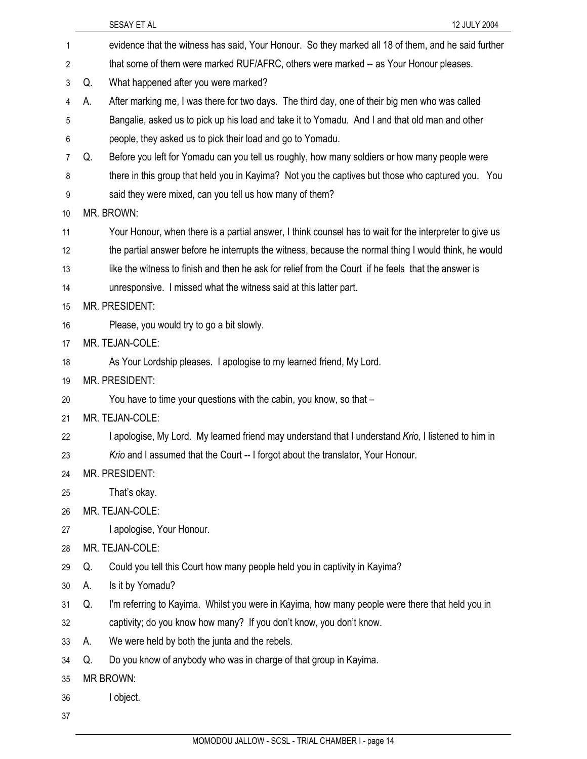evidence that the witness has said, Your Honour. So they marked all 18 of them, and he said further that some of them were marked RUF/AFRC, others were marked -- as Your Honour pleases.

Q. What happened after you were marked?

A. After marking me, I was there for two days. The third day, one of their big men who was called Bangalie, asked us to pick up his load and take it to Yomadu. And I and that old man and other people, they asked us to pick their load and go to Yomadu.

Q. Before you left for Yomadu can you tell us roughly, how many soldiers or how many people were there in this group that held you in Kayima? Not you the captives but those who captured you. You said they were mixed, can you tell us how many of them?

MR. BROWN:

Your Honour, when there is a partial answer, I think counsel has to wait for the interpreter to give us the partial answer before he interrupts the witness, because the normal thing I would think, he would like the witness to finish and then he ask for relief from the Court if he feels that the answer is unresponsive. I missed what the witness said at this latter part.

MR. PRESIDENT:

Please, you would try to go a bit slowly.

MR. TEJAN-COLE:

As Your Lordship pleases. I apologise to my learned friend, My Lord.

MR. PRESIDENT:

You have to time your questions with the cabin, you know, so that –

MR. TEJAN-COLE:

I apologise, My Lord. My learned friend may understand that I understand *Krio,* I listened to him in *Krio* and I assumed that the Court -- I forgot about the translator, Your Honour.

MR. PRESIDENT:

That's okay.

MR. TEJAN-COLE:

I apologise, Your Honour.

MR. TEJAN-COLE:

Q. Could you tell this Court how many people held you in captivity in Kayima?

A. Is it by Yomadu?

Q. I'm referring to Kayima. Whilst you were in Kayima, how many people were there that held you in captivity; do you know how many? If you don't know, you don't know.

A. We were held by both the junta and the rebels.

Q. Do you know of anybody who was in charge of that group in Kayima.

MR BROWN:

I object.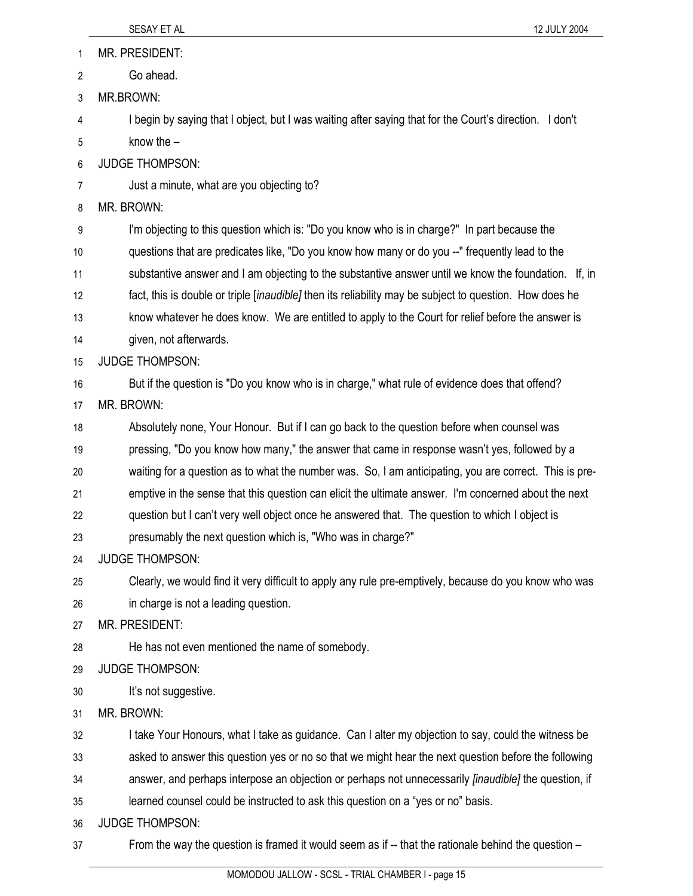MR. PRESIDENT:

Go ahead.

MR.BROWN:

I begin by saying that I object, but I was waiting after saying that for the Court's direction. I don't know the –

JUDGE THOMPSON:

Just a minute, what are you objecting to?

MR. BROWN:

I'm objecting to this question which is: "Do you know who is in charge?" In part because the questions that are predicates like, "Do you know how many or do you --" frequently lead to the substantive answer and I am objecting to the substantive answer until we know the foundation. If, in fact, this is double or triple [*inaudible]* then its reliability may be subject to question. How does he know whatever he does know. We are entitled to apply to the Court for relief before the answer is given, not afterwards.

JUDGE THOMPSON:

But if the question is "Do you know who is in charge," what rule of evidence does that offend?

MR. BROWN:

Absolutely none, Your Honour. But if I can go back to the question before when counsel was pressing, "Do you know how many," the answer that came in response wasn't yes, followed by a waiting for a question as to what the number was. So, I am anticipating, you are correct. This is pre-emptive in the sense that this question can elicit the ultimate answer. I'm concerned about the next question but I can't very well object once he answered that. The question to which I object is presumably the next question which is, "Who was in charge?"

JUDGE THOMPSON:

Clearly, we would find it very difficult to apply any rule pre-emptively, because do you know who was in charge is not a leading question.

MR. PRESIDENT:

He has not even mentioned the name of somebody.

JUDGE THOMPSON:

It's not suggestive.

MR. BROWN:

I take Your Honours, what I take as guidance. Can I alter my objection to say, could the witness be asked to answer this question yes or no so that we might hear the next question before the following answer, and perhaps interpose an objection or perhaps not unnecessarily *[inaudible]* the question, if learned counsel could be instructed to ask this question on a "yes or no" basis.

JUDGE THOMPSON:

From the way the question is framed it would seem as if -- that the rationale behind the question –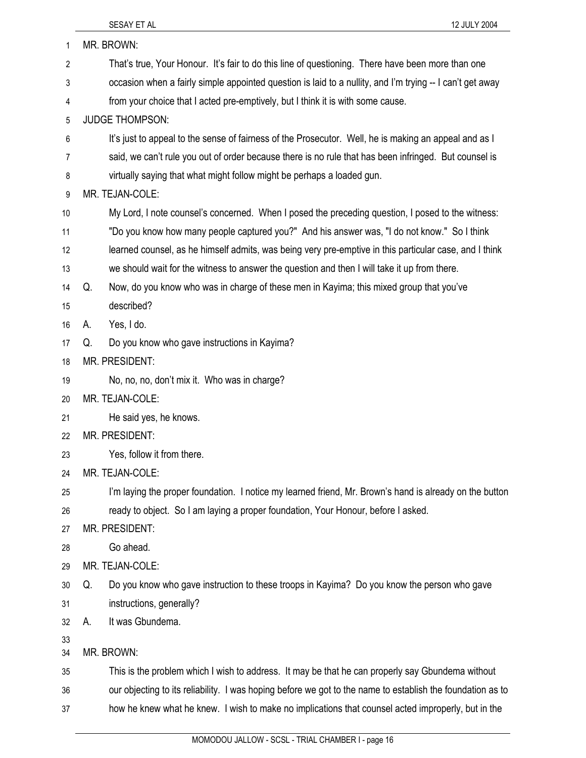MR. BROWN:

That's true, Your Honour. It's fair to do this line of questioning. There have been more than one occasion when a fairly simple appointed question is laid to a nullity, and I'm trying -- I can't get away from your choice that I acted pre-emptively, but I think it is with some cause.

JUDGE THOMPSON:

It's just to appeal to the sense of fairness of the Prosecutor. Well, he is making an appeal and as I said, we can't rule you out of order because there is no rule that has been infringed. But counsel is virtually saying that what might follow might be perhaps a loaded gun.

MR. TEJAN-COLE:

My Lord, I note counsel's concerned. When I posed the preceding question, I posed to the witness: "Do you know how many people captured you?" And his answer was, "I do not know." So I think learned counsel, as he himself admits, was being very pre-emptive in this particular case, and I think we should wait for the witness to answer the question and then I will take it up from there.

Q. Now, do you know who was in charge of these men in Kayima; this mixed group that you've described?

A. Yes, I do.

Q. Do you know who gave instructions in Kayima?

MR. PRESIDENT:

No, no, no, don't mix it. Who was in charge?

MR. TEJAN-COLE:

He said yes, he knows.

MR. PRESIDENT:

Yes, follow it from there.

MR. TEJAN-COLE:

I'm laying the proper foundation. I notice my learned friend, Mr. Brown's hand is already on the button ready to object. So I am laying a proper foundation, Your Honour, before I asked.

MR. PRESIDENT:

Go ahead.

MR. TEJAN-COLE:

Q. Do you know who gave instruction to these troops in Kayima? Do you know the person who gave instructions, generally?

A. It was Gbundema.

MR. BROWN:

This is the problem which I wish to address. It may be that he can properly say Gbundema without our objecting to its reliability. I was hoping before we got to the name to establish the foundation as to how he knew what he knew. I wish to make no implications that counsel acted improperly, but in the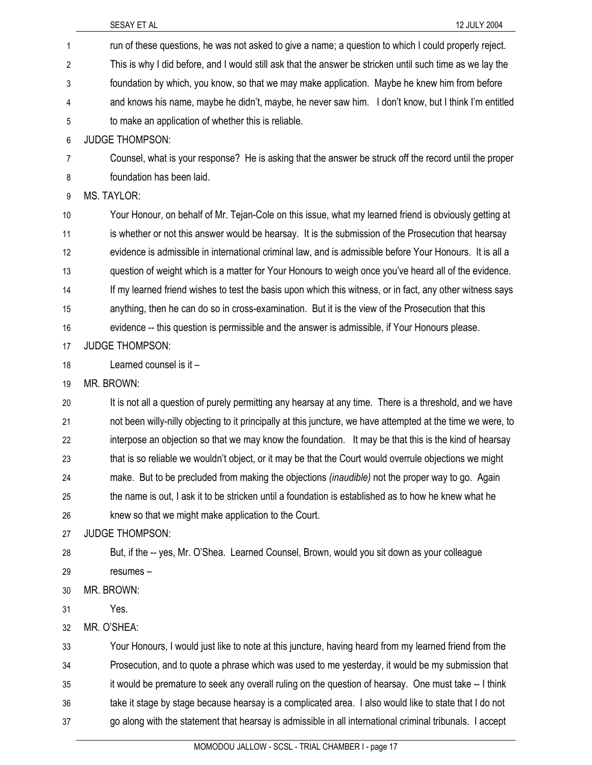run of these questions, he was not asked to give a name; a question to which I could properly reject. This is why I did before, and I would still ask that the answer be stricken until such time as we lay the foundation by which, you know, so that we may make application. Maybe he knew him from before and knows his name, maybe he didn't, maybe, he never saw him. I don't know, but I think I'm entitled to make an application of whether this is reliable.

JUDGE THOMPSON:

Counsel, what is your response? He is asking that the answer be struck off the record until the proper foundation has been laid.

MS. TAYLOR:

Your Honour, on behalf of Mr. Tejan-Cole on this issue, what my learned friend is obviously getting at is whether or not this answer would be hearsay. It is the submission of the Prosecution that hearsay evidence is admissible in international criminal law, and is admissible before Your Honours. It is all a question of weight which is a matter for Your Honours to weigh once you've heard all of the evidence. If my learned friend wishes to test the basis upon which this witness, or in fact, any other witness says anything, then he can do so in cross-examination. But it is the view of the Prosecution that this evidence -- this question is permissible and the answer is admissible, if Your Honours please.

JUDGE THOMPSON:

Learned counsel is it –

MR. BROWN:

It is not all a question of purely permitting any hearsay at any time. There is a threshold, and we have not been willy-nilly objecting to it principally at this juncture, we have attempted at the time we were, to interpose an objection so that we may know the foundation. It may be that this is the kind of hearsay that is so reliable we wouldn't object, or it may be that the Court would overrule objections we might make. But to be precluded from making the objections *(inaudible)* not the proper way to go. Again the name is out, I ask it to be stricken until a foundation is established as to how he knew what he knew so that we might make application to the Court.

JUDGE THOMPSON:

But, if the -- yes, Mr. O'Shea. Learned Counsel, Brown, would you sit down as your colleague resumes –

MR. BROWN:

Yes.

MR. O'SHEA:

Your Honours, I would just like to note at this juncture, having heard from my learned friend from the Prosecution, and to quote a phrase which was used to me yesterday, it would be my submission that it would be premature to seek any overall ruling on the question of hearsay. One must take -- I think take it stage by stage because hearsay is a complicated area. I also would like to state that I do not go along with the statement that hearsay is admissible in all international criminal tribunals. I accept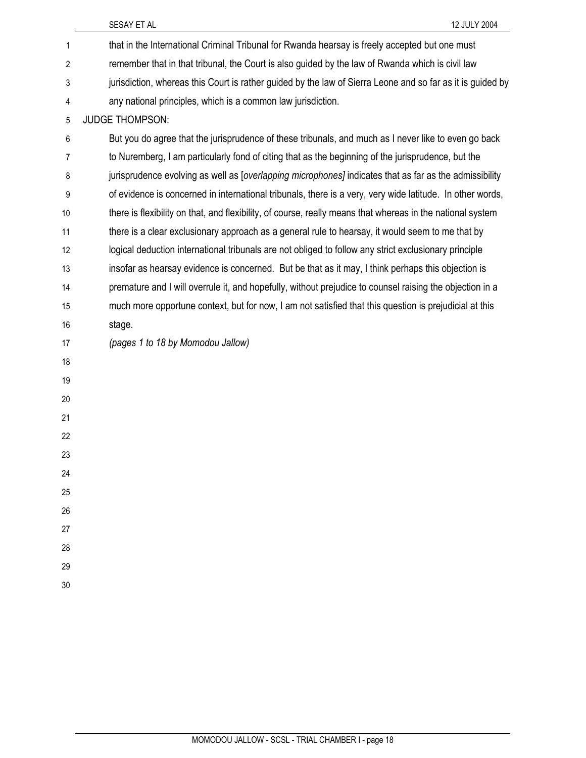that in the International Criminal Tribunal for Rwanda hearsay is freely accepted but one must remember that in that tribunal, the Court is also guided by the law of Rwanda which is civil law jurisdiction, whereas this Court is rather guided by the law of Sierra Leone and so far as it is guided by any national principles, which is a common law jurisdiction.

JUDGE THOMPSON:

But you do agree that the jurisprudence of these tribunals, and much as I never like to even go back to Nuremberg, I am particularly fond of citing that as the beginning of the jurisprudence, but the jurisprudence evolving as well as [*overlapping microphones]* indicates that as far as the admissibility of evidence is concerned in international tribunals, there is a very, very wide latitude. In other words, there is flexibility on that, and flexibility, of course, really means that whereas in the national system there is a clear exclusionary approach as a general rule to hearsay, it would seem to me that by logical deduction international tribunals are not obliged to follow any strict exclusionary principle insofar as hearsay evidence is concerned. But be that as it may, I think perhaps this objection is premature and I will overrule it, and hopefully, without prejudice to counsel raising the objection in a much more opportune context, but for now, I am not satisfied that this question is prejudicial at this stage.

*(pages 1 to 18 by Momodou Jallow)*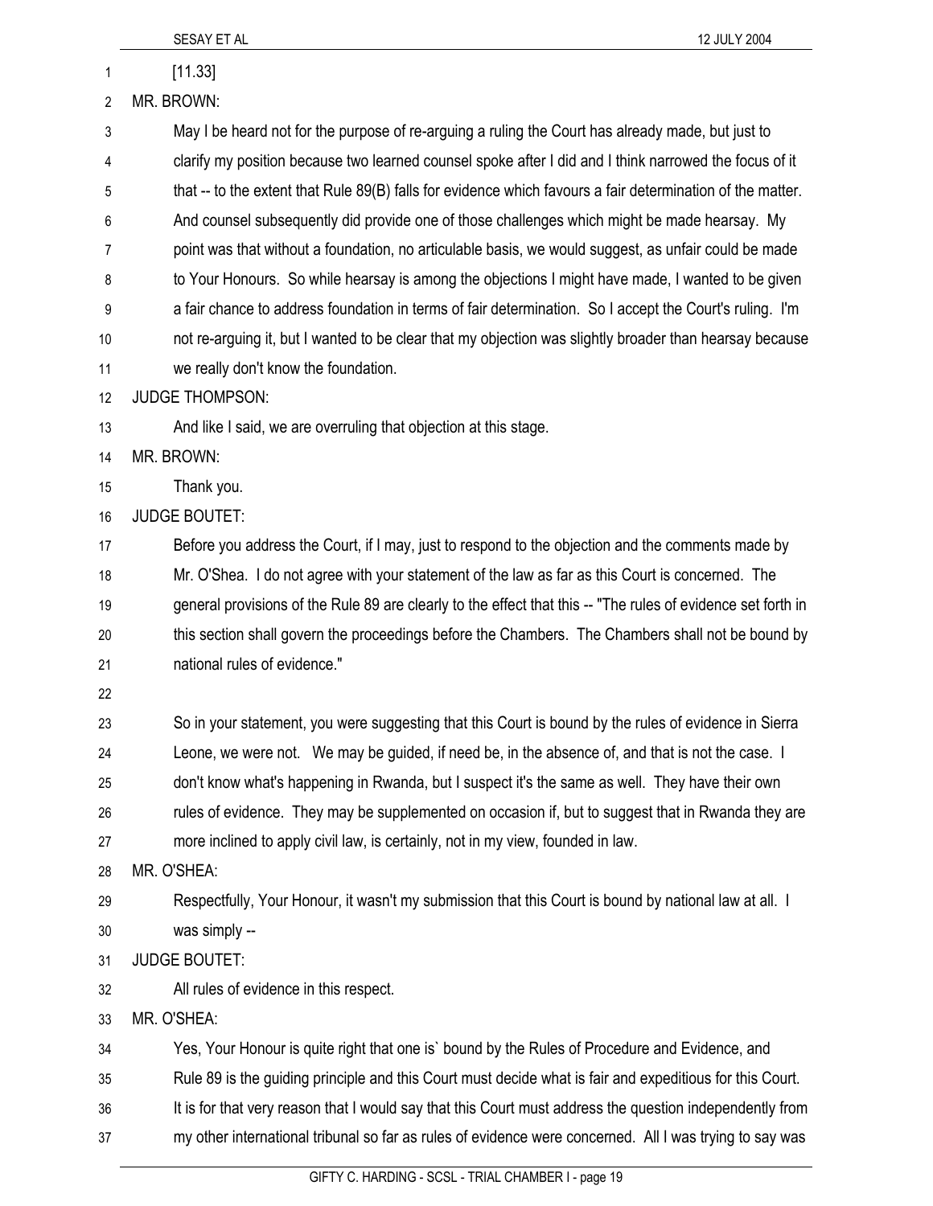[11.33]

MR. BROWN:

May I be heard not for the purpose of re-arguing a ruling the Court has already made, but just to clarify my position because two learned counsel spoke after I did and I think narrowed the focus of it that -- to the extent that Rule 89(B) falls for evidence which favours a fair determination of the matter. And counsel subsequently did provide one of those challenges which might be made hearsay. My point was that without a foundation, no articulable basis, we would suggest, as unfair could be made to Your Honours. So while hearsay is among the objections I might have made, I wanted to be given a fair chance to address foundation in terms of fair determination. So I accept the Court's ruling. I'm not re-arguing it, but I wanted to be clear that my objection was slightly broader than hearsay because we really don't know the foundation.

JUDGE THOMPSON:

And like I said, we are overruling that objection at this stage.

MR. BROWN:

Thank you.

JUDGE BOUTET:

Before you address the Court, if I may, just to respond to the objection and the comments made by Mr. O'Shea. I do not agree with your statement of the law as far as this Court is concerned. The general provisions of the Rule 89 are clearly to the effect that this -- "The rules of evidence set forth in this section shall govern the proceedings before the Chambers. The Chambers shall not be bound by national rules of evidence."

So in your statement, you were suggesting that this Court is bound by the rules of evidence in Sierra Leone, we were not. We may be guided, if need be, in the absence of, and that is not the case. I don't know what's happening in Rwanda, but I suspect it's the same as well. They have their own rules of evidence. They may be supplemented on occasion if, but to suggest that in Rwanda they are more inclined to apply civil law, is certainly, not in my view, founded in law.

MR. O'SHEA:

Respectfully, Your Honour, it wasn't my submission that this Court is bound by national law at all. I was simply --

JUDGE BOUTET:

All rules of evidence in this respect.

MR. O'SHEA:

Yes, Your Honour is quite right that one is` bound by the Rules of Procedure and Evidence, and Rule 89 is the guiding principle and this Court must decide what is fair and expeditious for this Court. It is for that very reason that I would say that this Court must address the question independently from my other international tribunal so far as rules of evidence were concerned. All I was trying to say was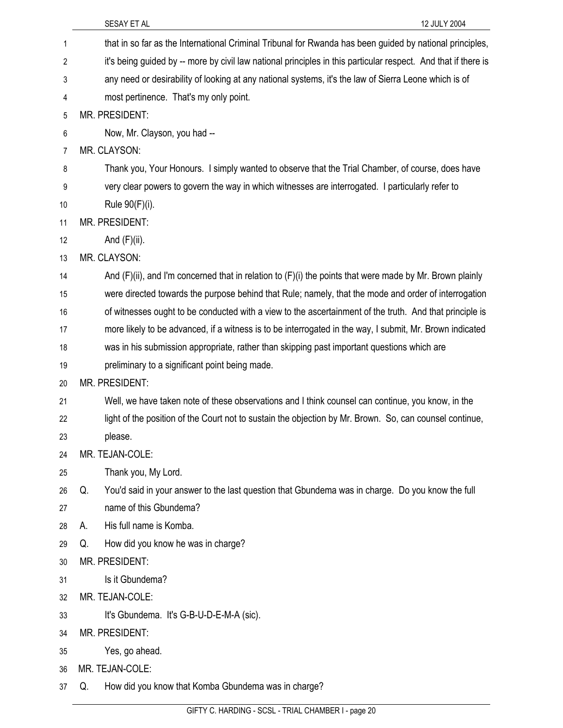that in so far as the International Criminal Tribunal for Rwanda has been guided by national principles, it's being guided by -- more by civil law national principles in this particular respect. And that if there is any need or desirability of looking at any national systems, it's the law of Sierra Leone which is of most pertinence. That's my only point.

MR. PRESIDENT:

Now, Mr. Clayson, you had --

MR. CLAYSON:

Thank you, Your Honours. I simply wanted to observe that the Trial Chamber, of course, does have very clear powers to govern the way in which witnesses are interrogated. I particularly refer to Rule 90(F)(i).

MR. PRESIDENT:

And (F)(ii).

MR. CLAYSON:

And (F)(ii), and I'm concerned that in relation to (F)(i) the points that were made by Mr. Brown plainly were directed towards the purpose behind that Rule; namely, that the mode and order of interrogation of witnesses ought to be conducted with a view to the ascertainment of the truth. And that principle is more likely to be advanced, if a witness is to be interrogated in the way, I submit, Mr. Brown indicated was in his submission appropriate, rather than skipping past important questions which are preliminary to a significant point being made.

MR. PRESIDENT:

Well, we have taken note of these observations and I think counsel can continue, you know, in the light of the position of the Court not to sustain the objection by Mr. Brown. So, can counsel continue, please.

MR. TEJAN-COLE:

Thank you, My Lord.

Q. You'd said in your answer to the last question that Gbundema was in charge. Do you know the full name of this Gbundema?

A. His full name is Komba.

Q. How did you know he was in charge?

MR. PRESIDENT:

Is it Gbundema?

MR. TEJAN-COLE:

It's Gbundema. It's G-B-U-D-E-M-A (sic).

MR. PRESIDENT:

Yes, go ahead.

MR. TEJAN-COLE:

Q. How did you know that Komba Gbundema was in charge?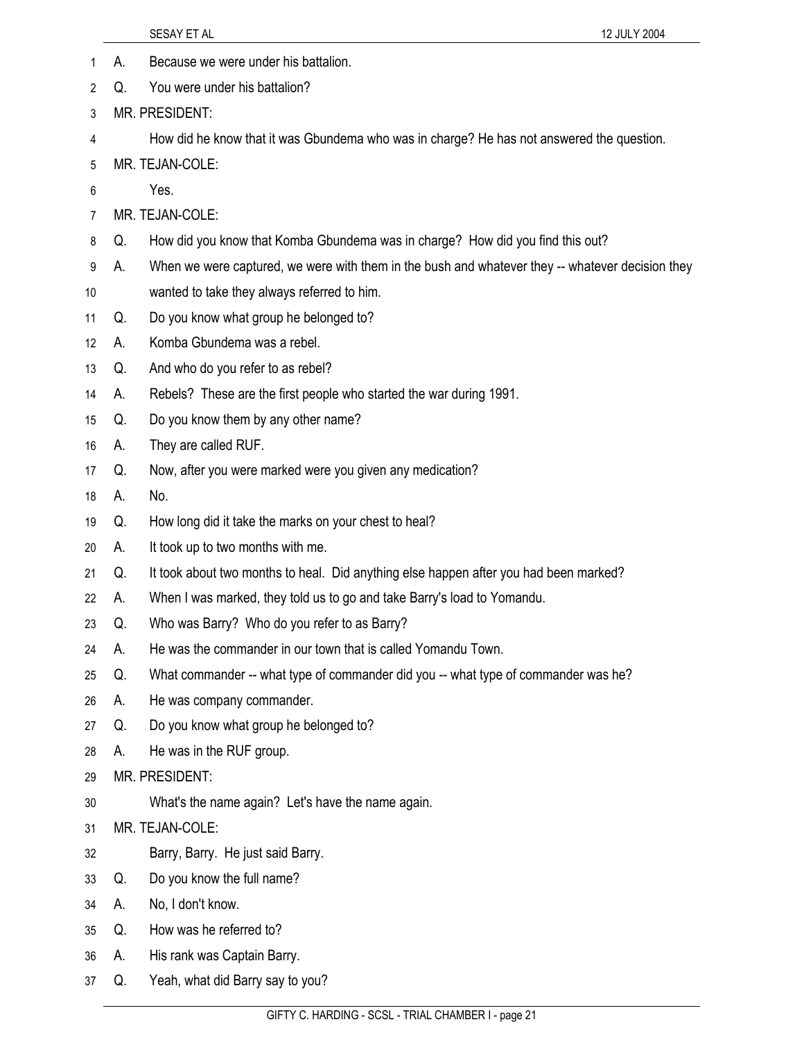A. Because we were under his battalion.

Q. You were under his battalion?

MR. PRESIDENT:

How did he know that it was Gbundema who was in charge? He has not answered the question.

MR. TEJAN-COLE:

Yes.

MR. TEJAN-COLE:

Q. How did you know that Komba Gbundema was in charge? How did you find this out?

A. When we were captured, we were with them in the bush and whatever they -- whatever decision they wanted to take they always referred to him.

Q. Do you know what group he belonged to?

A. Komba Gbundema was a rebel.

Q. And who do you refer to as rebel?

A. Rebels? These are the first people who started the war during 1991.

Q. Do you know them by any other name?

A. They are called RUF.

Q. Now, after you were marked were you given any medication?

A. No.

Q. How long did it take the marks on your chest to heal?

A. It took up to two months with me.

Q. It took about two months to heal. Did anything else happen after you had been marked?

A. When I was marked, they told us to go and take Barry's load to Yomandu.

Q. Who was Barry? Who do you refer to as Barry?

A. He was the commander in our town that is called Yomandu Town.

Q. What commander -- what type of commander did you -- what type of commander was he?

A. He was company commander.

Q. Do you know what group he belonged to?

A. He was in the RUF group.

MR. PRESIDENT:

What's the name again? Let's have the name again.

MR. TEJAN-COLE:

Barry, Barry. He just said Barry.

Q. Do you know the full name?

A. No, I don't know.

Q. How was he referred to?

A. His rank was Captain Barry.

Q. Yeah, what did Barry say to you?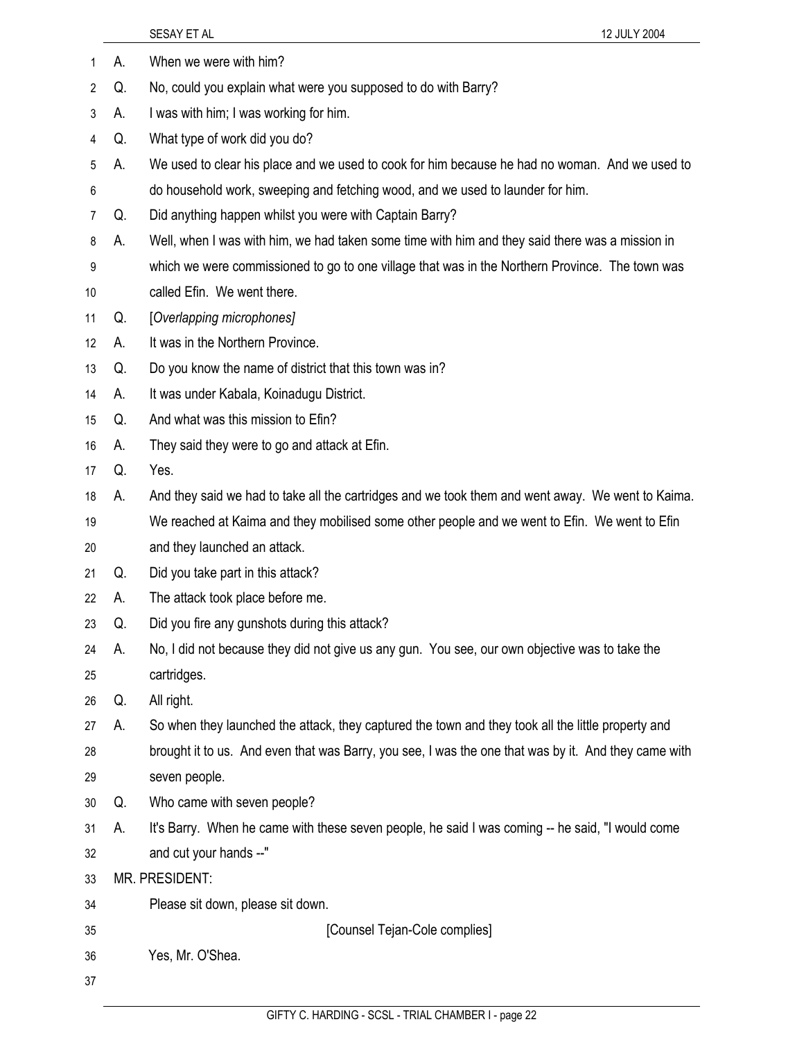A. When we were with him?

Q. No, could you explain what were you supposed to do with Barry?

A. I was with him; I was working for him.

Q. What type of work did you do?

A. We used to clear his place and we used to cook for him because he had no woman. And we used to do household work, sweeping and fetching wood, and we used to launder for him.

Q. Did anything happen whilst you were with Captain Barry?

A. Well, when I was with him, we had taken some time with him and they said there was a mission in which we were commissioned to go to one village that was in the Northern Province. The town was called Efin. We went there.

Q. [*Overlapping microphones]*

A. It was in the Northern Province.

Q. Do you know the name of district that this town was in?

A. It was under Kabala, Koinadugu District.

Q. And what was this mission to Efin?

A. They said they were to go and attack at Efin.

Q. Yes.

A. And they said we had to take all the cartridges and we took them and went away. We went to Kaima. We reached at Kaima and they mobilised some other people and we went to Efin. We went to Efin and they launched an attack.

Q. Did you take part in this attack?

A. The attack took place before me.

Q. Did you fire any gunshots during this attack?

A. No, I did not because they did not give us any gun. You see, our own objective was to take the cartridges.

Q. All right.

A. So when they launched the attack, they captured the town and they took all the little property and brought it to us. And even that was Barry, you see, I was the one that was by it. And they came with seven people.

Q. Who came with seven people?

A. It's Barry. When he came with these seven people, he said I was coming -- he said, "I would come and cut your hands --"

MR. PRESIDENT:

Please sit down, please sit down.

[Counsel Tejan-Cole complies]

Yes, Mr. O'Shea.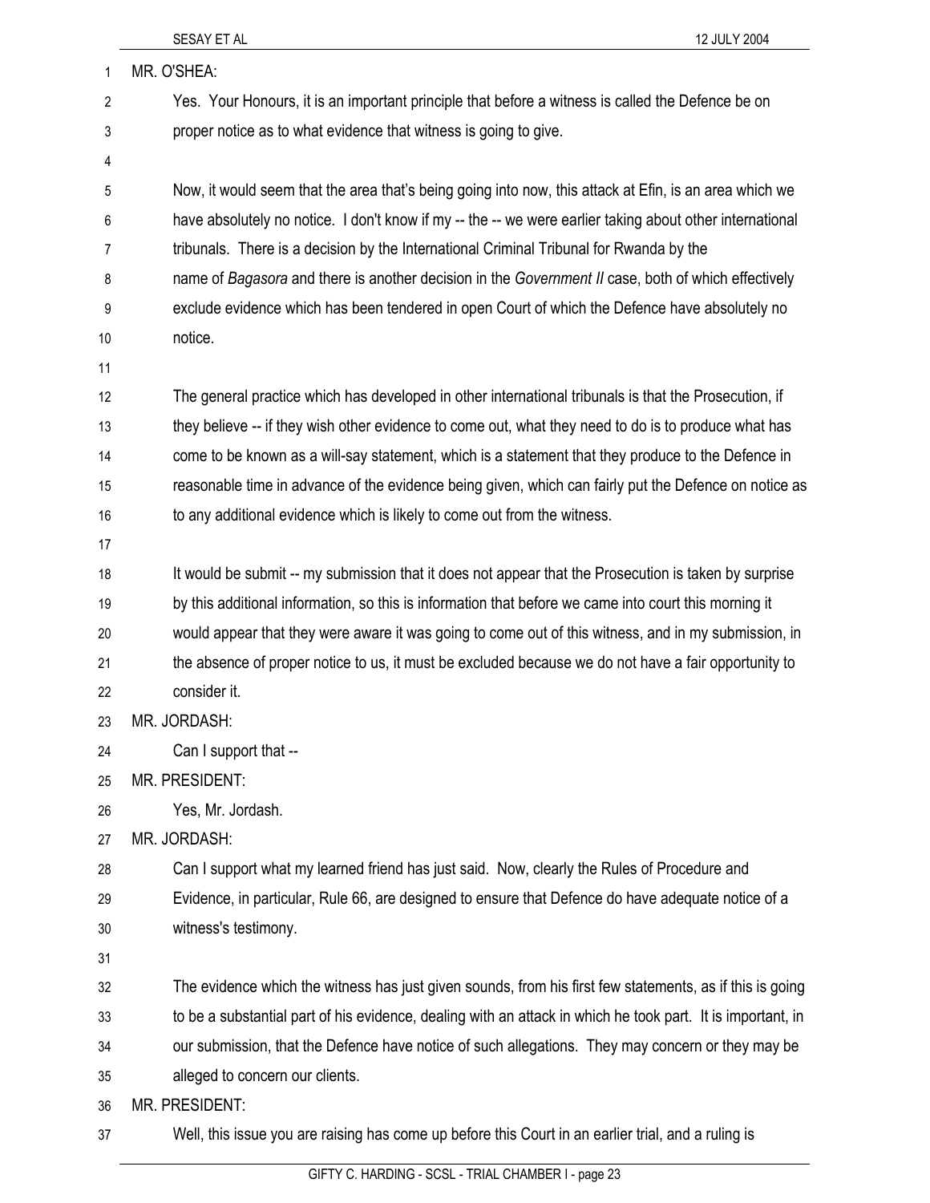MR. O'SHEA:

Yes. Your Honours, it is an important principle that before a witness is called the Defence be on proper notice as to what evidence that witness is going to give.

Now, it would seem that the area that's being going into now, this attack at Efin, is an area which we have absolutely no notice. I don't know if my -- the -- we were earlier taking about other international tribunals. There is a decision by the International Criminal Tribunal for Rwanda by the name of *Bagasora* and there is another decision in the *Government II* case, both of which effectively exclude evidence which has been tendered in open Court of which the Defence have absolutely no notice.

The general practice which has developed in other international tribunals is that the Prosecution, if they believe -- if they wish other evidence to come out, what they need to do is to produce what has come to be known as a will-say statement, which is a statement that they produce to the Defence in reasonable time in advance of the evidence being given, which can fairly put the Defence on notice as to any additional evidence which is likely to come out from the witness.

It would be submit -- my submission that it does not appear that the Prosecution is taken by surprise by this additional information, so this is information that before we came into court this morning it would appear that they were aware it was going to come out of this witness, and in my submission, in the absence of proper notice to us, it must be excluded because we do not have a fair opportunity to consider it.

MR. JORDASH:

Can I support that --

MR. PRESIDENT:

Yes, Mr. Jordash.

MR. JORDASH:

Can I support what my learned friend has just said. Now, clearly the Rules of Procedure and Evidence, in particular, Rule 66, are designed to ensure that Defence do have adequate notice of a witness's testimony.

The evidence which the witness has just given sounds, from his first few statements, as if this is going to be a substantial part of his evidence, dealing with an attack in which he took part. It is important, in our submission, that the Defence have notice of such allegations. They may concern or they may be alleged to concern our clients.

MR. PRESIDENT:

Well, this issue you are raising has come up before this Court in an earlier trial, and a ruling is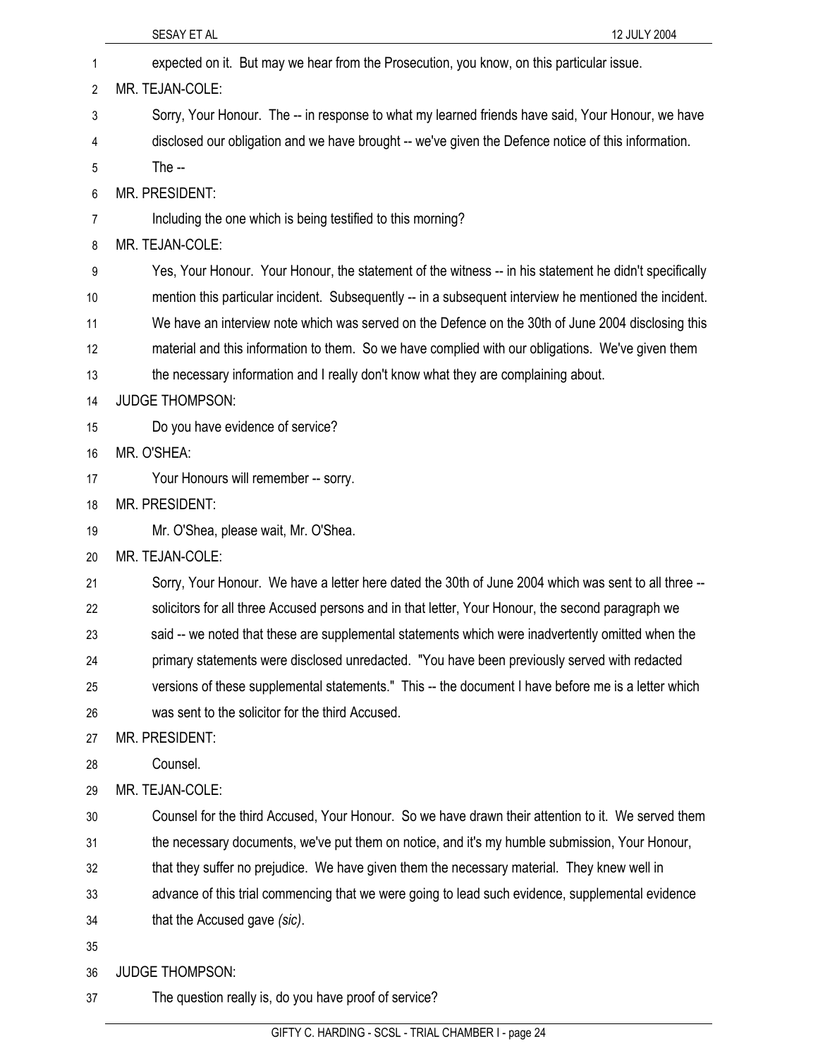expected on it. But may we hear from the Prosecution, you know, on this particular issue.

MR. TEJAN-COLE:

Sorry, Your Honour. The -- in response to what my learned friends have said, Your Honour, we have disclosed our obligation and we have brought -- we've given the Defence notice of this information. The --

MR. PRESIDENT:

Including the one which is being testified to this morning?

MR. TEJAN-COLE:

Yes, Your Honour. Your Honour, the statement of the witness -- in his statement he didn't specifically mention this particular incident. Subsequently -- in a subsequent interview he mentioned the incident. We have an interview note which was served on the Defence on the 30th of June 2004 disclosing this material and this information to them. So we have complied with our obligations. We've given them the necessary information and I really don't know what they are complaining about.

JUDGE THOMPSON:

Do you have evidence of service?

MR. O'SHEA:

Your Honours will remember -- sorry.

MR. PRESIDENT:

Mr. O'Shea, please wait, Mr. O'Shea.

MR. TEJAN-COLE:

Sorry, Your Honour. We have a letter here dated the 30th of June 2004 which was sent to all three -- solicitors for all three Accused persons and in that letter, Your Honour, the second paragraph we said -- we noted that these are supplemental statements which were inadvertently omitted when the primary statements were disclosed unredacted. "You have been previously served with redacted versions of these supplemental statements." This -- the document I have before me is a letter which was sent to the solicitor for the third Accused.

MR. PRESIDENT:

Counsel.

MR. TEJAN-COLE:

Counsel for the third Accused, Your Honour. So we have drawn their attention to it. We served them the necessary documents, we've put them on notice, and it's my humble submission, Your Honour, that they suffer no prejudice. We have given them the necessary material. They knew well in advance of this trial commencing that we were going to lead such evidence, supplemental evidence that the Accused gave *(sic)*.

JUDGE THOMPSON:

The question really is, do you have proof of service?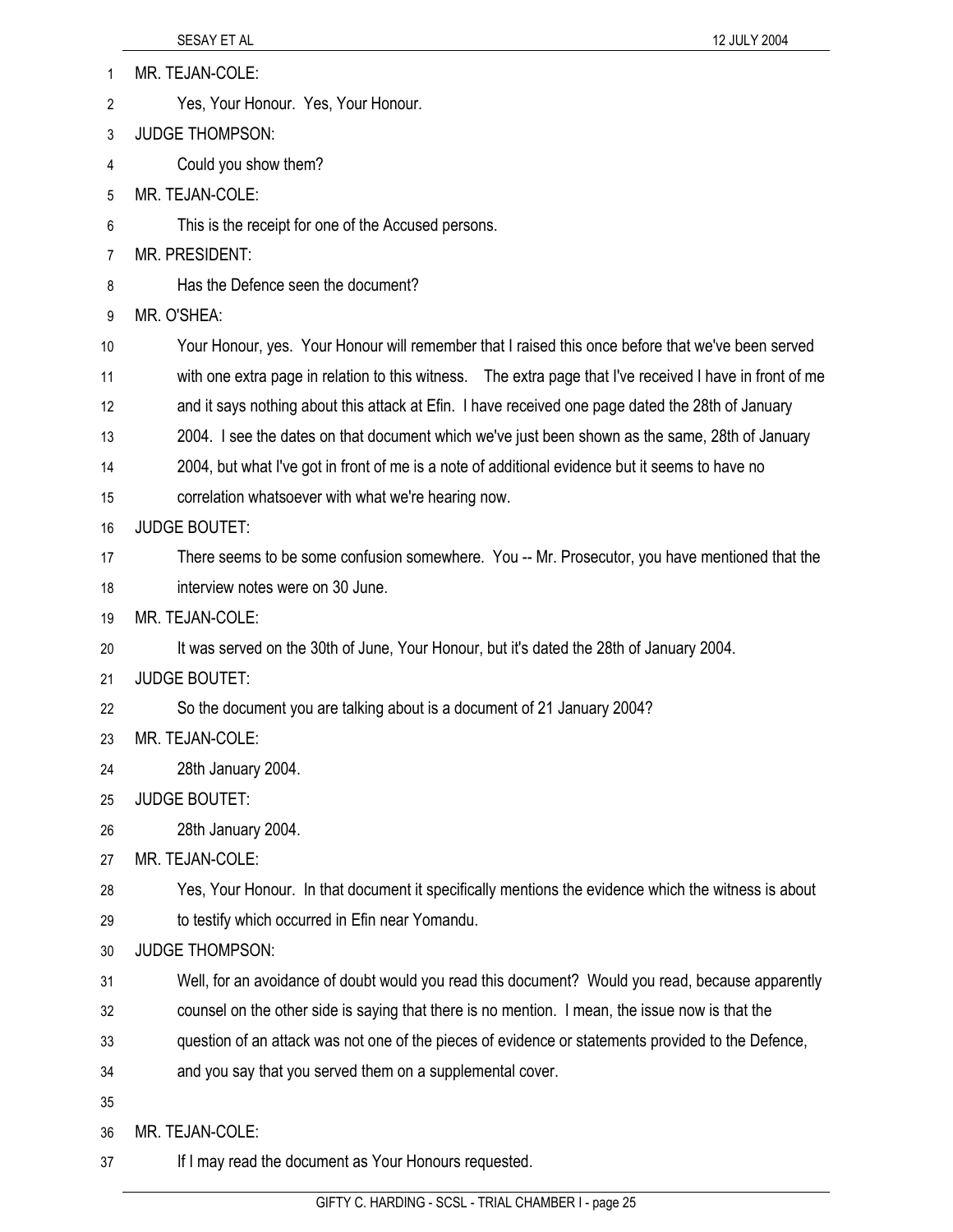MR. TEJAN-COLE:

Yes, Your Honour. Yes, Your Honour.

JUDGE THOMPSON:

Could you show them?

MR. TEJAN-COLE:

This is the receipt for one of the Accused persons.

MR. PRESIDENT:

Has the Defence seen the document?

MR. O'SHEA:

Your Honour, yes. Your Honour will remember that I raised this once before that we've been served with one extra page in relation to this witness. The extra page that I've received I have in front of me and it says nothing about this attack at Efin. I have received one page dated the 28th of January 2004. I see the dates on that document which we've just been shown as the same, 28th of January 2004, but what I've got in front of me is a note of additional evidence but it seems to have no correlation whatsoever with what we're hearing now.

JUDGE BOUTET:

There seems to be some confusion somewhere. You -- Mr. Prosecutor, you have mentioned that the interview notes were on 30 June.

MR. TEJAN-COLE:

It was served on the 30th of June, Your Honour, but it's dated the 28th of January 2004.

JUDGE BOUTET:

So the document you are talking about is a document of 21 January 2004?

MR. TEJAN-COLE:

28th January 2004.

JUDGE BOUTET:

28th January 2004.

MR. TEJAN-COLE:

Yes, Your Honour. In that document it specifically mentions the evidence which the witness is about to testify which occurred in Efin near Yomandu.

JUDGE THOMPSON:

Well, for an avoidance of doubt would you read this document? Would you read, because apparently counsel on the other side is saying that there is no mention. I mean, the issue now is that the question of an attack was not one of the pieces of evidence or statements provided to the Defence, and you say that you served them on a supplemental cover.

MR. TEJAN-COLE:

If I may read the document as Your Honours requested.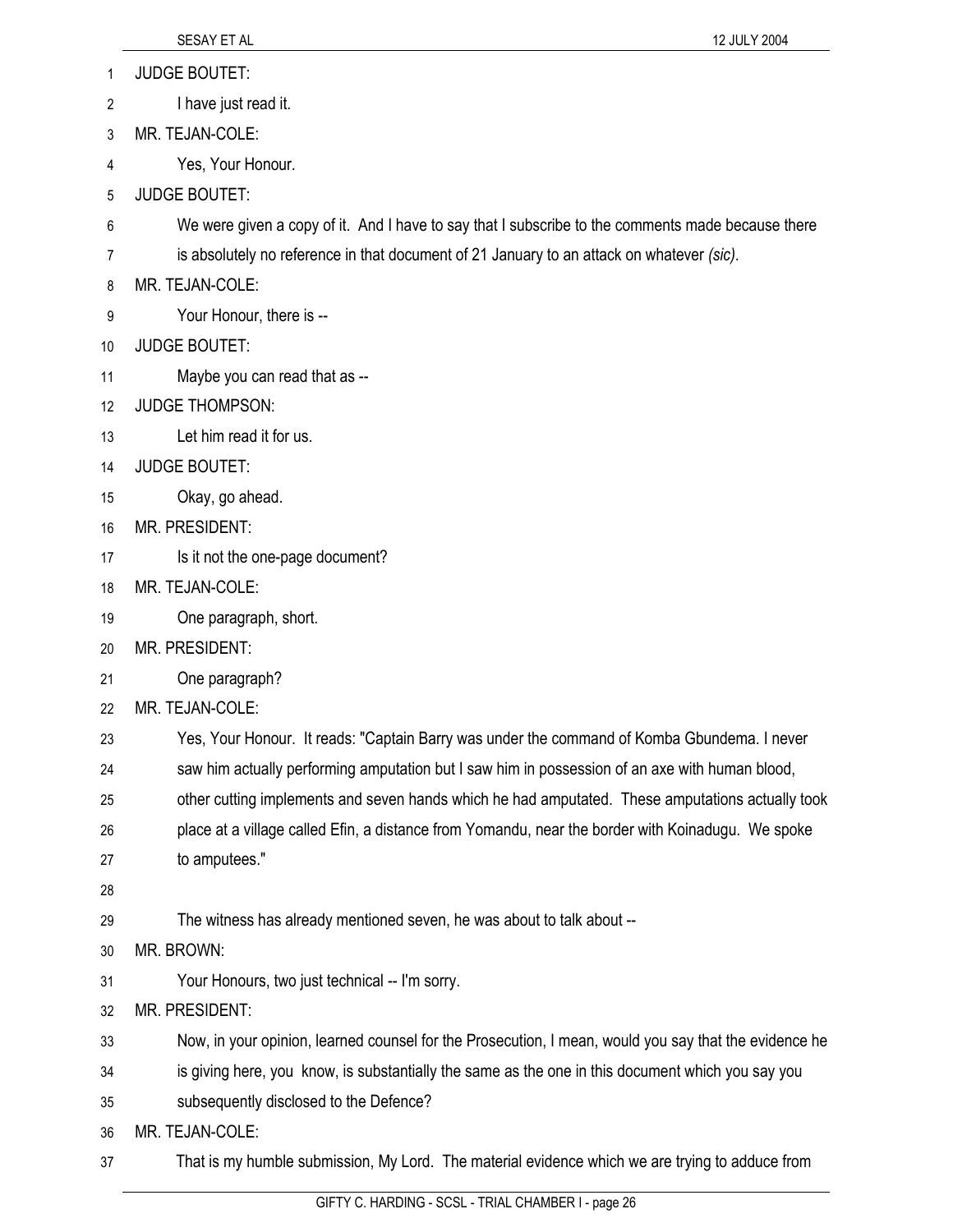JUDGE BOUTET:

I have just read it.

MR. TEJAN-COLE:

Yes, Your Honour.

JUDGE BOUTET:

We were given a copy of it. And I have to say that I subscribe to the comments made because there is absolutely no reference in that document of 21 January to an attack on whatever *(sic)*.

MR. TEJAN-COLE:

Your Honour, there is --

JUDGE BOUTET:

Maybe you can read that as --

JUDGE THOMPSON:

Let him read it for us.

JUDGE BOUTET:

Okay, go ahead.

MR. PRESIDENT:

Is it not the one-page document?

MR. TEJAN-COLE:

One paragraph, short.

MR. PRESIDENT:

One paragraph?

MR. TEJAN-COLE:

Yes, Your Honour. It reads: "Captain Barry was under the command of Komba Gbundema. I never saw him actually performing amputation but I saw him in possession of an axe with human blood, other cutting implements and seven hands which he had amputated. These amputations actually took place at a village called Efin, a distance from Yomandu, near the border with Koinadugu. We spoke to amputees."

The witness has already mentioned seven, he was about to talk about --

MR. BROWN:

Your Honours, two just technical -- I'm sorry.

MR. PRESIDENT:

Now, in your opinion, learned counsel for the Prosecution, I mean, would you say that the evidence he is giving here, you know, is substantially the same as the one in this document which you say you subsequently disclosed to the Defence?

MR. TEJAN-COLE:

That is my humble submission, My Lord. The material evidence which we are trying to adduce from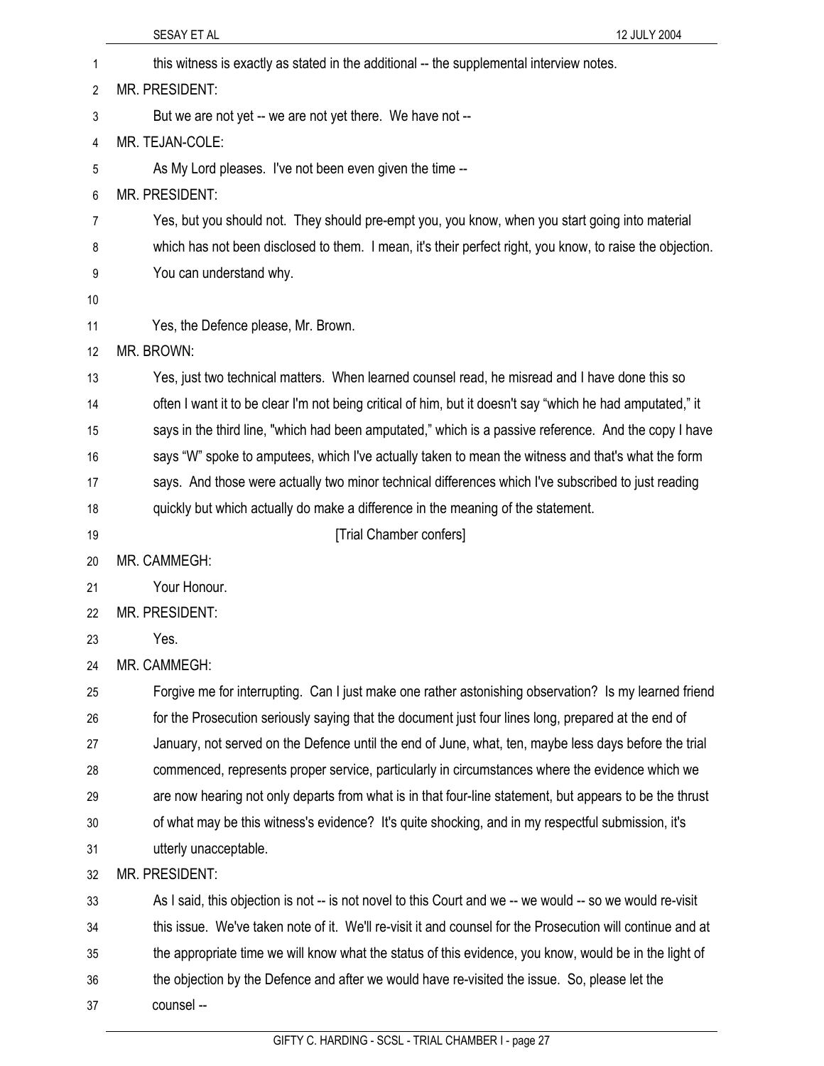this witness is exactly as stated in the additional -- the supplemental interview notes.

MR. PRESIDENT:

But we are not yet -- we are not yet there. We have not --

MR. TEJAN-COLE:

As My Lord pleases. I've not been even given the time --

MR. PRESIDENT:

Yes, but you should not. They should pre-empt you, you know, when you start going into material which has not been disclosed to them. I mean, it's their perfect right, you know, to raise the objection. You can understand why.

Yes, the Defence please, Mr. Brown.

MR. BROWN:

Yes, just two technical matters. When learned counsel read, he misread and I have done this so often I want it to be clear I'm not being critical of him, but it doesn't say "which he had amputated," it says in the third line, "which had been amputated," which is a passive reference. And the copy I have says "W" spoke to amputees, which I've actually taken to mean the witness and that's what the form says. And those were actually two minor technical differences which I've subscribed to just reading quickly but which actually do make a difference in the meaning of the statement.

[Trial Chamber confers]

MR. CAMMEGH:

Your Honour.

MR. PRESIDENT:

Yes.

MR. CAMMEGH:

Forgive me for interrupting. Can I just make one rather astonishing observation? Is my learned friend for the Prosecution seriously saying that the document just four lines long, prepared at the end of January, not served on the Defence until the end of June, what, ten, maybe less days before the trial commenced, represents proper service, particularly in circumstances where the evidence which we are now hearing not only departs from what is in that four-line statement, but appears to be the thrust of what may be this witness's evidence? It's quite shocking, and in my respectful submission, it's utterly unacceptable.

MR. PRESIDENT:

As I said, this objection is not -- is not novel to this Court and we -- we would -- so we would re-visit this issue. We've taken note of it. We'll re-visit it and counsel for the Prosecution will continue and at the appropriate time we will know what the status of this evidence, you know, would be in the light of the objection by the Defence and after we would have re-visited the issue. So, please let the counsel --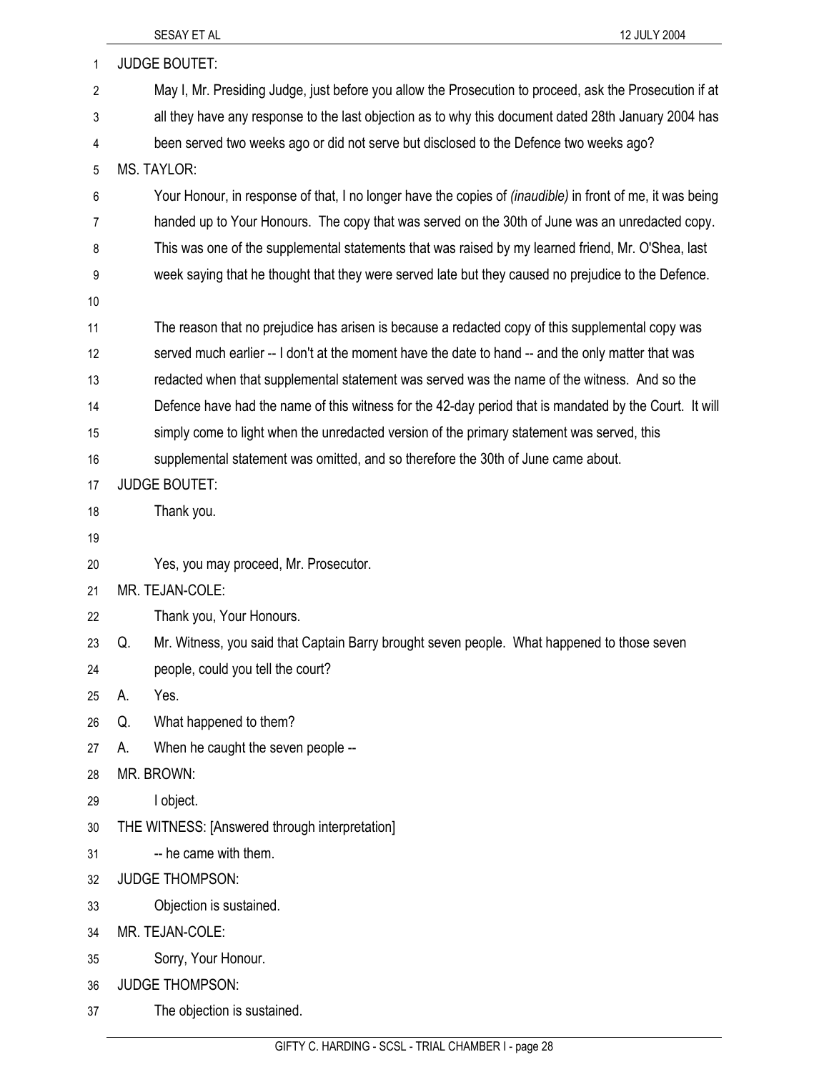JUDGE BOUTET:

May I, Mr. Presiding Judge, just before you allow the Prosecution to proceed, ask the Prosecution if at all they have any response to the last objection as to why this document dated 28th January 2004 has been served two weeks ago or did not serve but disclosed to the Defence two weeks ago?

MS. TAYLOR:

Your Honour, in response of that, I no longer have the copies of *(inaudible)* in front of me, it was being handed up to Your Honours. The copy that was served on the 30th of June was an unredacted copy. This was one of the supplemental statements that was raised by my learned friend, Mr. O'Shea, last week saying that he thought that they were served late but they caused no prejudice to the Defence.

The reason that no prejudice has arisen is because a redacted copy of this supplemental copy was served much earlier -- I don't at the moment have the date to hand -- and the only matter that was redacted when that supplemental statement was served was the name of the witness. And so the Defence have had the name of this witness for the 42-day period that is mandated by the Court. It will simply come to light when the unredacted version of the primary statement was served, this supplemental statement was omitted, and so therefore the 30th of June came about.

JUDGE BOUTET:

Thank you.

Yes, you may proceed, Mr. Prosecutor.

MR. TEJAN-COLE:

Thank you, Your Honours.

Q. Mr. Witness, you said that Captain Barry brought seven people. What happened to those seven people, could you tell the court?

A. Yes.

Q. What happened to them?

A. When he caught the seven people --

MR. BROWN:

I object.

THE WITNESS: [Answered through interpretation]

-- he came with them.

JUDGE THOMPSON:

Objection is sustained.

MR. TEJAN-COLE:

Sorry, Your Honour.

JUDGE THOMPSON:

The objection is sustained.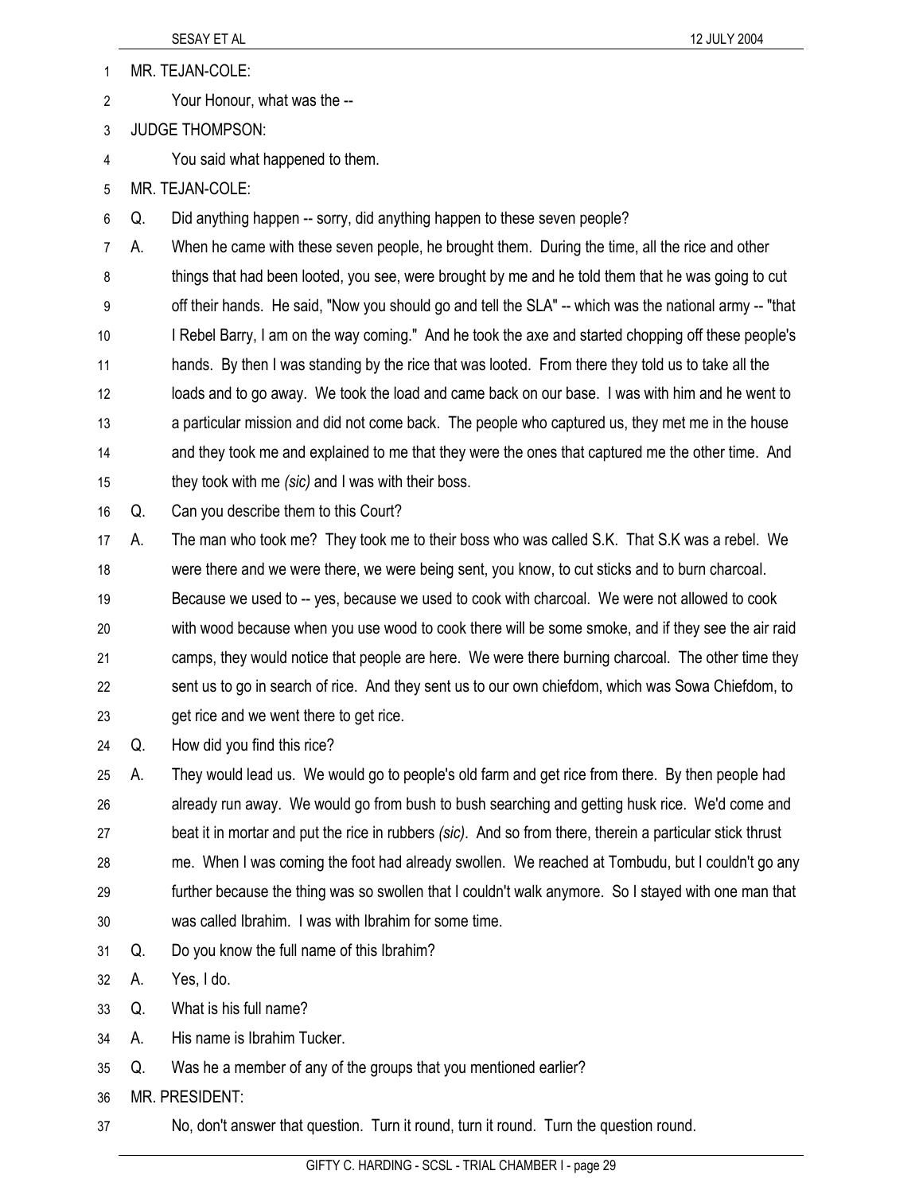MR. TEJAN-COLE:

Your Honour, what was the --

JUDGE THOMPSON:

You said what happened to them.

MR. TEJAN-COLE:

Q. Did anything happen -- sorry, did anything happen to these seven people?

A. When he came with these seven people, he brought them. During the time, all the rice and other things that had been looted, you see, were brought by me and he told them that he was going to cut off their hands. He said, "Now you should go and tell the SLA" -- which was the national army -- "that I Rebel Barry, I am on the way coming." And he took the axe and started chopping off these people's hands. By then I was standing by the rice that was looted. From there they told us to take all the loads and to go away. We took the load and came back on our base. I was with him and he went to a particular mission and did not come back. The people who captured us, they met me in the house and they took me and explained to me that they were the ones that captured me the other time. And they took with me *(sic)* and I was with their boss.

Q. Can you describe them to this Court?

A. The man who took me? They took me to their boss who was called S.K. That S.K was a rebel. We were there and we were there, we were being sent, you know, to cut sticks and to burn charcoal. Because we used to -- yes, because we used to cook with charcoal. We were not allowed to cook with wood because when you use wood to cook there will be some smoke, and if they see the air raid camps, they would notice that people are here. We were there burning charcoal. The other time they sent us to go in search of rice. And they sent us to our own chiefdom, which was Sowa Chiefdom, to get rice and we went there to get rice.

Q. How did you find this rice?

A. They would lead us. We would go to people's old farm and get rice from there. By then people had already run away. We would go from bush to bush searching and getting husk rice. We'd come and beat it in mortar and put the rice in rubbers *(sic)*. And so from there, therein a particular stick thrust me. When I was coming the foot had already swollen. We reached at Tombudu, but I couldn't go any further because the thing was so swollen that I couldn't walk anymore. So I stayed with one man that was called Ibrahim. I was with Ibrahim for some time.

Q. Do you know the full name of this Ibrahim?

A. Yes, I do.

Q. What is his full name?

A. His name is Ibrahim Tucker.

Q. Was he a member of any of the groups that you mentioned earlier?

MR. PRESIDENT:

No, don't answer that question. Turn it round, turn it round. Turn the question round.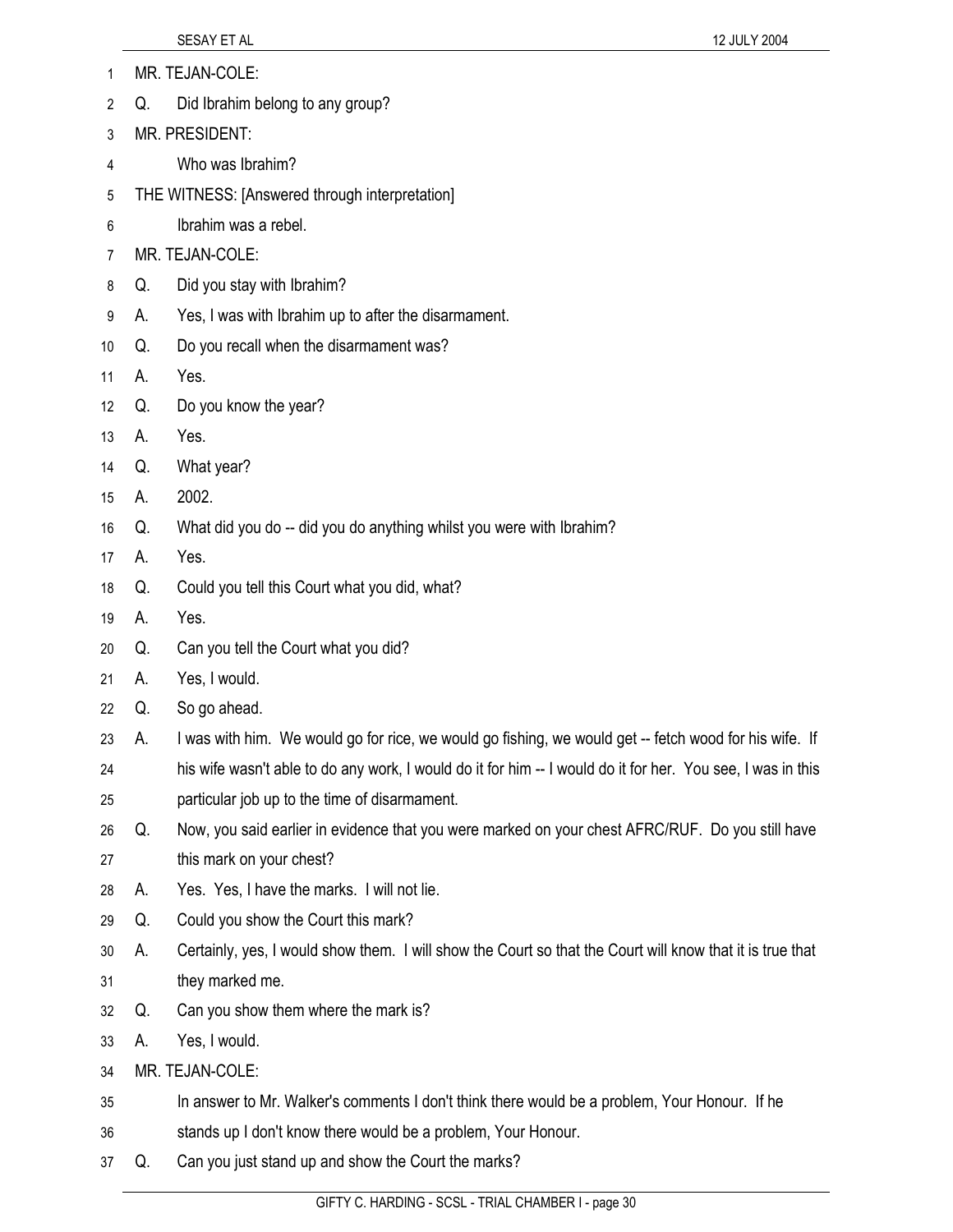MR. TEJAN-COLE:

Q. Did Ibrahim belong to any group?

MR. PRESIDENT:

Who was Ibrahim?

THE WITNESS: [Answered through interpretation]

Ibrahim was a rebel.

MR. TEJAN-COLE:

Q. Did you stay with Ibrahim?

A. Yes, I was with Ibrahim up to after the disarmament.

Q. Do you recall when the disarmament was?

A. Yes.

Q. Do you know the year?

A. Yes.

Q. What year?

A. 2002.

Q. What did you do -- did you do anything whilst you were with Ibrahim?

A. Yes.

Q. Could you tell this Court what you did, what?

A. Yes.

Q. Can you tell the Court what you did?

A. Yes, I would.

Q. So go ahead.

A. I was with him. We would go for rice, we would go fishing, we would get -- fetch wood for his wife. If his wife wasn't able to do any work, I would do it for him -- I would do it for her. You see, I was in this particular job up to the time of disarmament.

Q. Now, you said earlier in evidence that you were marked on your chest AFRC/RUF. Do you still have this mark on your chest?

A. Yes. Yes, I have the marks. I will not lie.

Q. Could you show the Court this mark?

A. Certainly, yes, I would show them. I will show the Court so that the Court will know that it is true that they marked me.

Q. Can you show them where the mark is?

A. Yes, I would.

MR. TEJAN-COLE:

In answer to Mr. Walker's comments I don't think there would be a problem, Your Honour. If he stands up I don't know there would be a problem, Your Honour.

Q. Can you just stand up and show the Court the marks?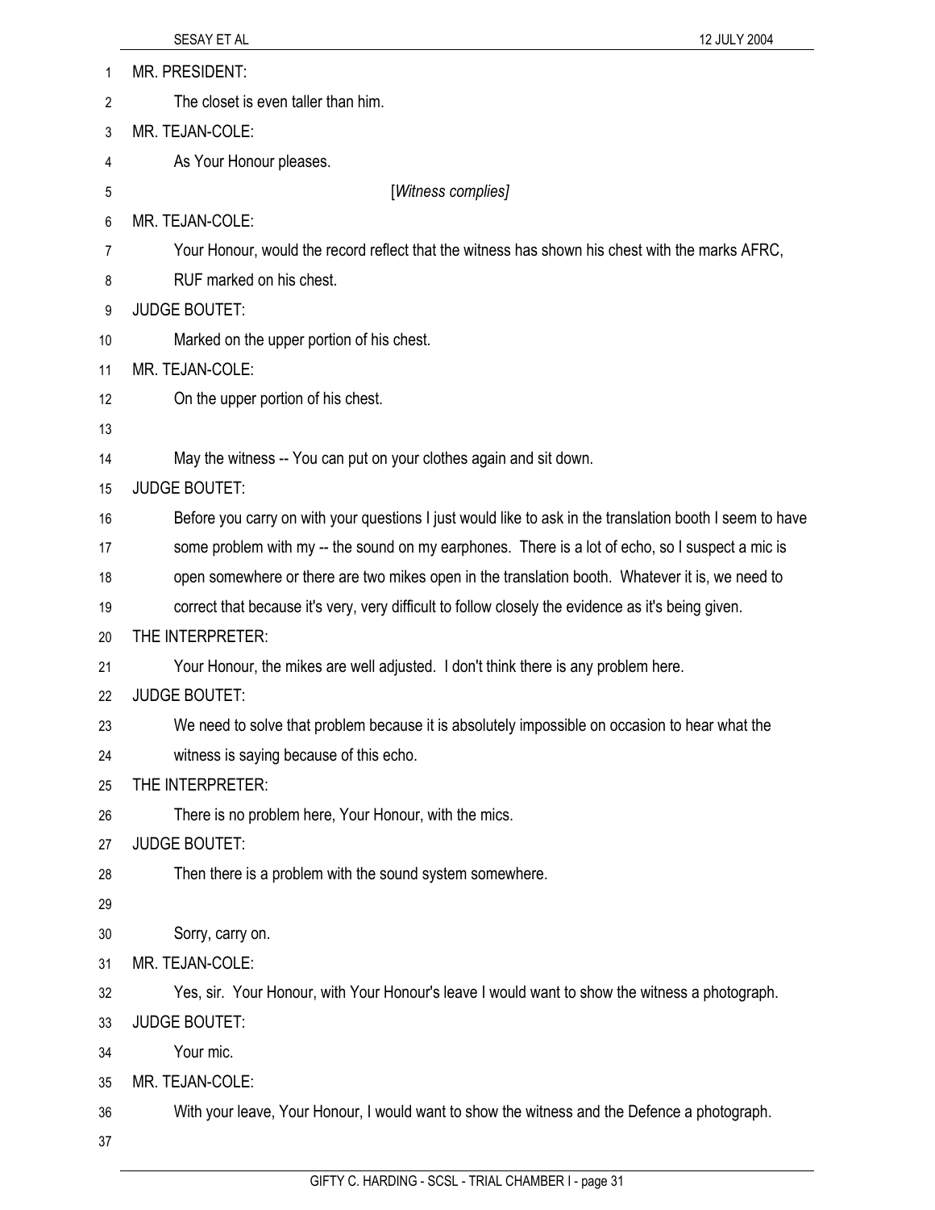MR. PRESIDENT:

The closet is even taller than him.

MR. TEJAN-COLE:

As Your Honour pleases.

[*Witness complies]*

MR. TEJAN-COLE:

Your Honour, would the record reflect that the witness has shown his chest with the marks AFRC, RUF marked on his chest.

JUDGE BOUTET:

Marked on the upper portion of his chest.

MR. TEJAN-COLE:

On the upper portion of his chest.

May the witness -- You can put on your clothes again and sit down.

JUDGE BOUTET:

Before you carry on with your questions I just would like to ask in the translation booth I seem to have some problem with my -- the sound on my earphones. There is a lot of echo, so I suspect a mic is open somewhere or there are two mikes open in the translation booth. Whatever it is, we need to correct that because it's very, very difficult to follow closely the evidence as it's being given.

THE INTERPRETER:

Your Honour, the mikes are well adjusted. I don't think there is any problem here.

JUDGE BOUTET:

We need to solve that problem because it is absolutely impossible on occasion to hear what the witness is saying because of this echo.

THE INTERPRETER:

There is no problem here, Your Honour, with the mics.

JUDGE BOUTET:

Then there is a problem with the sound system somewhere.

Sorry, carry on.

MR. TEJAN-COLE:

Yes, sir. Your Honour, with Your Honour's leave I would want to show the witness a photograph.

JUDGE BOUTET:

Your mic.

MR. TEJAN-COLE:

With your leave, Your Honour, I would want to show the witness and the Defence a photograph.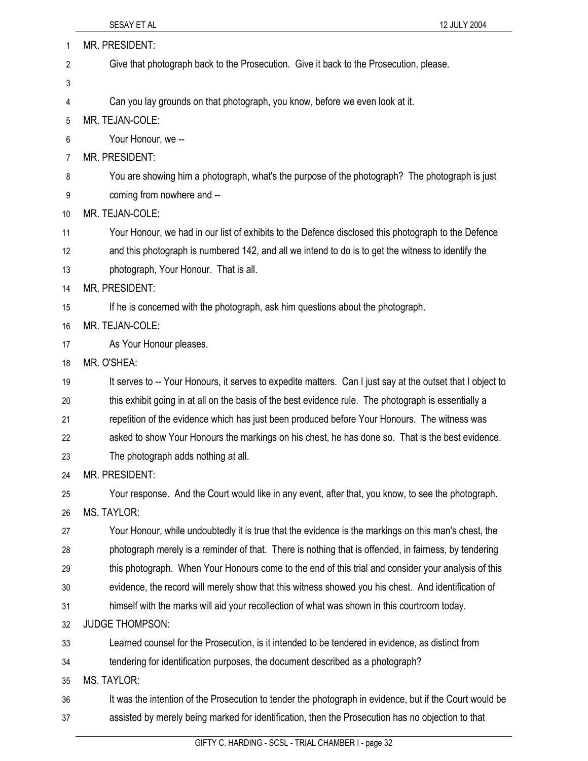MR. PRESIDENT:

Give that photograph back to the Prosecution. Give it back to the Prosecution, please.

Can you lay grounds on that photograph, you know, before we even look at it.

MR. TEJAN-COLE:

Your Honour, we --

MR. PRESIDENT:

You are showing him a photograph, what's the purpose of the photograph? The photograph is just coming from nowhere and --

MR. TEJAN-COLE:

Your Honour, we had in our list of exhibits to the Defence disclosed this photograph to the Defence and this photograph is numbered 142, and all we intend to do is to get the witness to identify the photograph, Your Honour. That is all.

MR. PRESIDENT:

If he is concerned with the photograph, ask him questions about the photograph.

MR. TEJAN-COLE:

As Your Honour pleases.

MR. O'SHEA:

It serves to -- Your Honours, it serves to expedite matters. Can I just say at the outset that I object to this exhibit going in at all on the basis of the best evidence rule. The photograph is essentially a repetition of the evidence which has just been produced before Your Honours. The witness was asked to show Your Honours the markings on his chest, he has done so. That is the best evidence. The photograph adds nothing at all.

MR. PRESIDENT:

Your response. And the Court would like in any event, after that, you know, to see the photograph.

MS. TAYLOR:

Your Honour, while undoubtedly it is true that the evidence is the markings on this man's chest, the photograph merely is a reminder of that. There is nothing that is offended, in fairness, by tendering this photograph. When Your Honours come to the end of this trial and consider your analysis of this evidence, the record will merely show that this witness showed you his chest. And identification of himself with the marks will aid your recollection of what was shown in this courtroom today.

JUDGE THOMPSON:

Learned counsel for the Prosecution, is it intended to be tendered in evidence, as distinct from tendering for identification purposes, the document described as a photograph?

MS. TAYLOR:

It was the intention of the Prosecution to tender the photograph in evidence, but if the Court would be assisted by merely being marked for identification, then the Prosecution has no objection to that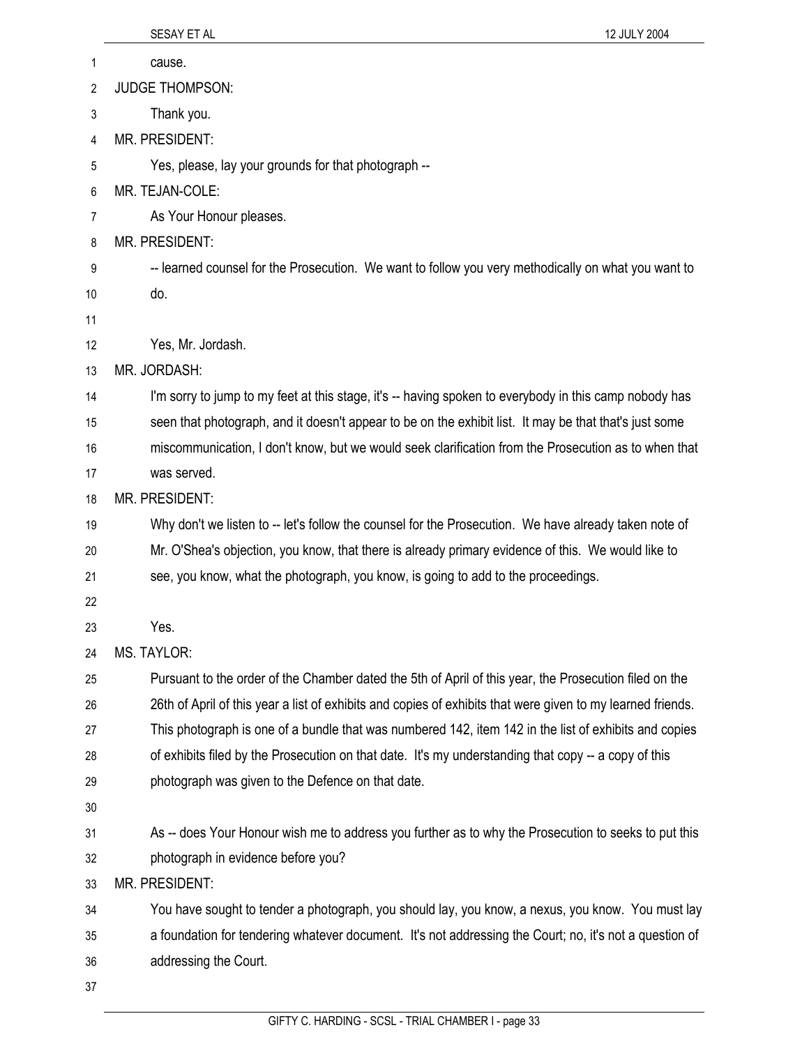cause.

JUDGE THOMPSON:

Thank you.

MR. PRESIDENT:

Yes, please, lay your grounds for that photograph --

MR. TEJAN-COLE:

As Your Honour pleases.

MR. PRESIDENT:

-- learned counsel for the Prosecution. We want to follow you very methodically on what you want to do.

Yes, Mr. Jordash.

MR. JORDASH:

I'm sorry to jump to my feet at this stage, it's -- having spoken to everybody in this camp nobody has seen that photograph, and it doesn't appear to be on the exhibit list. It may be that that's just some miscommunication, I don't know, but we would seek clarification from the Prosecution as to when that was served.

MR. PRESIDENT:

Why don't we listen to -- let's follow the counsel for the Prosecution. We have already taken note of Mr. O'Shea's objection, you know, that there is already primary evidence of this. We would like to see, you know, what the photograph, you know, is going to add to the proceedings.

Yes.

MS. TAYLOR:

Pursuant to the order of the Chamber dated the 5th of April of this year, the Prosecution filed on the 26th of April of this year a list of exhibits and copies of exhibits that were given to my learned friends. This photograph is one of a bundle that was numbered 142, item 142 in the list of exhibits and copies of exhibits filed by the Prosecution on that date. It's my understanding that copy -- a copy of this photograph was given to the Defence on that date.

As -- does Your Honour wish me to address you further as to why the Prosecution to seeks to put this photograph in evidence before you?

MR. PRESIDENT:

You have sought to tender a photograph, you should lay, you know, a nexus, you know. You must lay a foundation for tendering whatever document. It's not addressing the Court; no, it's not a question of addressing the Court.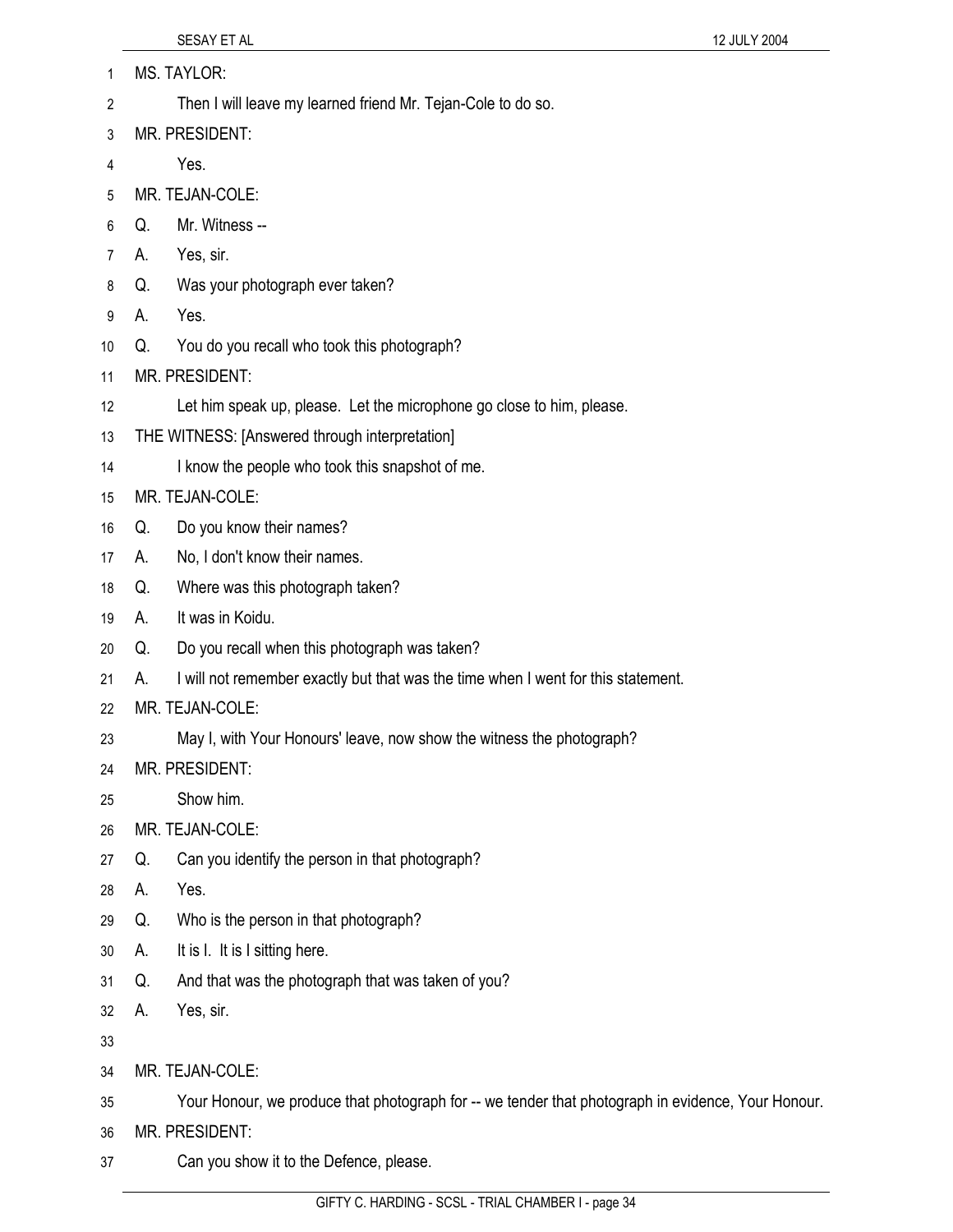MS. TAYLOR:

Then I will leave my learned friend Mr. Tejan-Cole to do so.

MR. PRESIDENT:

Yes.

MR. TEJAN-COLE:

Q. Mr. Witness --

A. Yes, sir.

Q. Was your photograph ever taken?

A. Yes.

Q. You do you recall who took this photograph?

MR. PRESIDENT:

Let him speak up, please. Let the microphone go close to him, please.

THE WITNESS: [Answered through interpretation]

I know the people who took this snapshot of me.

MR. TEJAN-COLE:

Q. Do you know their names?

A. No, I don't know their names.

Q. Where was this photograph taken?

A. It was in Koidu.

Q. Do you recall when this photograph was taken?

A. I will not remember exactly but that was the time when I went for this statement.

MR. TEJAN-COLE:

May I, with Your Honours' leave, now show the witness the photograph?

MR. PRESIDENT:

Show him.

MR. TEJAN-COLE:

Q. Can you identify the person in that photograph?

A. Yes.

Q. Who is the person in that photograph?

A. It is I. It is I sitting here.

Q. And that was the photograph that was taken of you?

A. Yes, sir.

MR. TEJAN-COLE:

Your Honour, we produce that photograph for -- we tender that photograph in evidence, Your Honour.

MR. PRESIDENT:

Can you show it to the Defence, please.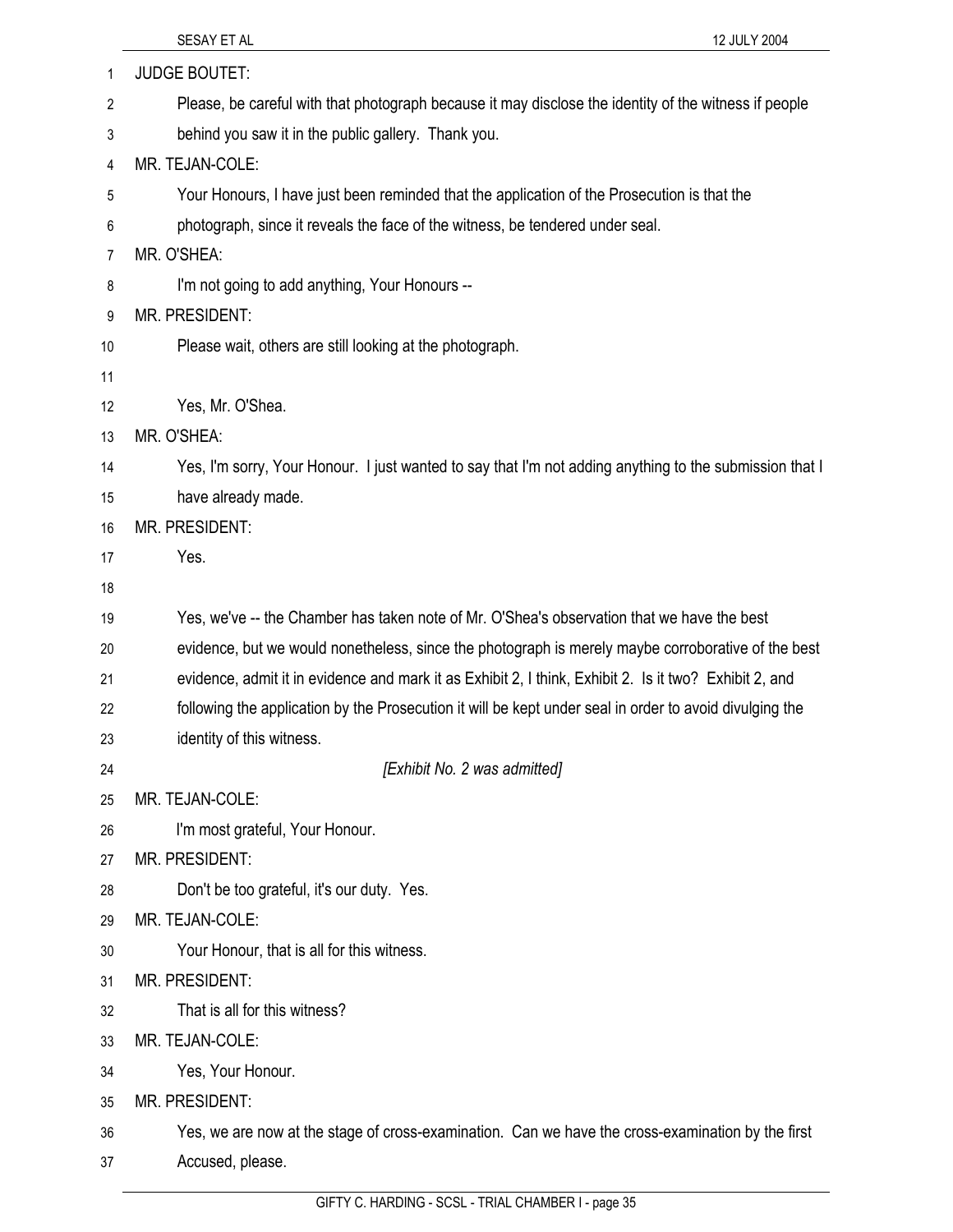JUDGE BOUTET:

Please, be careful with that photograph because it may disclose the identity of the witness if people behind you saw it in the public gallery. Thank you.

MR. TEJAN-COLE:

Your Honours, I have just been reminded that the application of the Prosecution is that the photograph, since it reveals the face of the witness, be tendered under seal.

MR. O'SHEA:

I'm not going to add anything, Your Honours --

MR. PRESIDENT:

Please wait, others are still looking at the photograph.

Yes, Mr. O'Shea.

MR. O'SHEA:

Yes, I'm sorry, Your Honour. I just wanted to say that I'm not adding anything to the submission that I have already made.

MR. PRESIDENT:

Yes.

Yes, we've -- the Chamber has taken note of Mr. O'Shea's observation that we have the best evidence, but we would nonetheless, since the photograph is merely maybe corroborative of the best evidence, admit it in evidence and mark it as Exhibit 2, I think, Exhibit 2. Is it two? Exhibit 2, and following the application by the Prosecution it will be kept under seal in order to avoid divulging the identity of this witness.

*[Exhibit No. 2 was admitted]*

MR. TEJAN-COLE:

I'm most grateful, Your Honour.

MR. PRESIDENT:

Don't be too grateful, it's our duty. Yes.

MR. TEJAN-COLE:

Your Honour, that is all for this witness.

MR. PRESIDENT:

That is all for this witness?

MR. TEJAN-COLE:

Yes, Your Honour.

MR. PRESIDENT:

Yes, we are now at the stage of cross-examination. Can we have the cross-examination by the first Accused, please.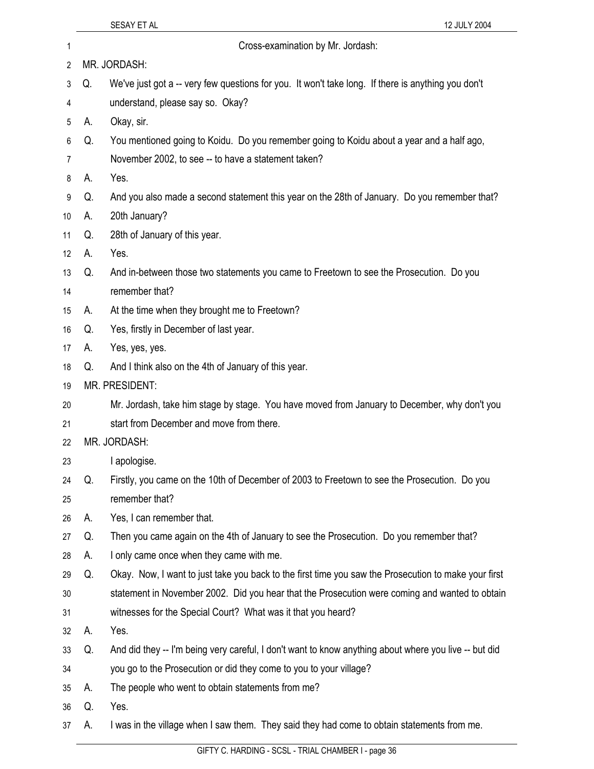Cross-examination by Mr. Jordash:

MR. JORDASH:

Q. We've just got a -- very few questions for you. It won't take long. If there is anything you don't understand, please say so. Okay?

A. Okay, sir.

Q. You mentioned going to Koidu. Do you remember going to Koidu about a year and a half ago, November 2002, to see -- to have a statement taken?

A. Yes.

Q. And you also made a second statement this year on the 28th of January. Do you remember that?

A. 20th January?

Q. 28th of January of this year.

A. Yes.

Q. And in-between those two statements you came to Freetown to see the Prosecution. Do you remember that?

A. At the time when they brought me to Freetown?

Q. Yes, firstly in December of last year.

A. Yes, yes, yes.

Q. And I think also on the 4th of January of this year.

MR. PRESIDENT:

Mr. Jordash, take him stage by stage. You have moved from January to December, why don't you start from December and move from there.

MR. JORDASH:

I apologise.

Q. Firstly, you came on the 10th of December of 2003 to Freetown to see the Prosecution. Do you remember that?

A. Yes, I can remember that.

Q. Then you came again on the 4th of January to see the Prosecution. Do you remember that?

A. I only came once when they came with me.

Q. Okay. Now, I want to just take you back to the first time you saw the Prosecution to make your first statement in November 2002. Did you hear that the Prosecution were coming and wanted to obtain witnesses for the Special Court? What was it that you heard?

A. Yes.

Q. And did they -- I'm being very careful, I don't want to know anything about where you live -- but did you go to the Prosecution or did they come to you to your village?

A. The people who went to obtain statements from me?

Q. Yes.

A. I was in the village when I saw them. They said they had come to obtain statements from me.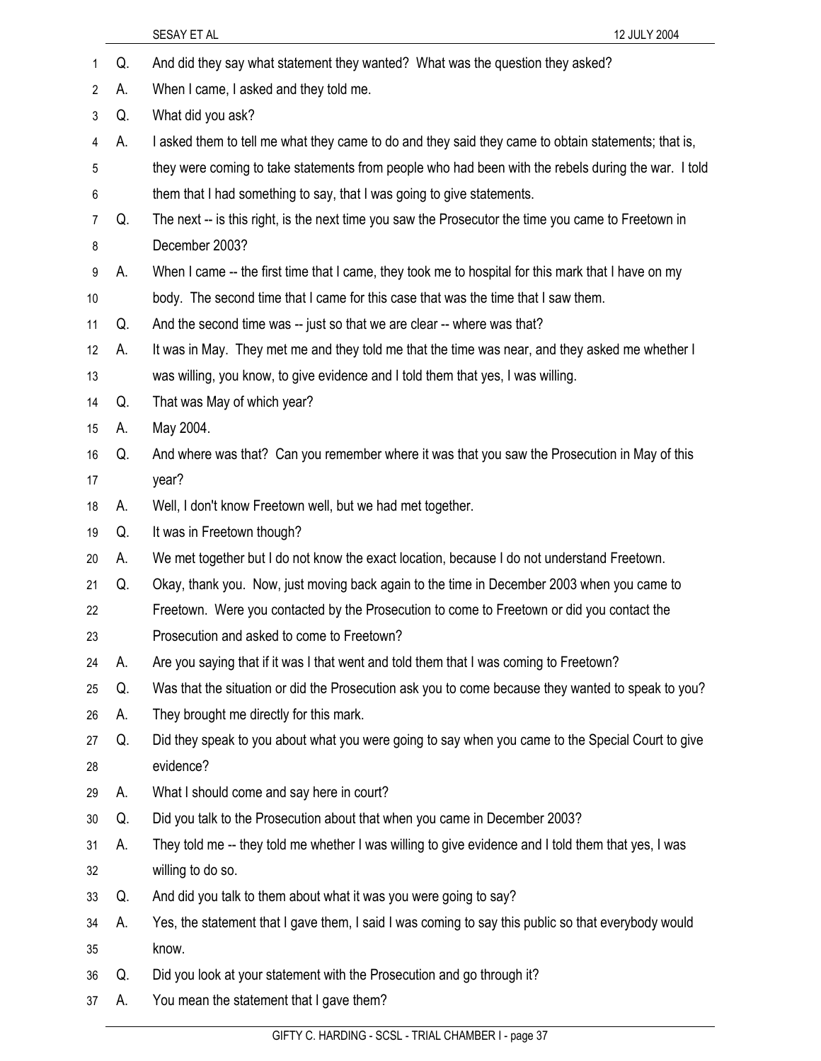Q. And did they say what statement they wanted? What was the question they asked?

A. When I came, I asked and they told me.

Q. What did you ask?

A. I asked them to tell me what they came to do and they said they came to obtain statements; that is, they were coming to take statements from people who had been with the rebels during the war. I told them that I had something to say, that I was going to give statements.

Q. The next -- is this right, is the next time you saw the Prosecutor the time you came to Freetown in December 2003?

A. When I came -- the first time that I came, they took me to hospital for this mark that I have on my body. The second time that I came for this case that was the time that I saw them.

Q. And the second time was -- just so that we are clear -- where was that?

A. It was in May. They met me and they told me that the time was near, and they asked me whether I was willing, you know, to give evidence and I told them that yes, I was willing.

Q. That was May of which year?

A. May 2004.

Q. And where was that? Can you remember where it was that you saw the Prosecution in May of this year?

A. Well, I don't know Freetown well, but we had met together.

Q. It was in Freetown though?

A. We met together but I do not know the exact location, because I do not understand Freetown.

Q. Okay, thank you. Now, just moving back again to the time in December 2003 when you came to Freetown. Were you contacted by the Prosecution to come to Freetown or did you contact the Prosecution and asked to come to Freetown?

A. Are you saying that if it was I that went and told them that I was coming to Freetown?

Q. Was that the situation or did the Prosecution ask you to come because they wanted to speak to you?

A. They brought me directly for this mark.

Q. Did they speak to you about what you were going to say when you came to the Special Court to give evidence?

A. What I should come and say here in court?

Q. Did you talk to the Prosecution about that when you came in December 2003?

A. They told me -- they told me whether I was willing to give evidence and I told them that yes, I was willing to do so.

Q. And did you talk to them about what it was you were going to say?

A. Yes, the statement that I gave them, I said I was coming to say this public so that everybody would know.

Q. Did you look at your statement with the Prosecution and go through it?

A. You mean the statement that I gave them?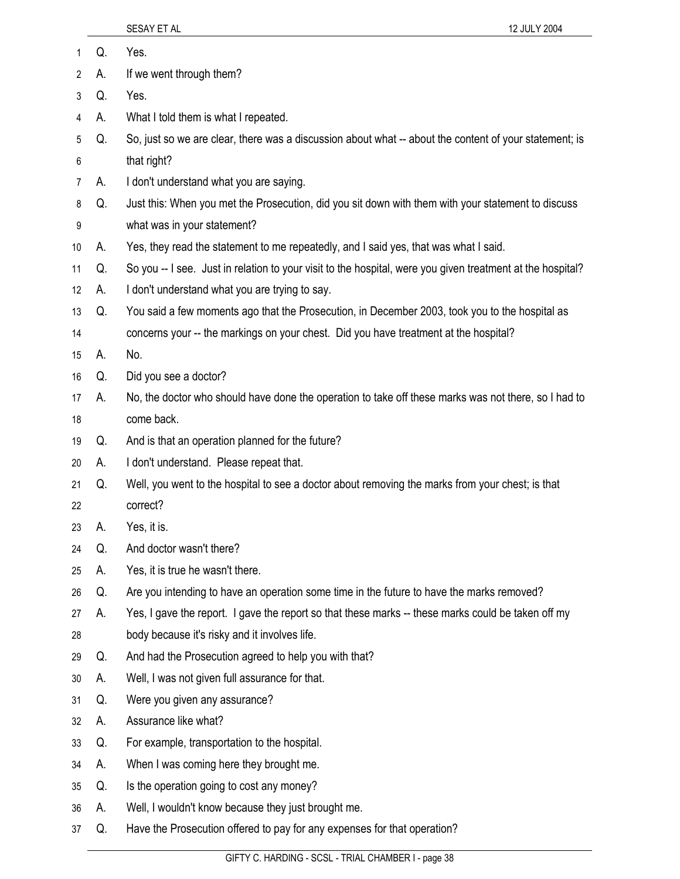Q. Yes.

A. If we went through them?

Q. Yes.

A. What I told them is what I repeated.

Q. So, just so we are clear, there was a discussion about what -- about the content of your statement; is that right?

A. I don't understand what you are saying.

Q. Just this: When you met the Prosecution, did you sit down with them with your statement to discuss what was in your statement?

A. Yes, they read the statement to me repeatedly, and I said yes, that was what I said.

Q. So you -- I see. Just in relation to your visit to the hospital, were you given treatment at the hospital?

A. I don't understand what you are trying to say.

Q. You said a few moments ago that the Prosecution, in December 2003, took you to the hospital as concerns your -- the markings on your chest. Did you have treatment at the hospital?

A. No.

Q. Did you see a doctor?

A. No, the doctor who should have done the operation to take off these marks was not there, so I had to come back.

Q. And is that an operation planned for the future?

A. I don't understand. Please repeat that.

Q. Well, you went to the hospital to see a doctor about removing the marks from your chest; is that correct?

A. Yes, it is.

Q. And doctor wasn't there?

A. Yes, it is true he wasn't there.

Q. Are you intending to have an operation some time in the future to have the marks removed?

A. Yes, I gave the report. I gave the report so that these marks -- these marks could be taken off my body because it's risky and it involves life.

Q. And had the Prosecution agreed to help you with that?

A. Well, I was not given full assurance for that.

Q. Were you given any assurance?

A. Assurance like what?

Q. For example, transportation to the hospital.

A. When I was coming here they brought me.

Q. Is the operation going to cost any money?

A. Well, I wouldn't know because they just brought me.

Q. Have the Prosecution offered to pay for any expenses for that operation?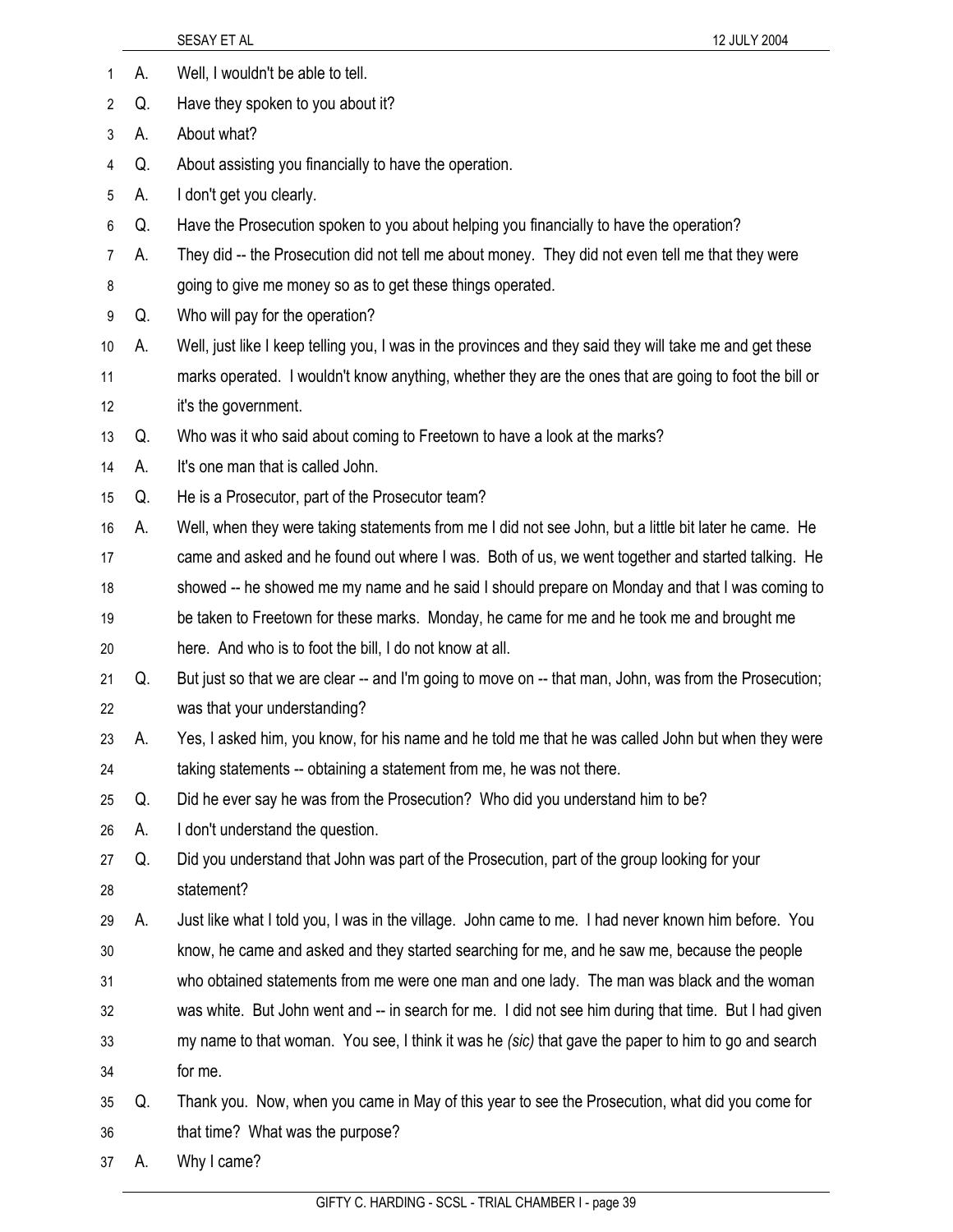A. Well, I wouldn't be able to tell.

Q. Have they spoken to you about it?

A. About what?

Q. About assisting you financially to have the operation.

A. I don't get you clearly.

Q. Have the Prosecution spoken to you about helping you financially to have the operation?

A. They did -- the Prosecution did not tell me about money. They did not even tell me that they were going to give me money so as to get these things operated.

Q. Who will pay for the operation?

A. Well, just like I keep telling you, I was in the provinces and they said they will take me and get these marks operated. I wouldn't know anything, whether they are the ones that are going to foot the bill or it's the government.

Q. Who was it who said about coming to Freetown to have a look at the marks?

A. It's one man that is called John.

Q. He is a Prosecutor, part of the Prosecutor team?

A. Well, when they were taking statements from me I did not see John, but a little bit later he came. He came and asked and he found out where I was. Both of us, we went together and started talking. He showed -- he showed me my name and he said I should prepare on Monday and that I was coming to be taken to Freetown for these marks. Monday, he came for me and he took me and brought me here. And who is to foot the bill, I do not know at all.

Q. But just so that we are clear -- and I'm going to move on -- that man, John, was from the Prosecution; was that your understanding?

A. Yes, I asked him, you know, for his name and he told me that he was called John but when they were taking statements -- obtaining a statement from me, he was not there.

Q. Did he ever say he was from the Prosecution? Who did you understand him to be?

A. I don't understand the question.

Q. Did you understand that John was part of the Prosecution, part of the group looking for your statement?

A. Just like what I told you, I was in the village. John came to me. I had never known him before. You know, he came and asked and they started searching for me, and he saw me, because the people who obtained statements from me were one man and one lady. The man was black and the woman was white. But John went and -- in search for me. I did not see him during that time. But I had given my name to that woman. You see, I think it was he *(sic)* that gave the paper to him to go and search for me.

Q. Thank you. Now, when you came in May of this year to see the Prosecution, what did you come for that time? What was the purpose?

A. Why I came?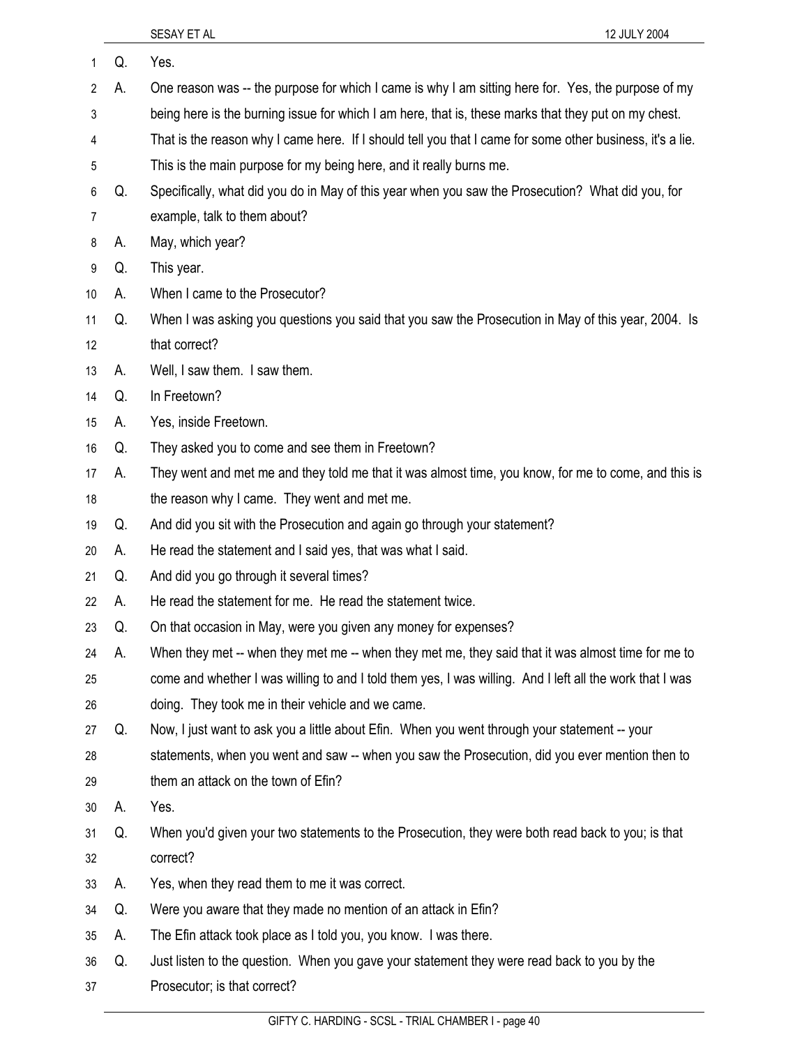Q. Yes.

A. One reason was -- the purpose for which I came is why I am sitting here for. Yes, the purpose of my being here is the burning issue for which I am here, that is, these marks that they put on my chest. That is the reason why I came here. If I should tell you that I came for some other business, it's a lie. This is the main purpose for my being here, and it really burns me.

Q. Specifically, what did you do in May of this year when you saw the Prosecution? What did you, for example, talk to them about?

A. May, which year?

Q. This year.

A. When I came to the Prosecutor?

Q. When I was asking you questions you said that you saw the Prosecution in May of this year, 2004. Is that correct?

A. Well, I saw them. I saw them.

Q. In Freetown?

A. Yes, inside Freetown.

Q. They asked you to come and see them in Freetown?

A. They went and met me and they told me that it was almost time, you know, for me to come, and this is the reason why I came. They went and met me.

Q. And did you sit with the Prosecution and again go through your statement?

A. He read the statement and I said yes, that was what I said.

Q. And did you go through it several times?

A. He read the statement for me. He read the statement twice.

Q. On that occasion in May, were you given any money for expenses?

A. When they met -- when they met me -- when they met me, they said that it was almost time for me to come and whether I was willing to and I told them yes, I was willing. And I left all the work that I was doing. They took me in their vehicle and we came.

Q. Now, I just want to ask you a little about Efin. When you went through your statement -- your statements, when you went and saw -- when you saw the Prosecution, did you ever mention then to them an attack on the town of Efin?

A. Yes.

Q. When you'd given your two statements to the Prosecution, they were both read back to you; is that correct?

A. Yes, when they read them to me it was correct.

Q. Were you aware that they made no mention of an attack in Efin?

A. The Efin attack took place as I told you, you know. I was there.

Q. Just listen to the question. When you gave your statement they were read back to you by the Prosecutor; is that correct?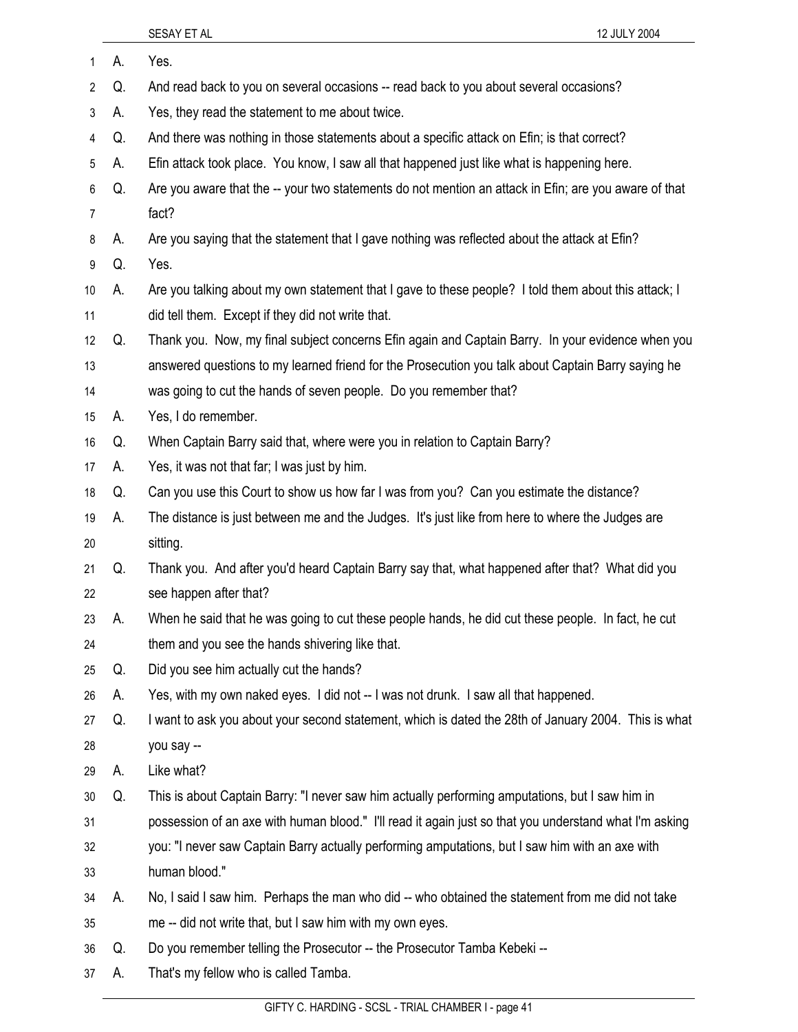A. Yes.

Q. And read back to you on several occasions -- read back to you about several occasions?

A. Yes, they read the statement to me about twice.

Q. And there was nothing in those statements about a specific attack on Efin; is that correct?

A. Efin attack took place. You know, I saw all that happened just like what is happening here.

Q. Are you aware that the -- your two statements do not mention an attack in Efin; are you aware of that fact?

A. Are you saying that the statement that I gave nothing was reflected about the attack at Efin?

Q. Yes.

A. Are you talking about my own statement that I gave to these people? I told them about this attack; I did tell them. Except if they did not write that.

Q. Thank you. Now, my final subject concerns Efin again and Captain Barry. In your evidence when you answered questions to my learned friend for the Prosecution you talk about Captain Barry saying he was going to cut the hands of seven people. Do you remember that?

A. Yes, I do remember.

Q. When Captain Barry said that, where were you in relation to Captain Barry?

A. Yes, it was not that far; I was just by him.

Q. Can you use this Court to show us how far I was from you? Can you estimate the distance?

A. The distance is just between me and the Judges. It's just like from here to where the Judges are sitting.

Q. Thank you. And after you'd heard Captain Barry say that, what happened after that? What did you see happen after that?

A. When he said that he was going to cut these people hands, he did cut these people. In fact, he cut them and you see the hands shivering like that.

Q. Did you see him actually cut the hands?

A. Yes, with my own naked eyes. I did not -- I was not drunk. I saw all that happened.

Q. I want to ask you about your second statement, which is dated the 28th of January 2004. This is what you say --

A. Like what?

Q. This is about Captain Barry: "I never saw him actually performing amputations, but I saw him in possession of an axe with human blood." I'll read it again just so that you understand what I'm asking you: "I never saw Captain Barry actually performing amputations, but I saw him with an axe with human blood."

A. No, I said I saw him. Perhaps the man who did -- who obtained the statement from me did not take me -- did not write that, but I saw him with my own eyes.

Q. Do you remember telling the Prosecutor -- the Prosecutor Tamba Kebeki --

A. That's my fellow who is called Tamba.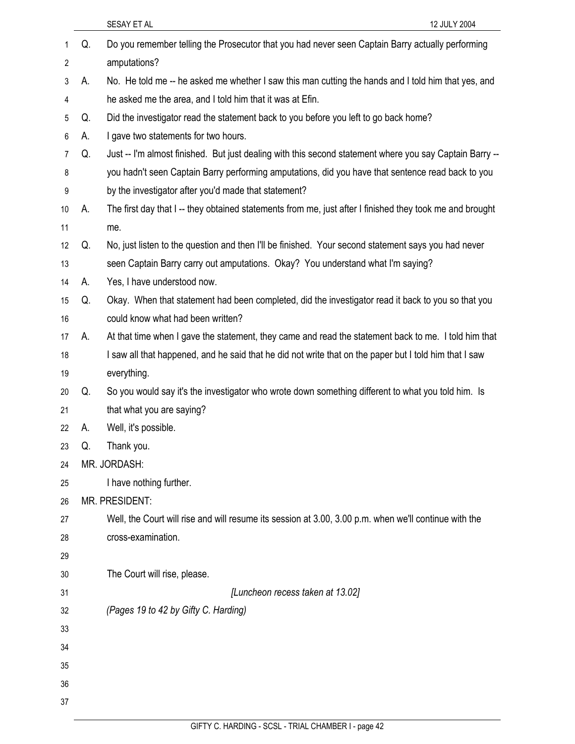Q. Do you remember telling the Prosecutor that you had never seen Captain Barry actually performing amputations?

A. No. He told me -- he asked me whether I saw this man cutting the hands and I told him that yes, and he asked me the area, and I told him that it was at Efin.

Q. Did the investigator read the statement back to you before you left to go back home?

A. I gave two statements for two hours.

Q. Just -- I'm almost finished. But just dealing with this second statement where you say Captain Barry -- you hadn't seen Captain Barry performing amputations, did you have that sentence read back to you by the investigator after you'd made that statement?

A. The first day that I -- they obtained statements from me, just after I finished they took me and brought me.

Q. No, just listen to the question and then I'll be finished. Your second statement says you had never seen Captain Barry carry out amputations. Okay? You understand what I'm saying?

A. Yes, I have understood now.

Q. Okay. When that statement had been completed, did the investigator read it back to you so that you could know what had been written?

A. At that time when I gave the statement, they came and read the statement back to me. I told him that I saw all that happened, and he said that he did not write that on the paper but I told him that I saw everything.

Q. So you would say it's the investigator who wrote down something different to what you told him. Is that what you are saying?

A. Well, it's possible.

Q. Thank you.

MR. JORDASH:

I have nothing further.

MR. PRESIDENT:

Well, the Court will rise and will resume its session at 3.00, 3.00 p.m. when we'll continue with the cross-examination.

The Court will rise, please.

*[Luncheon recess taken at 13.02]*

*(Pages 19 to 42 by Gifty C. Harding)*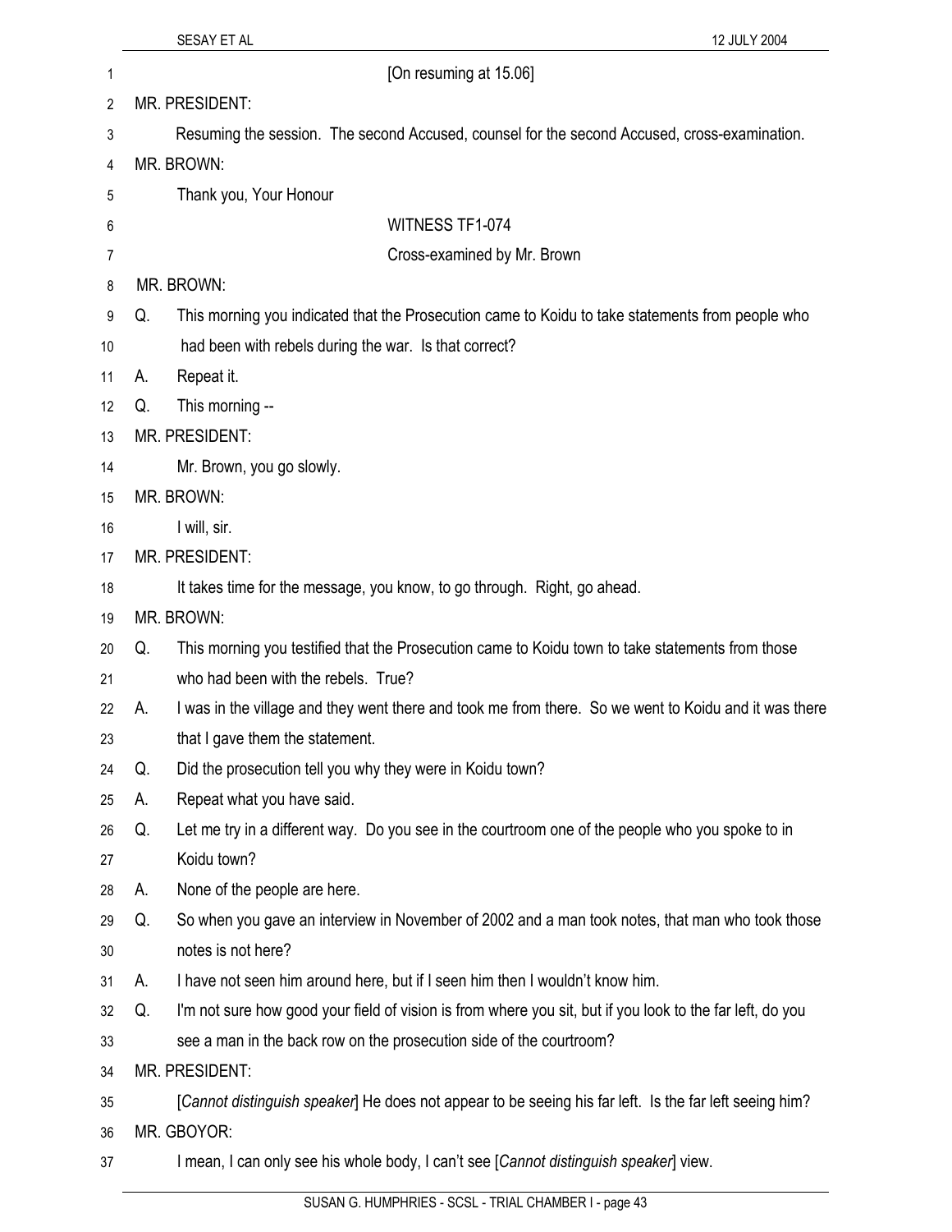[On resuming at 15.06]

MR. PRESIDENT:

Resuming the session. The second Accused, counsel for the second Accused, cross-examination.

MR. BROWN:

Thank you, Your Honour

WITNESS TF1-074

Cross-examined by Mr. Brown

MR. BROWN:

Q. This morning you indicated that the Prosecution came to Koidu to take statements from people who had been with rebels during the war. Is that correct?

A. Repeat it.

Q. This morning --

MR. PRESIDENT:

Mr. Brown, you go slowly.

MR. BROWN:

I will, sir.

MR. PRESIDENT:

It takes time for the message, you know, to go through. Right, go ahead.

MR. BROWN:

Q. This morning you testified that the Prosecution came to Koidu town to take statements from those who had been with the rebels. True?

A. I was in the village and they went there and took me from there. So we went to Koidu and it was there that I gave them the statement.

Q. Did the prosecution tell you why they were in Koidu town?

A. Repeat what you have said.

Q. Let me try in a different way. Do you see in the courtroom one of the people who you spoke to in Koidu town?

A. None of the people are here.

Q. So when you gave an interview in November of 2002 and a man took notes, that man who took those notes is not here?

A. I have not seen him around here, but if I seen him then I wouldn't know him.

Q. I'm not sure how good your field of vision is from where you sit, but if you look to the far left, do you see a man in the back row on the prosecution side of the courtroom?

MR. PRESIDENT:

[*Cannot distinguish speaker*] He does not appear to be seeing his far left. Is the far left seeing him?

MR. GBOYOR:

I mean, I can only see his whole body, I can't see [*Cannot distinguish speaker*] view.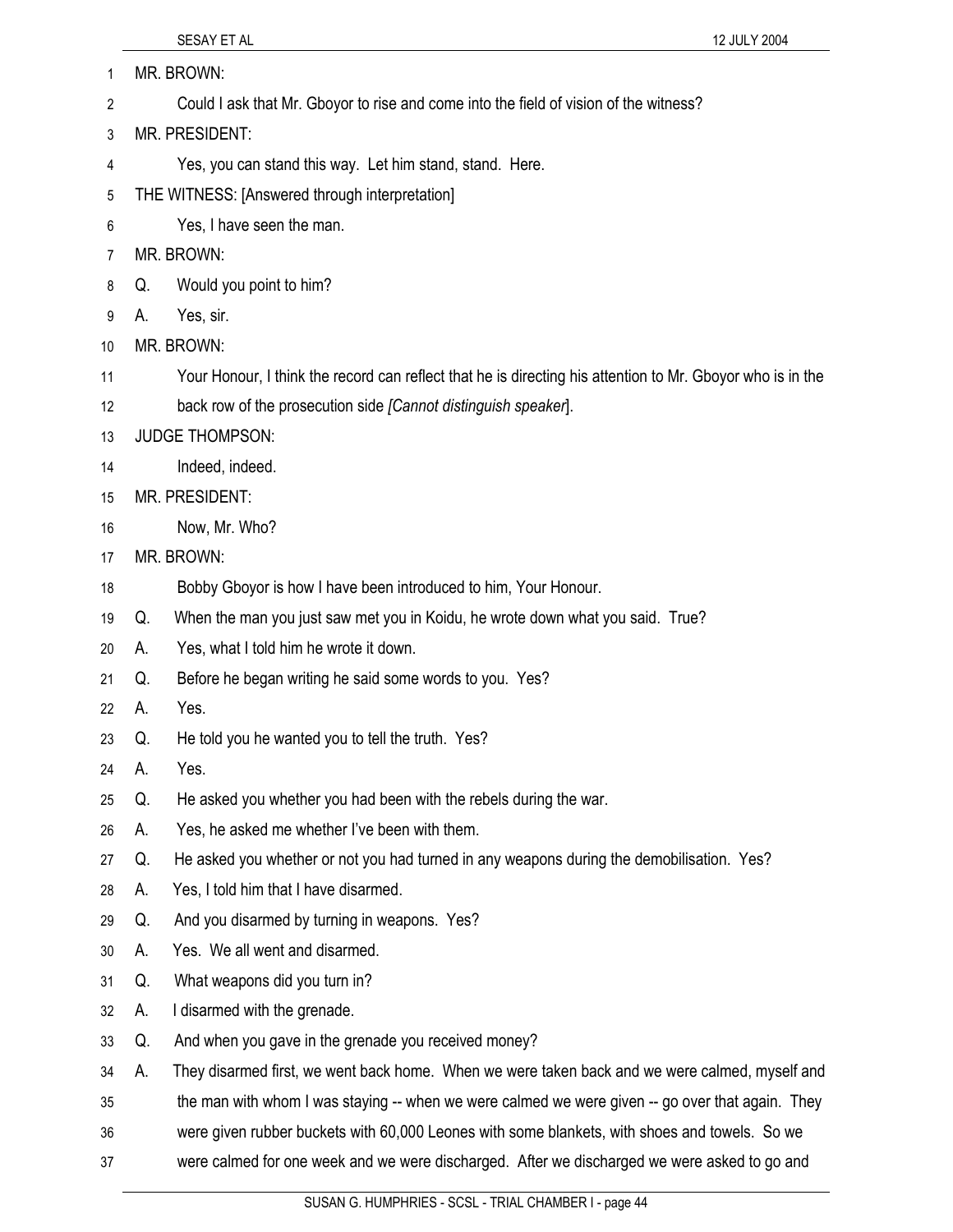MR. BROWN:

Could I ask that Mr. Gboyor to rise and come into the field of vision of the witness?

MR. PRESIDENT:

Yes, you can stand this way. Let him stand, stand. Here.

THE WITNESS: [Answered through interpretation]

Yes, I have seen the man.

MR. BROWN:

Q. Would you point to him?

A. Yes, sir.

MR. BROWN:

Your Honour, I think the record can reflect that he is directing his attention to Mr. Gboyor who is in the back row of the prosecution side *[Cannot distinguish speaker*].

JUDGE THOMPSON:

Indeed, indeed.

MR. PRESIDENT:

Now, Mr. Who?

MR. BROWN:

Bobby Gboyor is how I have been introduced to him, Your Honour.

Q. When the man you just saw met you in Koidu, he wrote down what you said. True?

A. Yes, what I told him he wrote it down.

Q. Before he began writing he said some words to you. Yes?

A. Yes.

Q. He told you he wanted you to tell the truth. Yes?

A. Yes.

Q. He asked you whether you had been with the rebels during the war.

A. Yes, he asked me whether I've been with them.

Q. He asked you whether or not you had turned in any weapons during the demobilisation. Yes?

A. Yes, I told him that I have disarmed.

Q. And you disarmed by turning in weapons. Yes?

A. Yes. We all went and disarmed.

Q. What weapons did you turn in?

A. I disarmed with the grenade.

Q. And when you gave in the grenade you received money?

A. They disarmed first, we went back home. When we were taken back and we were calmed, myself and the man with whom I was staying -- when we were calmed we were given -- go over that again. They were given rubber buckets with 60,000 Leones with some blankets, with shoes and towels. So we were calmed for one week and we were discharged. After we discharged we were asked to go and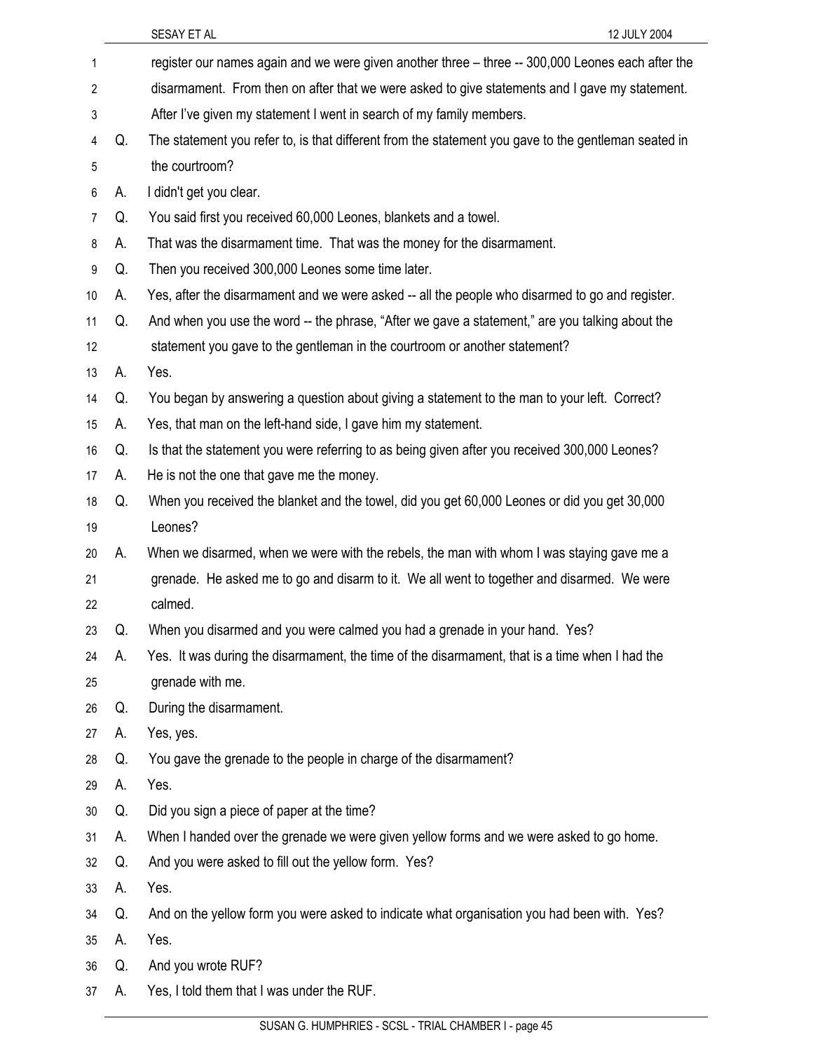register our names again and we were given another three – three -- 300,000 Leones each after the disarmament. From then on after that we were asked to give statements and I gave my statement. After I've given my statement I went in search of my family members.

Q. The statement you refer to, is that different from the statement you gave to the gentleman seated in the courtroom?

A. I didn't get you clear.

Q. You said first you received 60,000 Leones, blankets and a towel.

A. That was the disarmament time. That was the money for the disarmament.

Q. Then you received 300,000 Leones some time later.

A. Yes, after the disarmament and we were asked -- all the people who disarmed to go and register.

Q. And when you use the word -- the phrase, "After we gave a statement," are you talking about the statement you gave to the gentleman in the courtroom or another statement?

A. Yes.

Q. You began by answering a question about giving a statement to the man to your left. Correct?

A. Yes, that man on the left-hand side, I gave him my statement.

Q. Is that the statement you were referring to as being given after you received 300,000 Leones?

A. He is not the one that gave me the money.

Q. When you received the blanket and the towel, did you get 60,000 Leones or did you get 30,000 Leones?

A. When we disarmed, when we were with the rebels, the man with whom I was staying gave me a grenade. He asked me to go and disarm to it. We all went to together and disarmed. We were calmed.

Q. When you disarmed and you were calmed you had a grenade in your hand. Yes?

A. Yes. It was during the disarmament, the time of the disarmament, that is a time when I had the grenade with me.

Q. During the disarmament.

A. Yes, yes.

Q. You gave the grenade to the people in charge of the disarmament?

A. Yes.

Q. Did you sign a piece of paper at the time?

A. When I handed over the grenade we were given yellow forms and we were asked to go home.

Q. And you were asked to fill out the yellow form. Yes?

A. Yes.

Q. And on the yellow form you were asked to indicate what organisation you had been with. Yes?

A. Yes.

Q. And you wrote RUF?

A. Yes, I told them that I was under the RUF.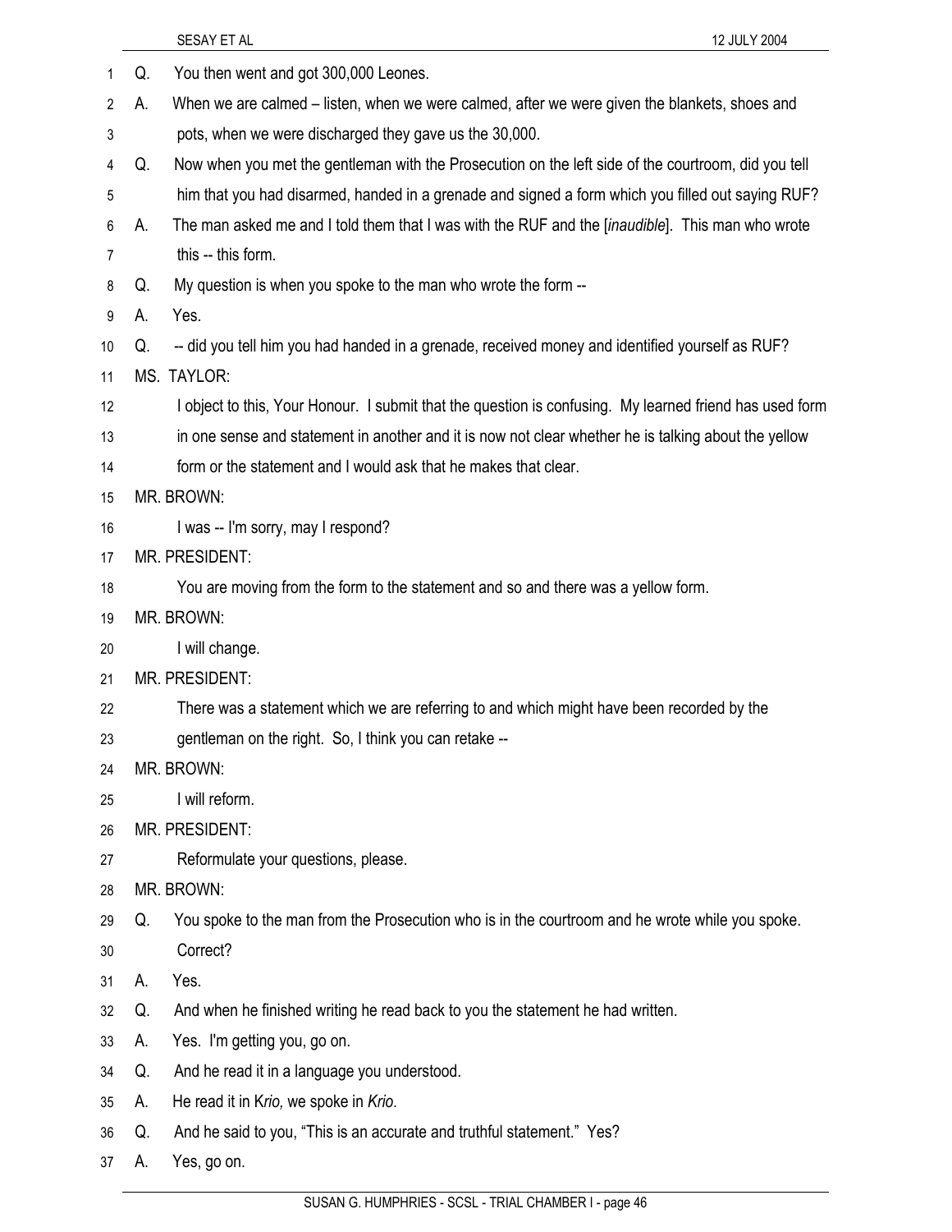Q. You then went and got 300,000 Leones.

A. When we are calmed – listen, when we were calmed, after we were given the blankets, shoes and pots, when we were discharged they gave us the 30,000.

Q. Now when you met the gentleman with the Prosecution on the left side of the courtroom, did you tell him that you had disarmed, handed in a grenade and signed a form which you filled out saying RUF?

A. The man asked me and I told them that I was with the RUF and the [*inaudible*]. This man who wrote this -- this form.

Q. My question is when you spoke to the man who wrote the form --

A. Yes.

Q. -- did you tell him you had handed in a grenade, received money and identified yourself as RUF?

MS. TAYLOR:

I object to this, Your Honour. I submit that the question is confusing. My learned friend has used form in one sense and statement in another and it is now not clear whether he is talking about the yellow form or the statement and I would ask that he makes that clear.

MR. BROWN:

I was -- I'm sorry, may I respond?

MR. PRESIDENT:

You are moving from the form to the statement and so and there was a yellow form.

MR. BROWN:

I will change.

MR. PRESIDENT:

There was a statement which we are referring to and which might have been recorded by the gentleman on the right. So, I think you can retake --

MR. BROWN:

I will reform.

MR. PRESIDENT:

Reformulate your questions, please.

MR. BROWN:

Q. You spoke to the man from the Prosecution who is in the courtroom and he wrote while you spoke. Correct?

A. Yes.

Q. And when he finished writing he read back to you the statement he had written.

A. Yes. I'm getting you, go on.

Q. And he read it in a language you understood.

A. He read it in K*rio,* we spoke in *Krio*.

Q. And he said to you, "This is an accurate and truthful statement." Yes?

A. Yes, go on.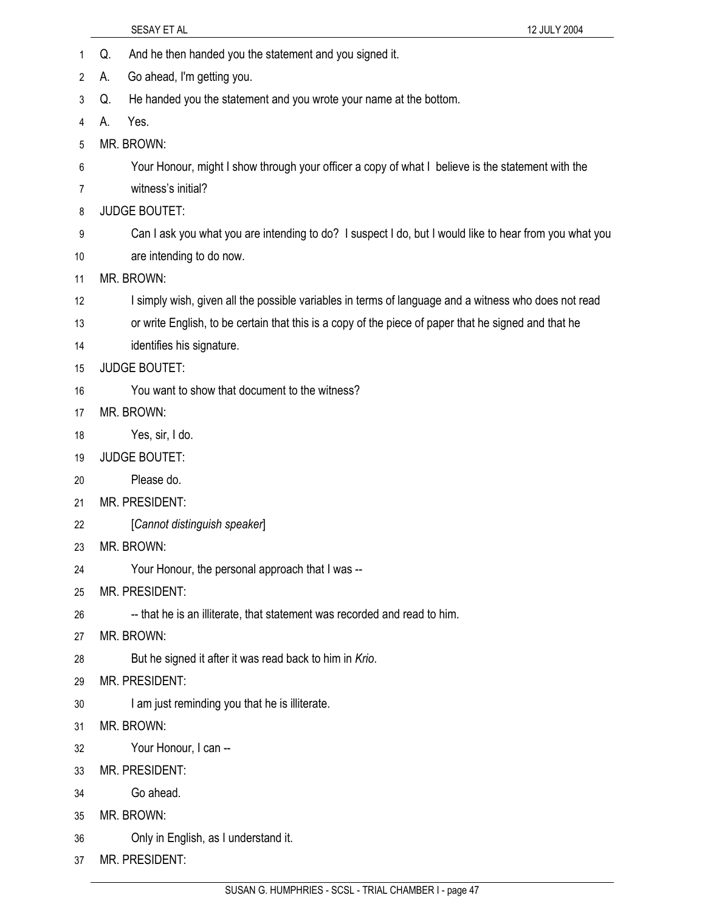Q. And he then handed you the statement and you signed it.

A. Go ahead, I'm getting you.

Q. He handed you the statement and you wrote your name at the bottom.

A. Yes.

MR. BROWN:

Your Honour, might I show through your officer a copy of what I believe is the statement with the witness's initial?

JUDGE BOUTET:

Can I ask you what you are intending to do? I suspect I do, but I would like to hear from you what you are intending to do now.

MR. BROWN:

I simply wish, given all the possible variables in terms of language and a witness who does not read or write English, to be certain that this is a copy of the piece of paper that he signed and that he identifies his signature.

JUDGE BOUTET:

You want to show that document to the witness?

MR. BROWN:

Yes, sir, I do.

JUDGE BOUTET:

Please do.

MR. PRESIDENT:

[*Cannot distinguish speaker*]

MR. BROWN:

Your Honour, the personal approach that I was --

MR. PRESIDENT:

-- that he is an illiterate, that statement was recorded and read to him.

MR. BROWN:

But he signed it after it was read back to him in *Krio*.

MR. PRESIDENT:

I am just reminding you that he is illiterate.

MR. BROWN:

Your Honour, I can --

MR. PRESIDENT:

Go ahead.

MR. BROWN:

Only in English, as I understand it.

MR. PRESIDENT: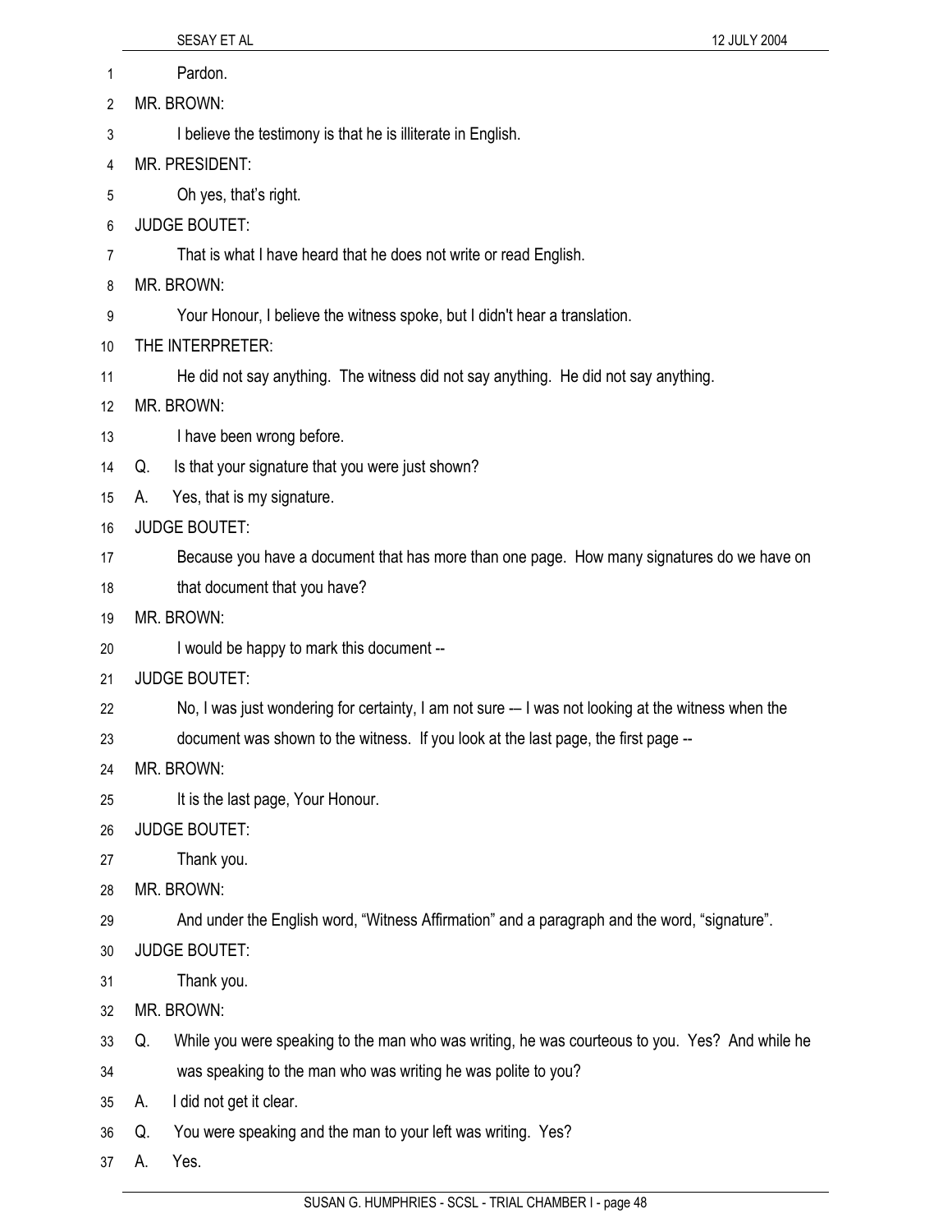Pardon.

MR. BROWN:

I believe the testimony is that he is illiterate in English.

MR. PRESIDENT:

Oh yes, that's right.

JUDGE BOUTET:

That is what I have heard that he does not write or read English.

MR. BROWN:

Your Honour, I believe the witness spoke, but I didn't hear a translation.

THE INTERPRETER:

He did not say anything. The witness did not say anything. He did not say anything.

MR. BROWN:

I have been wrong before.

Q. Is that your signature that you were just shown?

A. Yes, that is my signature.

JUDGE BOUTET:

Because you have a document that has more than one page. How many signatures do we have on that document that you have?

MR. BROWN:

I would be happy to mark this document --

JUDGE BOUTET:

No, I was just wondering for certainty, I am not sure -— I was not looking at the witness when the document was shown to the witness. If you look at the last page, the first page --

MR. BROWN:

It is the last page, Your Honour.

JUDGE BOUTET:

Thank you.

MR. BROWN:

And under the English word, "Witness Affirmation" and a paragraph and the word, "signature".

JUDGE BOUTET:

Thank you.

MR. BROWN:

Q. While you were speaking to the man who was writing, he was courteous to you. Yes? And while he was speaking to the man who was writing he was polite to you?

A. I did not get it clear.

Q. You were speaking and the man to your left was writing. Yes?

A. Yes.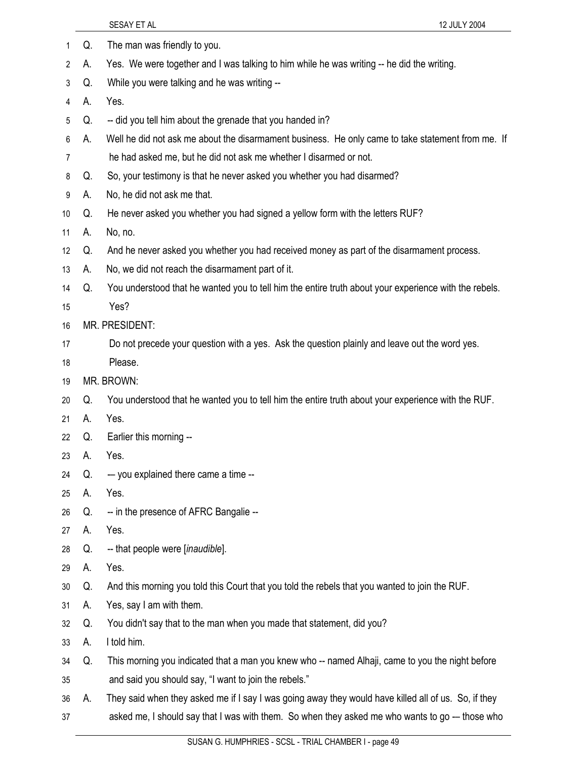Q. The man was friendly to you.

A. Yes. We were together and I was talking to him while he was writing -- he did the writing.

Q. While you were talking and he was writing --

A. Yes.

Q. -- did you tell him about the grenade that you handed in?

A. Well he did not ask me about the disarmament business. He only came to take statement from me. If he had asked me, but he did not ask me whether I disarmed or not.

Q. So, your testimony is that he never asked you whether you had disarmed?

A. No, he did not ask me that.

Q. He never asked you whether you had signed a yellow form with the letters RUF?

A. No, no.

Q. And he never asked you whether you had received money as part of the disarmament process.

A. No, we did not reach the disarmament part of it.

Q. You understood that he wanted you to tell him the entire truth about your experience with the rebels. Yes?

MR. PRESIDENT:

Do not precede your question with a yes. Ask the question plainly and leave out the word yes. Please.

MR. BROWN:

Q. You understood that he wanted you to tell him the entire truth about your experience with the RUF.

A. Yes.

Q. Earlier this morning --

A. Yes.

Q. -– you explained there came a time --

A. Yes.

Q. -- in the presence of AFRC Bangalie --

A. Yes.

Q. -- that people were [*inaudible*].

A. Yes.

Q. And this morning you told this Court that you told the rebels that you wanted to join the RUF.

A. Yes, say I am with them.

Q. You didn't say that to the man when you made that statement, did you?

A. I told him.

Q. This morning you indicated that a man you knew who -- named Alhaji, came to you the night before and said you should say, "I want to join the rebels."

A. They said when they asked me if I say I was going away they would have killed all of us. So, if they asked me, I should say that I was with them. So when they asked me who wants to go -– those who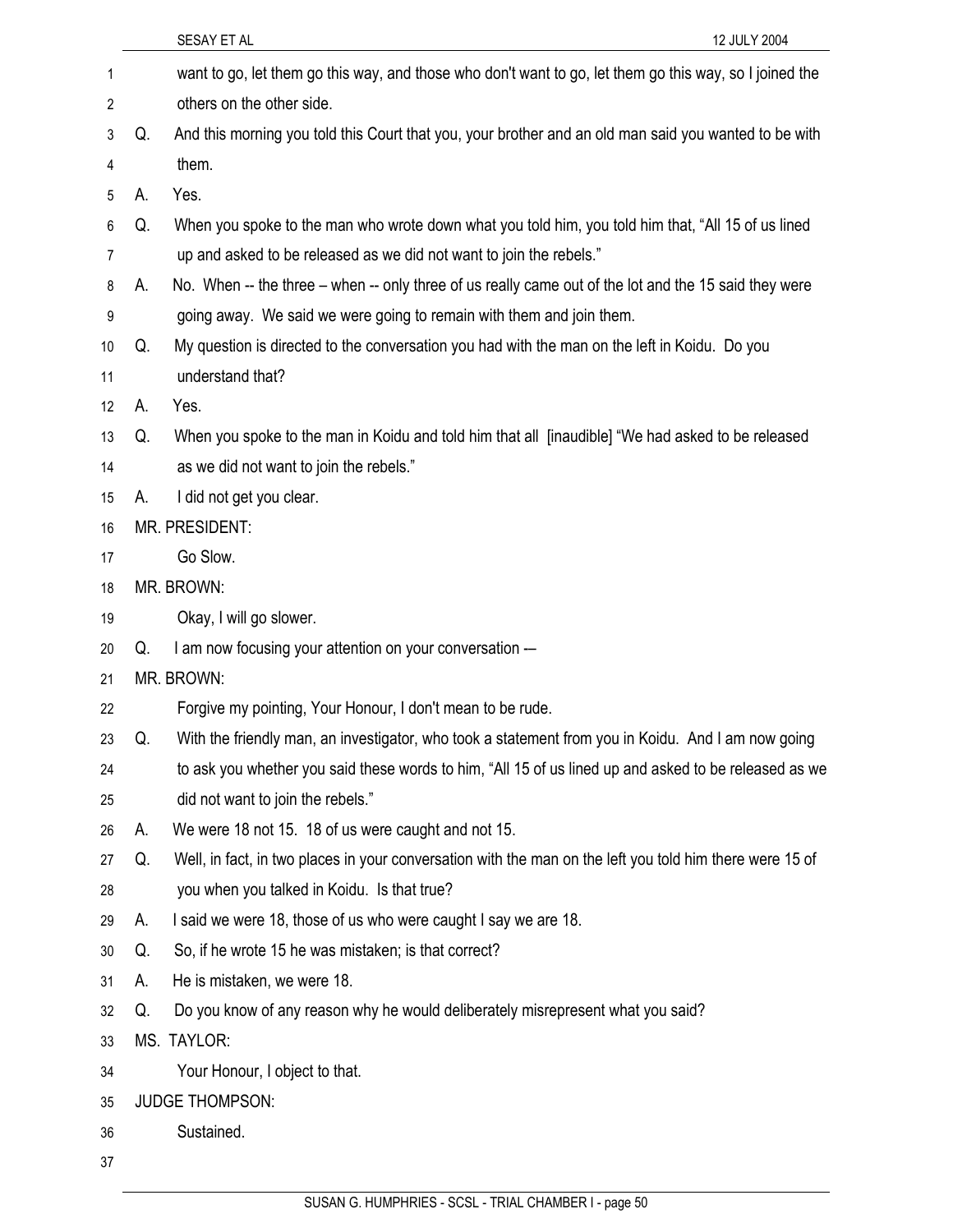want to go, let them go this way, and those who don't want to go, let them go this way, so I joined the others on the other side.

Q. And this morning you told this Court that you, your brother and an old man said you wanted to be with them.

A. Yes.

Q. When you spoke to the man who wrote down what you told him, you told him that, "All 15 of us lined up and asked to be released as we did not want to join the rebels."

A. No. When -- the three – when -- only three of us really came out of the lot and the 15 said they were going away. We said we were going to remain with them and join them.

Q. My question is directed to the conversation you had with the man on the left in Koidu. Do you understand that?

A. Yes.

Q. When you spoke to the man in Koidu and told him that all [inaudible] "We had asked to be released as we did not want to join the rebels."

A. I did not get you clear.

MR. PRESIDENT:

Go Slow.

MR. BROWN:

Okay, I will go slower.

Q. I am now focusing your attention on your conversation -—

MR. BROWN:

Forgive my pointing, Your Honour, I don't mean to be rude.

Q. With the friendly man, an investigator, who took a statement from you in Koidu. And I am now going to ask you whether you said these words to him, "All 15 of us lined up and asked to be released as we did not want to join the rebels."

A. We were 18 not 15. 18 of us were caught and not 15.

Q. Well, in fact, in two places in your conversation with the man on the left you told him there were 15 of you when you talked in Koidu. Is that true?

A. I said we were 18, those of us who were caught I say we are 18.

Q. So, if he wrote 15 he was mistaken; is that correct?

A. He is mistaken, we were 18.

Q. Do you know of any reason why he would deliberately misrepresent what you said?

MS. TAYLOR:

Your Honour, I object to that.

JUDGE THOMPSON:

Sustained.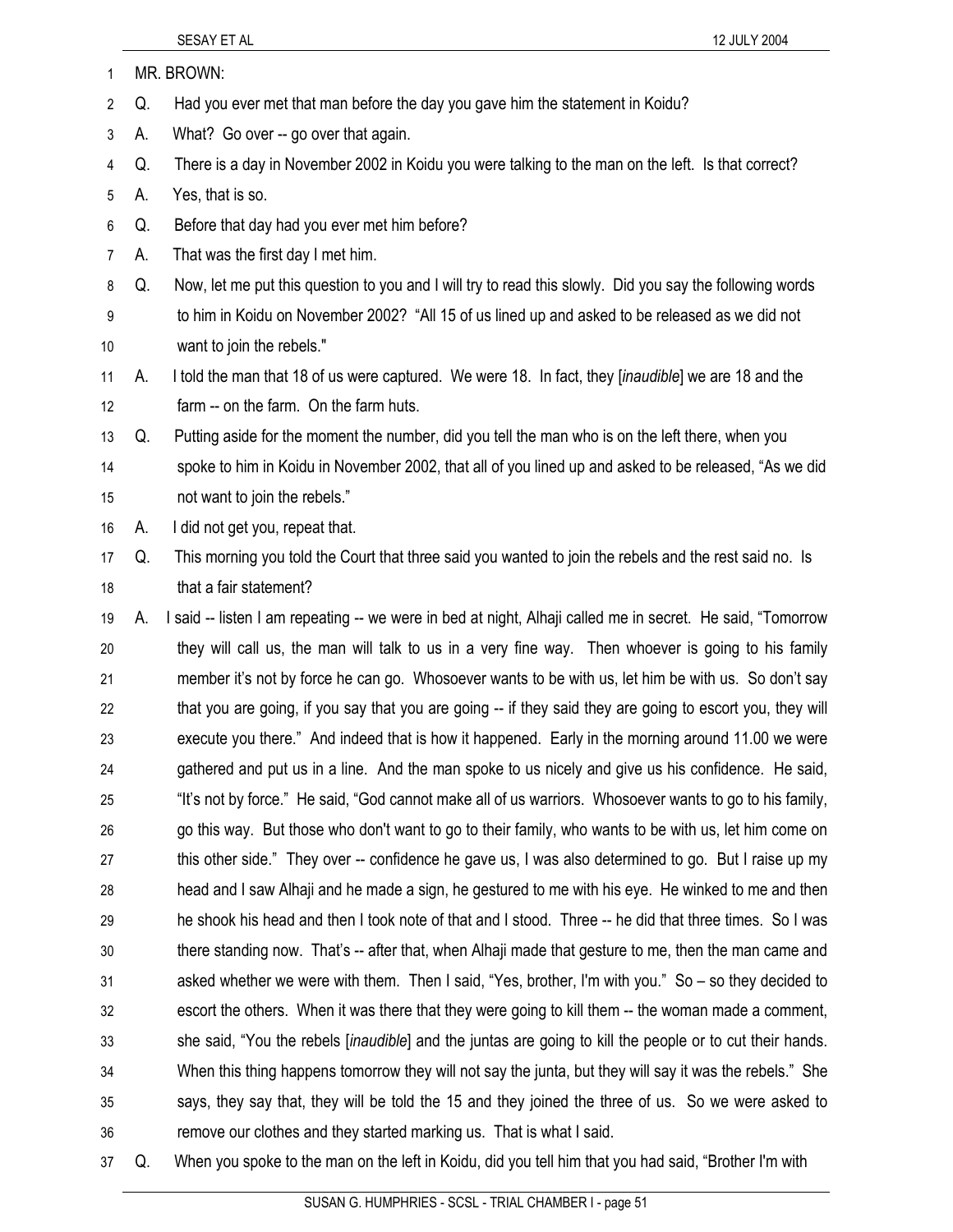MR. BROWN:

Q. Had you ever met that man before the day you gave him the statement in Koidu?

A. What? Go over -- go over that again.

Q. There is a day in November 2002 in Koidu you were talking to the man on the left. Is that correct?

A. Yes, that is so.

Q. Before that day had you ever met him before?

A. That was the first day I met him.

Q. Now, let me put this question to you and I will try to read this slowly. Did you say the following words to him in Koidu on November 2002? "All 15 of us lined up and asked to be released as we did not want to join the rebels."

A. I told the man that 18 of us were captured. We were 18. In fact, they [*inaudible*] we are 18 and the farm -- on the farm. On the farm huts.

Q. Putting aside for the moment the number, did you tell the man who is on the left there, when you spoke to him in Koidu in November 2002, that all of you lined up and asked to be released, "As we did not want to join the rebels."

A. I did not get you, repeat that.

Q. This morning you told the Court that three said you wanted to join the rebels and the rest said no. Is that a fair statement?

A. I said -- listen I am repeating -- we were in bed at night, Alhaji called me in secret. He said, "Tomorrow they will call us, the man will talk to us in a very fine way. Then whoever is going to his family member it's not by force he can go. Whosoever wants to be with us, let him be with us. So don't say that you are going, if you say that you are going -- if they said they are going to escort you, they will execute you there." And indeed that is how it happened. Early in the morning around 11.00 we were gathered and put us in a line. And the man spoke to us nicely and give us his confidence. He said, "It's not by force." He said, "God cannot make all of us warriors. Whosoever wants to go to his family, go this way. But those who don't want to go to their family, who wants to be with us, let him come on this other side." They over -- confidence he gave us, I was also determined to go. But I raise up my head and I saw Alhaji and he made a sign, he gestured to me with his eye. He winked to me and then he shook his head and then I took note of that and I stood. Three -- he did that three times. So I was there standing now. That's -- after that, when Alhaji made that gesture to me, then the man came and asked whether we were with them. Then I said, "Yes, brother, I'm with you." So – so they decided to escort the others. When it was there that they were going to kill them -- the woman made a comment, she said, "You the rebels [*inaudible*] and the juntas are going to kill the people or to cut their hands. When this thing happens tomorrow they will not say the junta, but they will say it was the rebels." She says, they say that, they will be told the 15 and they joined the three of us. So we were asked to remove our clothes and they started marking us. That is what I said.

Q. When you spoke to the man on the left in Koidu, did you tell him that you had said, "Brother I'm with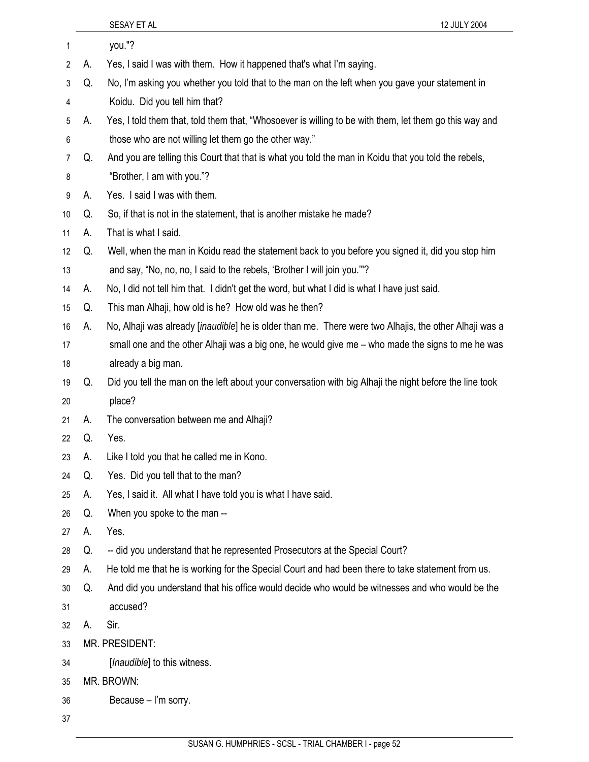you."?

A. Yes, I said I was with them. How it happened that's what I'm saying.

Q. No, I'm asking you whether you told that to the man on the left when you gave your statement in Koidu. Did you tell him that?

A. Yes, I told them that, told them that, "Whosoever is willing to be with them, let them go this way and those who are not willing let them go the other way."

Q. And you are telling this Court that that is what you told the man in Koidu that you told the rebels, "Brother, I am with you."?

A. Yes. I said I was with them.

Q. So, if that is not in the statement, that is another mistake he made?

A. That is what I said.

Q. Well, when the man in Koidu read the statement back to you before you signed it, did you stop him and say, "No, no, no, I said to the rebels, 'Brother I will join you.'"?

A. No, I did not tell him that. I didn't get the word, but what I did is what I have just said.

Q. This man Alhaji, how old is he? How old was he then?

A. No, Alhaji was already [*inaudible*] he is older than me. There were two Alhajis, the other Alhaji was a small one and the other Alhaji was a big one, he would give me – who made the signs to me he was already a big man.

Q. Did you tell the man on the left about your conversation with big Alhaji the night before the line took place?

A. The conversation between me and Alhaji?

Q. Yes.

A. Like I told you that he called me in Kono.

Q. Yes. Did you tell that to the man?

A. Yes, I said it. All what I have told you is what I have said.

Q. When you spoke to the man --

A. Yes.

Q. -- did you understand that he represented Prosecutors at the Special Court?

A. He told me that he is working for the Special Court and had been there to take statement from us.

Q. And did you understand that his office would decide who would be witnesses and who would be the accused?

A. Sir.

MR. PRESIDENT:

[*Inaudible*] to this witness.

MR. BROWN:

Because – I'm sorry.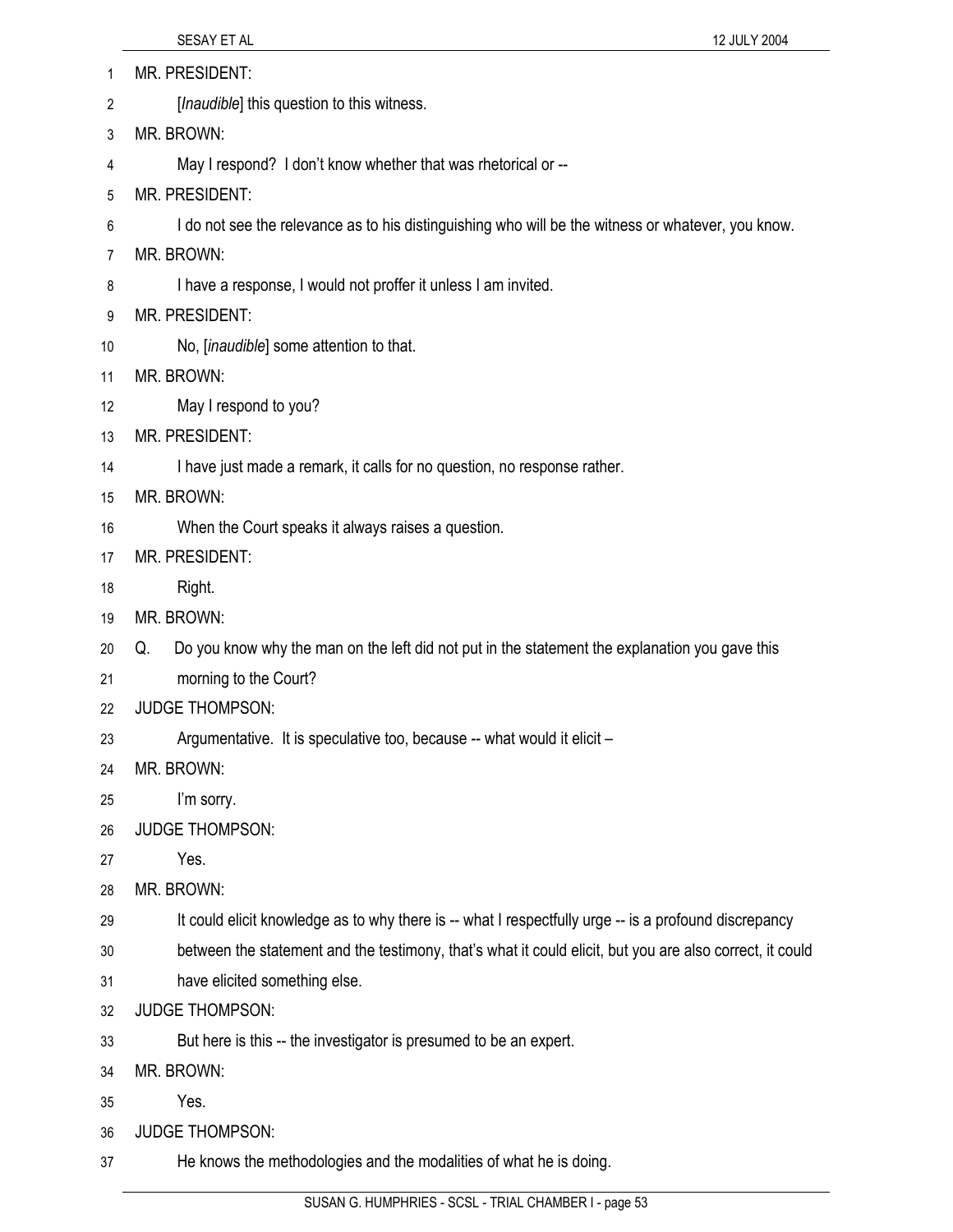MR. PRESIDENT:

[*Inaudible*] this question to this witness.

MR. BROWN:

May I respond? I don't know whether that was rhetorical or --

MR. PRESIDENT:

I do not see the relevance as to his distinguishing who will be the witness or whatever, you know.

MR. BROWN:

I have a response, I would not proffer it unless I am invited.

MR. PRESIDENT:

No, [*inaudible*] some attention to that.

MR. BROWN:

May I respond to you?

MR. PRESIDENT:

I have just made a remark, it calls for no question, no response rather.

MR. BROWN:

When the Court speaks it always raises a question.

MR. PRESIDENT:

Right.

MR. BROWN:

Q. Do you know why the man on the left did not put in the statement the explanation you gave this morning to the Court?

JUDGE THOMPSON:

Argumentative. It is speculative too, because -- what would it elicit –

MR. BROWN:

I'm sorry.

JUDGE THOMPSON:

Yes.

MR. BROWN:

It could elicit knowledge as to why there is -- what I respectfully urge -- is a profound discrepancy between the statement and the testimony, that's what it could elicit, but you are also correct, it could have elicited something else.

JUDGE THOMPSON:

But here is this -- the investigator is presumed to be an expert.

MR. BROWN:

Yes.

JUDGE THOMPSON:

He knows the methodologies and the modalities of what he is doing.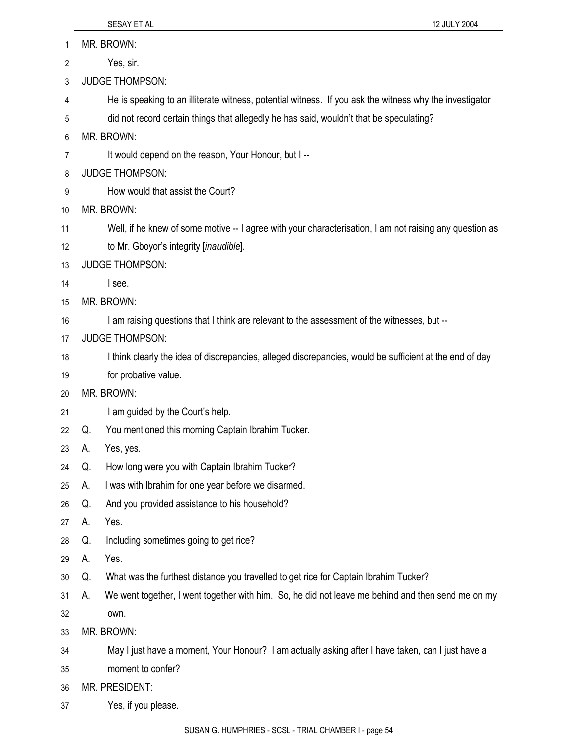MR. BROWN:

Yes, sir.

JUDGE THOMPSON:

He is speaking to an illiterate witness, potential witness. If you ask the witness why the investigator did not record certain things that allegedly he has said, wouldn't that be speculating?

MR. BROWN:

It would depend on the reason, Your Honour, but I --

JUDGE THOMPSON:

How would that assist the Court?

MR. BROWN:

Well, if he knew of some motive -- I agree with your characterisation, I am not raising any question as to Mr. Gboyor's integrity [*inaudible*].

JUDGE THOMPSON:

I see.

MR. BROWN:

I am raising questions that I think are relevant to the assessment of the witnesses, but --

JUDGE THOMPSON:

I think clearly the idea of discrepancies, alleged discrepancies, would be sufficient at the end of day for probative value.

MR. BROWN:

I am guided by the Court's help.

Q. You mentioned this morning Captain Ibrahim Tucker.

A. Yes, yes.

Q. How long were you with Captain Ibrahim Tucker?

A. I was with Ibrahim for one year before we disarmed.

Q. And you provided assistance to his household?

A. Yes.

Q. Including sometimes going to get rice?

A. Yes.

Q. What was the furthest distance you travelled to get rice for Captain Ibrahim Tucker?

A. We went together, I went together with him. So, he did not leave me behind and then send me on my own.

MR. BROWN:

May I just have a moment, Your Honour? I am actually asking after I have taken, can I just have a moment to confer?

MR. PRESIDENT:

Yes, if you please.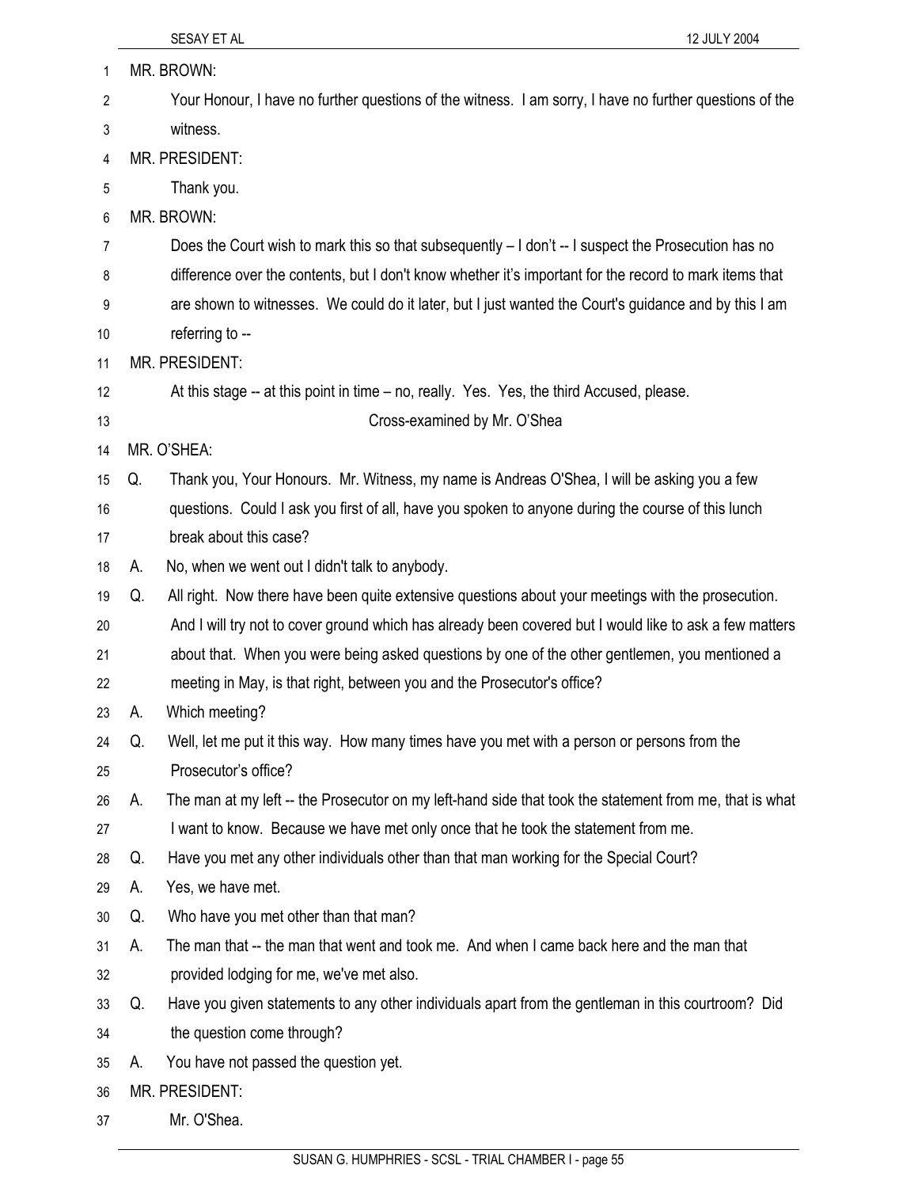MR. BROWN:

Your Honour, I have no further questions of the witness. I am sorry, I have no further questions of the witness.

MR. PRESIDENT:

Thank you.

MR. BROWN:

Does the Court wish to mark this so that subsequently – I don't -- I suspect the Prosecution has no difference over the contents, but I don't know whether it's important for the record to mark items that are shown to witnesses. We could do it later, but I just wanted the Court's guidance and by this I am referring to --

MR. PRESIDENT:

At this stage -- at this point in time – no, really. Yes. Yes, the third Accused, please.

Cross-examined by Mr. O'Shea

MR. O'SHEA:

Q. Thank you, Your Honours. Mr. Witness, my name is Andreas O'Shea, I will be asking you a few questions. Could I ask you first of all, have you spoken to anyone during the course of this lunch break about this case?

A. No, when we went out I didn't talk to anybody.

Q. All right. Now there have been quite extensive questions about your meetings with the prosecution. And I will try not to cover ground which has already been covered but I would like to ask a few matters about that. When you were being asked questions by one of the other gentlemen, you mentioned a meeting in May, is that right, between you and the Prosecutor's office?

A. Which meeting?

Q. Well, let me put it this way. How many times have you met with a person or persons from the Prosecutor's office?

A. The man at my left -- the Prosecutor on my left-hand side that took the statement from me, that is what I want to know. Because we have met only once that he took the statement from me.

Q. Have you met any other individuals other than that man working for the Special Court?

A. Yes, we have met.

Q. Who have you met other than that man?

A. The man that -- the man that went and took me. And when I came back here and the man that provided lodging for me, we've met also.

Q. Have you given statements to any other individuals apart from the gentleman in this courtroom? Did the question come through?

A. You have not passed the question yet.

MR. PRESIDENT:

Mr. O'Shea.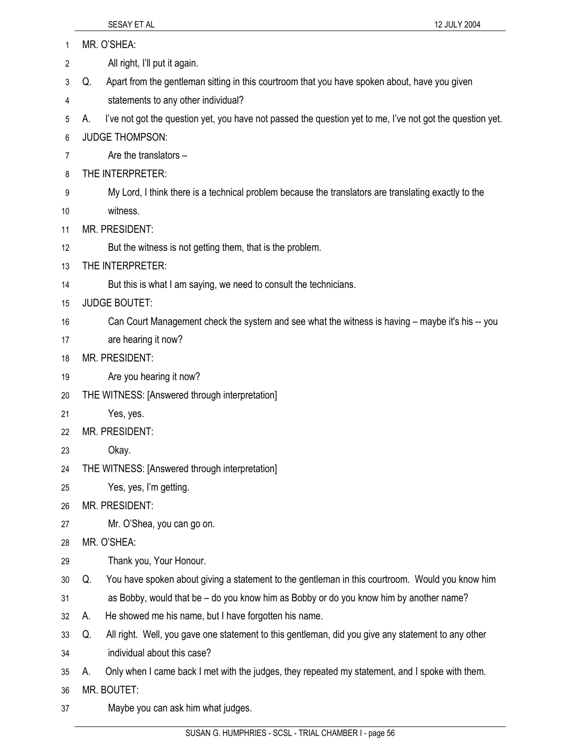MR. O'SHEA:

All right, I'll put it again.

Q. Apart from the gentleman sitting in this courtroom that you have spoken about, have you given statements to any other individual?

A. I've not got the question yet, you have not passed the question yet to me, I've not got the question yet.

JUDGE THOMPSON:

Are the translators –

THE INTERPRETER:

My Lord, I think there is a technical problem because the translators are translating exactly to the witness.

MR. PRESIDENT:

But the witness is not getting them, that is the problem.

THE INTERPRETER:

But this is what I am saying, we need to consult the technicians.

JUDGE BOUTET:

Can Court Management check the system and see what the witness is having – maybe it's his -- you are hearing it now?

MR. PRESIDENT:

Are you hearing it now?

THE WITNESS: [Answered through interpretation]

Yes, yes.

MR. PRESIDENT:

Okay.

THE WITNESS: [Answered through interpretation]

Yes, yes, I'm getting.

MR. PRESIDENT:

Mr. O'Shea, you can go on.

MR. O'SHEA:

Thank you, Your Honour.

Q. You have spoken about giving a statement to the gentleman in this courtroom. Would you know him as Bobby, would that be – do you know him as Bobby or do you know him by another name?

A. He showed me his name, but I have forgotten his name.

Q. All right. Well, you gave one statement to this gentleman, did you give any statement to any other individual about this case?

A. Only when I came back I met with the judges, they repeated my statement, and I spoke with them.

MR. BOUTET:

Maybe you can ask him what judges.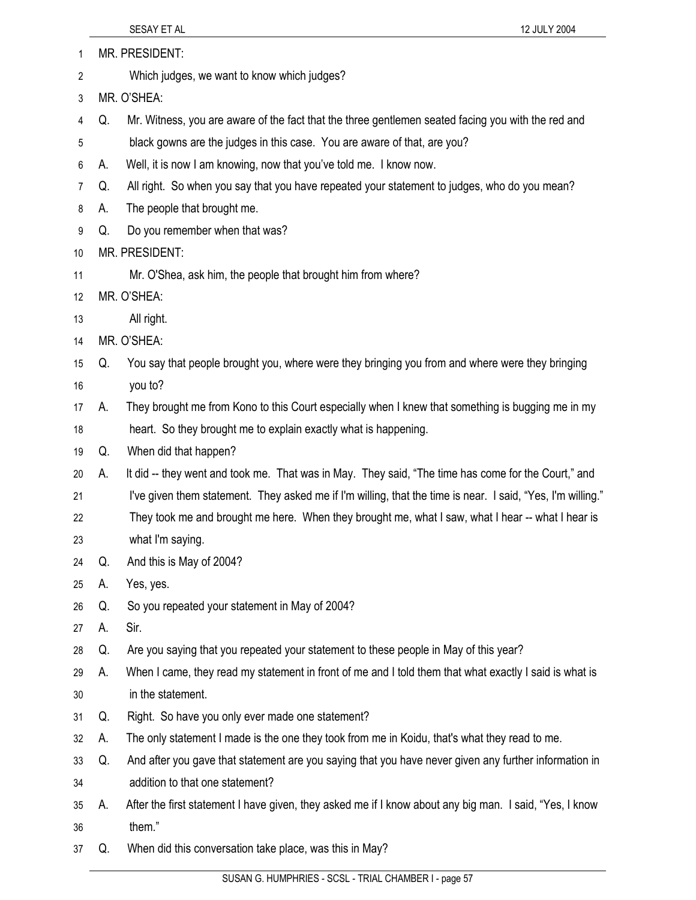MR. PRESIDENT:

Which judges, we want to know which judges?

MR. O'SHEA:

Q. Mr. Witness, you are aware of the fact that the three gentlemen seated facing you with the red and black gowns are the judges in this case. You are aware of that, are you?

A. Well, it is now I am knowing, now that you've told me. I know now.

Q. All right. So when you say that you have repeated your statement to judges, who do you mean?

A. The people that brought me.

Q. Do you remember when that was?

MR. PRESIDENT:

Mr. O'Shea, ask him, the people that brought him from where?

MR. O'SHEA:

All right.

MR. O'SHEA:

Q. You say that people brought you, where were they bringing you from and where were they bringing you to?

A. They brought me from Kono to this Court especially when I knew that something is bugging me in my heart. So they brought me to explain exactly what is happening.

Q. When did that happen?

A. It did -- they went and took me. That was in May. They said, "The time has come for the Court," and I've given them statement. They asked me if I'm willing, that the time is near. I said, "Yes, I'm willing." They took me and brought me here. When they brought me, what I saw, what I hear -- what I hear is what I'm saying.

Q. And this is May of 2004?

A. Yes, yes.

Q. So you repeated your statement in May of 2004?

A. Sir.

Q. Are you saying that you repeated your statement to these people in May of this year?

A. When I came, they read my statement in front of me and I told them that what exactly I said is what is in the statement.

Q. Right. So have you only ever made one statement?

A. The only statement I made is the one they took from me in Koidu, that's what they read to me.

Q. And after you gave that statement are you saying that you have never given any further information in addition to that one statement?

A. After the first statement I have given, they asked me if I know about any big man. I said, "Yes, I know them."

Q. When did this conversation take place, was this in May?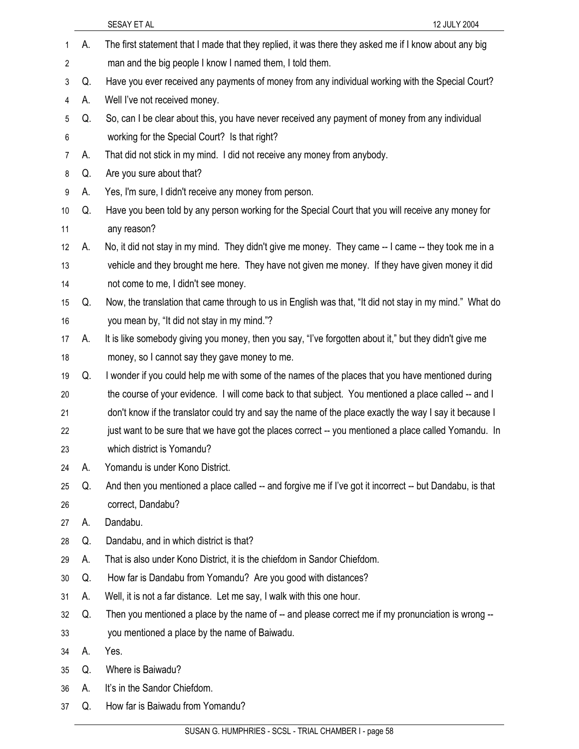A. The first statement that I made that they replied, it was there they asked me if I know about any big man and the big people I know I named them, I told them.

Q. Have you ever received any payments of money from any individual working with the Special Court?

A. Well I've not received money.

Q. So, can I be clear about this, you have never received any payment of money from any individual working for the Special Court? Is that right?

A. That did not stick in my mind. I did not receive any money from anybody.

Q. Are you sure about that?

A. Yes, I'm sure, I didn't receive any money from person.

Q. Have you been told by any person working for the Special Court that you will receive any money for any reason?

A. No, it did not stay in my mind. They didn't give me money. They came -- I came -- they took me in a vehicle and they brought me here. They have not given me money. If they have given money it did not come to me, I didn't see money.

Q. Now, the translation that came through to us in English was that, "It did not stay in my mind." What do you mean by, "It did not stay in my mind."?

A. It is like somebody giving you money, then you say, "I've forgotten about it," but they didn't give me money, so I cannot say they gave money to me.

Q. I wonder if you could help me with some of the names of the places that you have mentioned during the course of your evidence. I will come back to that subject. You mentioned a place called -- and I don't know if the translator could try and say the name of the place exactly the way I say it because I just want to be sure that we have got the places correct -- you mentioned a place called Yomandu. In which district is Yomandu?

A. Yomandu is under Kono District.

Q. And then you mentioned a place called -- and forgive me if I've got it incorrect -- but Dandabu, is that correct, Dandabu?

A. Dandabu.

Q. Dandabu, and in which district is that?

A. That is also under Kono District, it is the chiefdom in Sandor Chiefdom.

Q. How far is Dandabu from Yomandu? Are you good with distances?

A. Well, it is not a far distance. Let me say, I walk with this one hour.

Q. Then you mentioned a place by the name of -- and please correct me if my pronunciation is wrong -- you mentioned a place by the name of Baiwadu.

A. Yes.

Q. Where is Baiwadu?

A. It's in the Sandor Chiefdom.

Q. How far is Baiwadu from Yomandu?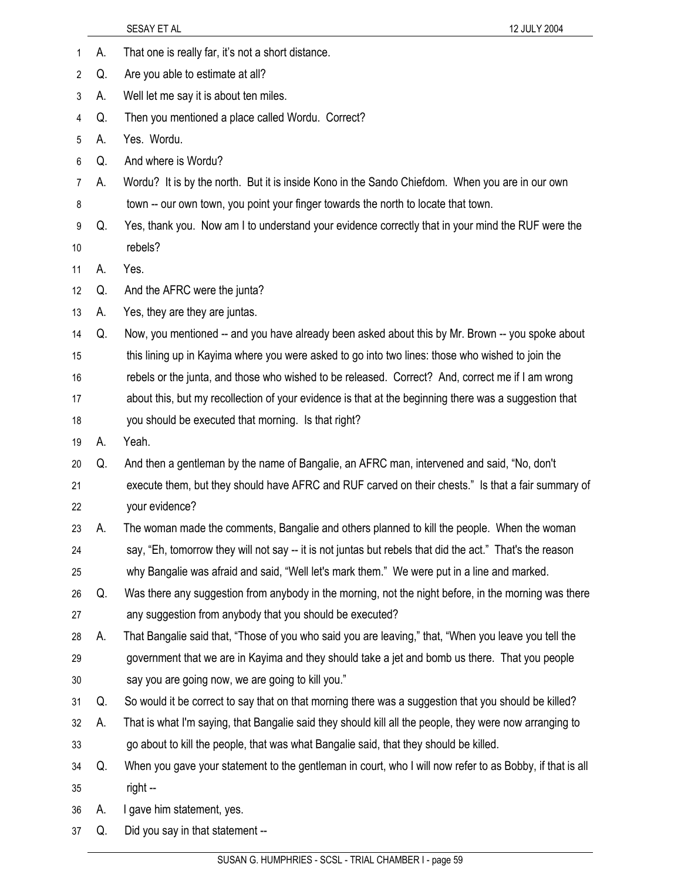A. That one is really far, it's not a short distance.

Q. Are you able to estimate at all?

A. Well let me say it is about ten miles.

Q. Then you mentioned a place called Wordu. Correct?

A. Yes. Wordu.

Q. And where is Wordu?

A. Wordu? It is by the north. But it is inside Kono in the Sando Chiefdom. When you are in our own town -- our own town, you point your finger towards the north to locate that town.

Q. Yes, thank you. Now am I to understand your evidence correctly that in your mind the RUF were the rebels?

A. Yes.

Q. And the AFRC were the junta?

A. Yes, they are they are juntas.

Q. Now, you mentioned -- and you have already been asked about this by Mr. Brown -- you spoke about this lining up in Kayima where you were asked to go into two lines: those who wished to join the rebels or the junta, and those who wished to be released. Correct? And, correct me if I am wrong about this, but my recollection of your evidence is that at the beginning there was a suggestion that you should be executed that morning. Is that right?

A. Yeah.

Q. And then a gentleman by the name of Bangalie, an AFRC man, intervened and said, "No, don't execute them, but they should have AFRC and RUF carved on their chests." Is that a fair summary of your evidence?

A. The woman made the comments, Bangalie and others planned to kill the people. When the woman say, "Eh, tomorrow they will not say -- it is not juntas but rebels that did the act." That's the reason why Bangalie was afraid and said, "Well let's mark them." We were put in a line and marked.

Q. Was there any suggestion from anybody in the morning, not the night before, in the morning was there any suggestion from anybody that you should be executed?

A. That Bangalie said that, "Those of you who said you are leaving," that, "When you leave you tell the government that we are in Kayima and they should take a jet and bomb us there. That you people say you are going now, we are going to kill you."

Q. So would it be correct to say that on that morning there was a suggestion that you should be killed?

A. That is what I'm saying, that Bangalie said they should kill all the people, they were now arranging to go about to kill the people, that was what Bangalie said, that they should be killed.

Q. When you gave your statement to the gentleman in court, who I will now refer to as Bobby, if that is all right --

A. I gave him statement, yes.

Q. Did you say in that statement --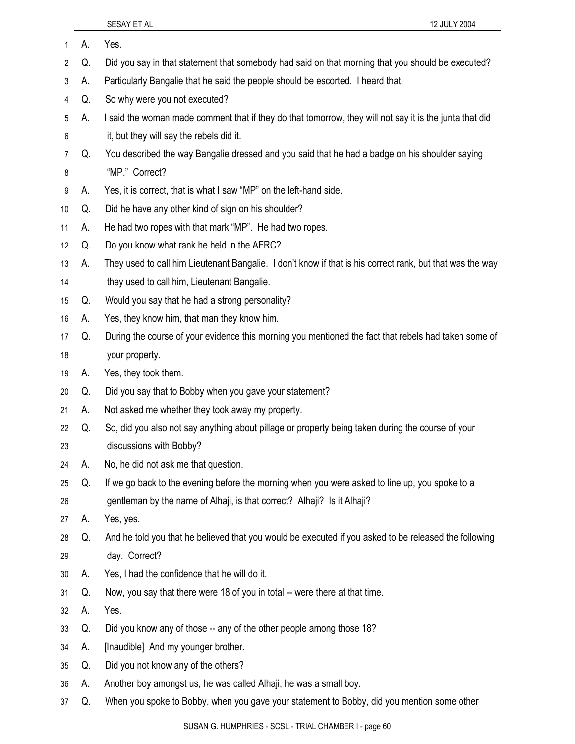1 A. Yes.

2 Q. Did you say in that statement that somebody had said on that morning that you should be executed?

3 A. Particularly Bangalie that he said the people should be escorted. I heard that.

4 Q. So why were you not executed?

5 A. I said the woman made comment that if they do that tomorrow, they will not say it is the junta that did

6 it, but they will say the rebels did it.

7 Q. You described the way Bangalie dressed and you said that he had a badge on his shoulder saying

8 "MP." Correct?

9 A. Yes, it is correct, that is what I saw "MP" on the left-hand side.

10 Q. Did he have any other kind of sign on his shoulder?

11 A. He had two ropes with that mark "MP". He had two ropes.

12 Q. Do you know what rank he held in the AFRC?

13 A. They used to call him Lieutenant Bangalie. I don't know if that is his correct rank, but that was the way

14 they used to call him, Lieutenant Bangalie.

15 Q. Would you say that he had a strong personality?

16 A. Yes, they know him, that man they know him.

17 Q. During the course of your evidence this morning you mentioned the fact that rebels had taken some of

18 your property.

19 A. Yes, they took them.

20 Q. Did you say that to Bobby when you gave your statement?

21 A. Not asked me whether they took away my property.

22 Q. So, did you also not say anything about pillage or property being taken during the course of your

23 discussions with Bobby?

24 A. No, he did not ask me that question.

25 Q. If we go back to the evening before the morning when you were asked to line up, you spoke to a

26 gentleman by the name of Alhaji, is that correct? Alhaji? Is it Alhaji?

27 A. Yes, yes.

28 Q. And he told you that he believed that you would be executed if you asked to be released the following

29 day. Correct?

30 A. Yes, I had the confidence that he will do it.

31 Q. Now, you say that there were 18 of you in total -- were there at that time.

32 A. Yes.

33 Q. Did you know any of those -- any of the other people among those 18?

34 A. [Inaudible] And my younger brother.

35 Q. Did you not know any of the others?

36 A. Another boy amongst us, he was called Alhaji, he was a small boy.

37 Q. When you spoke to Bobby, when you gave your statement to Bobby, did you mention some other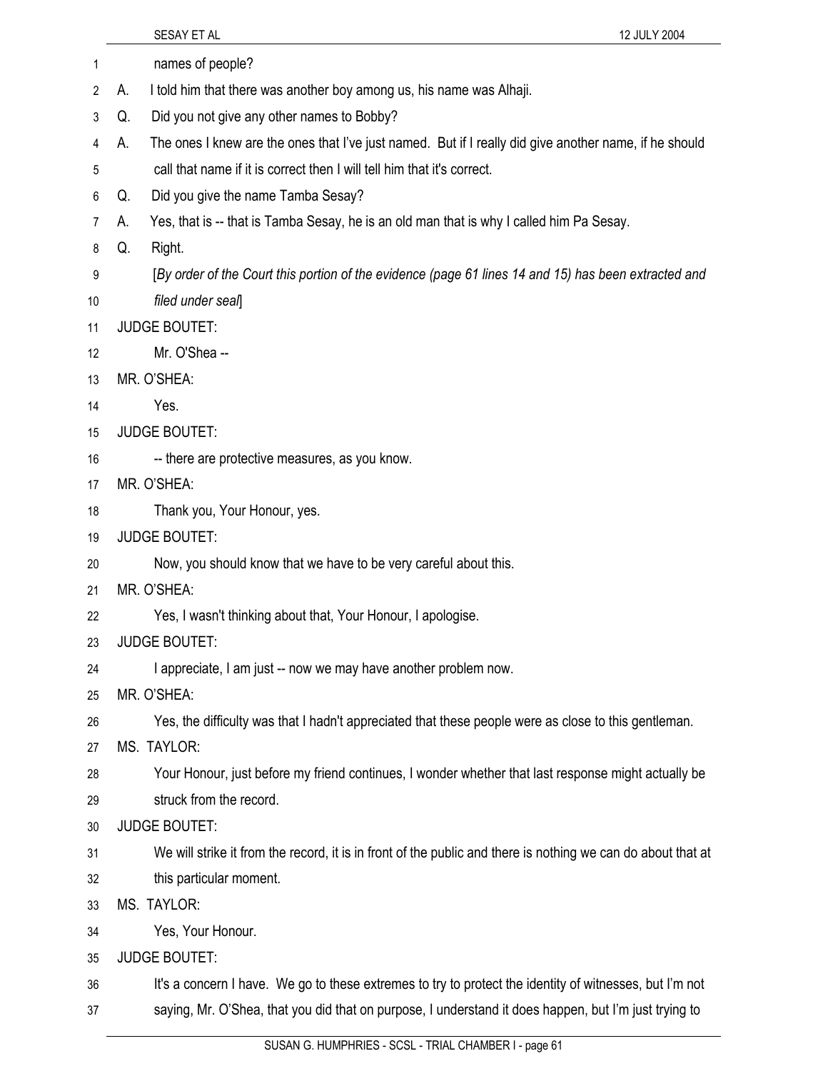names of people?

A. I told him that there was another boy among us, his name was Alhaji.

Q. Did you not give any other names to Bobby?

A. The ones I knew are the ones that I've just named. But if I really did give another name, if he should call that name if it is correct then I will tell him that it's correct.

Q. Did you give the name Tamba Sesay?

A. Yes, that is -- that is Tamba Sesay, he is an old man that is why I called him Pa Sesay.

Q. Right.

[*By order of the Court this portion of the evidence (page 61 lines 14 and 15) has been extracted and filed under seal*]

JUDGE BOUTET:

Mr. O'Shea --

MR. O'SHEA:

Yes.

JUDGE BOUTET:

-- there are protective measures, as you know.

MR. O'SHEA:

Thank you, Your Honour, yes.

JUDGE BOUTET:

Now, you should know that we have to be very careful about this.

MR. O'SHEA:

Yes, I wasn't thinking about that, Your Honour, I apologise.

JUDGE BOUTET:

I appreciate, I am just -- now we may have another problem now.

MR. O'SHEA:

Yes, the difficulty was that I hadn't appreciated that these people were as close to this gentleman.

MS. TAYLOR:

Your Honour, just before my friend continues, I wonder whether that last response might actually be struck from the record.

JUDGE BOUTET:

We will strike it from the record, it is in front of the public and there is nothing we can do about that at this particular moment.

MS. TAYLOR:

Yes, Your Honour.

JUDGE BOUTET:

It's a concern I have. We go to these extremes to try to protect the identity of witnesses, but I'm not saying, Mr. O'Shea, that you did that on purpose, I understand it does happen, but I'm just trying to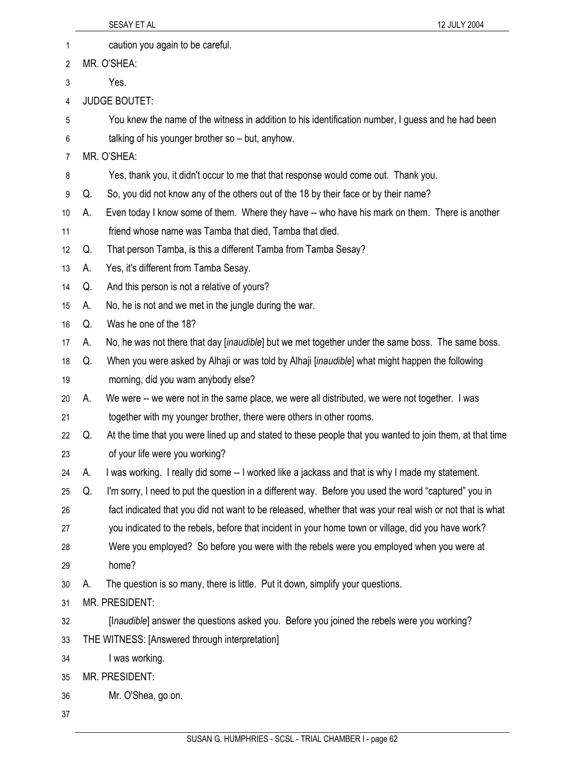caution you again to be careful.

MR. O'SHEA:

Yes.

JUDGE BOUTET:

You knew the name of the witness in addition to his identification number, I guess and he had been talking of his younger brother so – but, anyhow.

MR. O'SHEA:

Yes, thank you, it didn't occur to me that that response would come out. Thank you.

Q. So, you did not know any of the others out of the 18 by their face or by their name?

A. Even today I know some of them. Where they have -- who have his mark on them. There is another friend whose name was Tamba that died, Tamba that died.

Q. That person Tamba, is this a different Tamba from Tamba Sesay?

A. Yes, it's different from Tamba Sesay.

Q. And this person is not a relative of yours?

A. No, he is not and we met in the jungle during the war.

Q. Was he one of the 18?

A. No, he was not there that day [*inaudible*] but we met together under the same boss. The same boss.

Q. When you were asked by Alhaji or was told by Alhaji [*inaudible*] what might happen the following morning, did you warn anybody else?

A. We were -- we were not in the same place, we were all distributed, we were not together. I was together with my younger brother, there were others in other rooms.

Q. At the time that you were lined up and stated to these people that you wanted to join them, at that time of your life were you working?

A. I was working. I really did some -- I worked like a jackass and that is why I made my statement.

Q. I'm sorry, I need to put the question in a different way. Before you used the word "captured" you in fact indicated that you did not want to be released, whether that was your real wish or not that is what you indicated to the rebels, before that incident in your home town or village, did you have work? Were you employed? So before you were with the rebels were you employed when you were at home?

A. The question is so many, there is little. Put it down, simplify your questions.

MR. PRESIDENT:

[I*naudible*] answer the questions asked you. Before you joined the rebels were you working?

THE WITNESS: [Answered through interpretation]

I was working.

MR. PRESIDENT:

Mr. O'Shea, go on.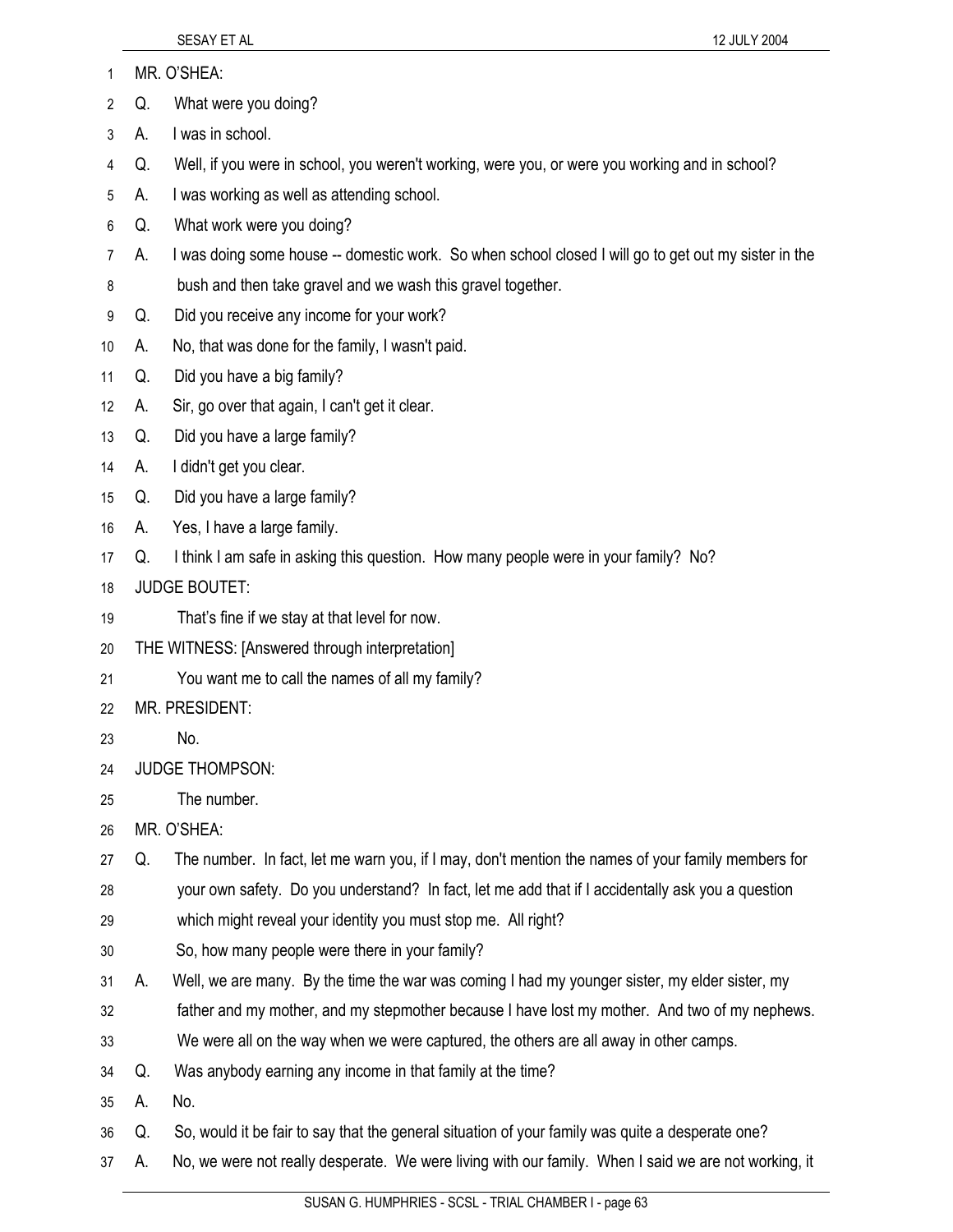MR. O'SHEA:

Q. What were you doing?

A. I was in school.

Q. Well, if you were in school, you weren't working, were you, or were you working and in school?

A. I was working as well as attending school.

Q. What work were you doing?

A. I was doing some house -- domestic work. So when school closed I will go to get out my sister in the bush and then take gravel and we wash this gravel together.

Q. Did you receive any income for your work?

A. No, that was done for the family, I wasn't paid.

Q. Did you have a big family?

A. Sir, go over that again, I can't get it clear.

Q. Did you have a large family?

A. I didn't get you clear.

Q. Did you have a large family?

A. Yes, I have a large family.

Q. I think I am safe in asking this question. How many people were in your family? No?

JUDGE BOUTET:

That's fine if we stay at that level for now.

THE WITNESS: [Answered through interpretation]

You want me to call the names of all my family?

MR. PRESIDENT:

No.

JUDGE THOMPSON:

The number.

MR. O'SHEA:

Q. The number. In fact, let me warn you, if I may, don't mention the names of your family members for your own safety. Do you understand? In fact, let me add that if I accidentally ask you a question which might reveal your identity you must stop me. All right?

So, how many people were there in your family?

A. Well, we are many. By the time the war was coming I had my younger sister, my elder sister, my father and my mother, and my stepmother because I have lost my mother. And two of my nephews. We were all on the way when we were captured, the others are all away in other camps.

Q. Was anybody earning any income in that family at the time?

A. No.

Q. So, would it be fair to say that the general situation of your family was quite a desperate one?

A. No, we were not really desperate. We were living with our family. When I said we are not working, it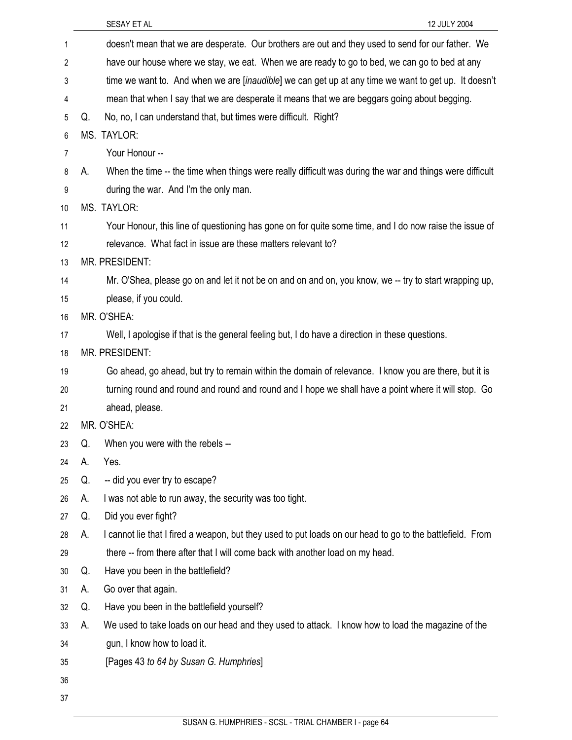doesn't mean that we are desperate. Our brothers are out and they used to send for our father. We have our house where we stay, we eat. When we are ready to go to bed, we can go to bed at any time we want to. And when we are [*inaudible*] we can get up at any time we want to get up. It doesn't mean that when I say that we are desperate it means that we are beggars going about begging.

Q. No, no, I can understand that, but times were difficult. Right?

MS. TAYLOR:

Your Honour --

A. When the time -- the time when things were really difficult was during the war and things were difficult during the war. And I'm the only man.

MS. TAYLOR:

Your Honour, this line of questioning has gone on for quite some time, and I do now raise the issue of relevance. What fact in issue are these matters relevant to?

MR. PRESIDENT:

Mr. O'Shea, please go on and let it not be on and on and on, you know, we -- try to start wrapping up, please, if you could.

MR. O'SHEA:

Well, I apologise if that is the general feeling but, I do have a direction in these questions.

MR. PRESIDENT:

Go ahead, go ahead, but try to remain within the domain of relevance. I know you are there, but it is turning round and round and round and round and I hope we shall have a point where it will stop. Go ahead, please.

MR. O'SHEA:

Q. When you were with the rebels --

A. Yes.

Q. -- did you ever try to escape?

A. I was not able to run away, the security was too tight.

Q. Did you ever fight?

A. I cannot lie that I fired a weapon, but they used to put loads on our head to go to the battlefield. From there -- from there after that I will come back with another load on my head.

Q. Have you been in the battlefield?

A. Go over that again.

Q. Have you been in the battlefield yourself?

A. We used to take loads on our head and they used to attack. I know how to load the magazine of the gun, I know how to load it.

[Pages 43 *to 64 by Susan G. Humphries*]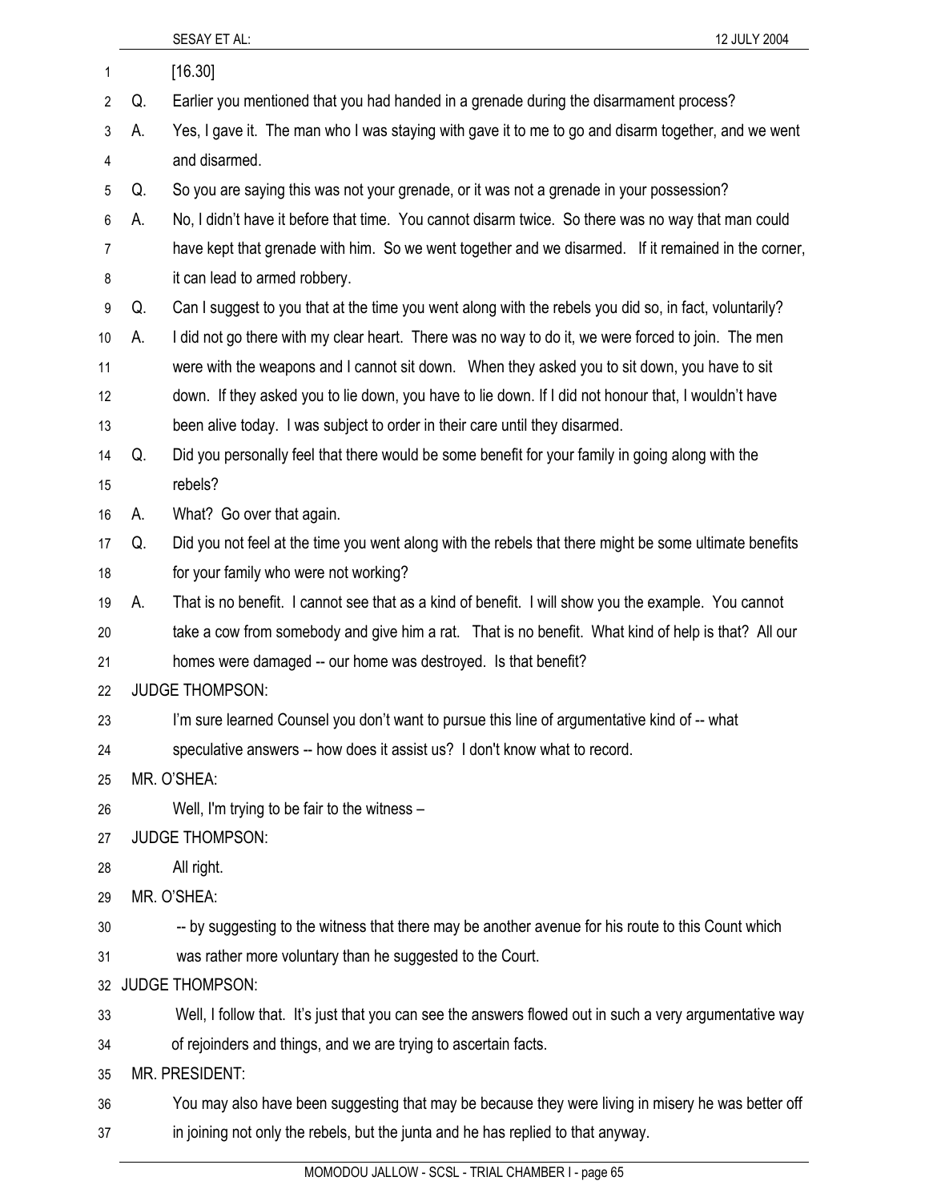[16.30]

Q. Earlier you mentioned that you had handed in a grenade during the disarmament process?

A. Yes, I gave it. The man who I was staying with gave it to me to go and disarm together, and we went and disarmed.

Q. So you are saying this was not your grenade, or it was not a grenade in your possession?

A. No, I didn't have it before that time. You cannot disarm twice. So there was no way that man could have kept that grenade with him. So we went together and we disarmed. If it remained in the corner, it can lead to armed robbery.

Q. Can I suggest to you that at the time you went along with the rebels you did so, in fact, voluntarily?

A. I did not go there with my clear heart. There was no way to do it, we were forced to join. The men were with the weapons and I cannot sit down. When they asked you to sit down, you have to sit down. If they asked you to lie down, you have to lie down. If I did not honour that, I wouldn't have been alive today. I was subject to order in their care until they disarmed.

Q. Did you personally feel that there would be some benefit for your family in going along with the rebels?

A. What? Go over that again.

Q. Did you not feel at the time you went along with the rebels that there might be some ultimate benefits for your family who were not working?

A. That is no benefit. I cannot see that as a kind of benefit. I will show you the example. You cannot take a cow from somebody and give him a rat. That is no benefit. What kind of help is that? All our homes were damaged -- our home was destroyed. Is that benefit?

JUDGE THOMPSON:

I'm sure learned Counsel you don't want to pursue this line of argumentative kind of -- what speculative answers -- how does it assist us? I don't know what to record.

MR. O'SHEA:

Well, I'm trying to be fair to the witness –

JUDGE THOMPSON:

All right.

MR. O'SHEA:

-- by suggesting to the witness that there may be another avenue for his route to this Count which was rather more voluntary than he suggested to the Court.

JUDGE THOMPSON:

Well, I follow that. It's just that you can see the answers flowed out in such a very argumentative way of rejoinders and things, and we are trying to ascertain facts.

MR. PRESIDENT:

You may also have been suggesting that may be because they were living in misery he was better off in joining not only the rebels, but the junta and he has replied to that anyway.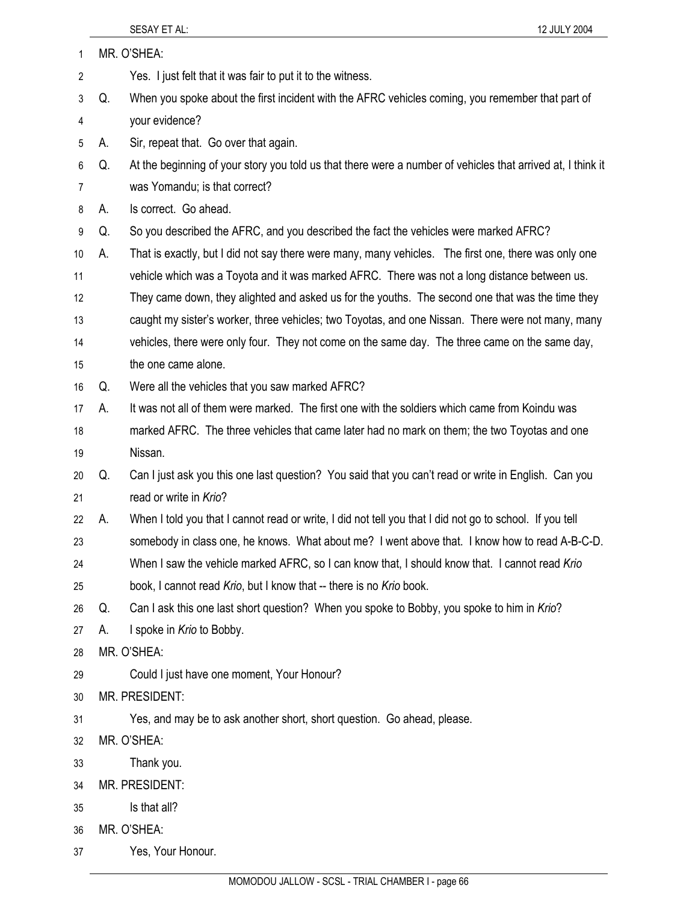MR. O'SHEA:

Yes. I just felt that it was fair to put it to the witness.

Q. When you spoke about the first incident with the AFRC vehicles coming, you remember that part of your evidence?

A. Sir, repeat that. Go over that again.

Q. At the beginning of your story you told us that there were a number of vehicles that arrived at, I think it was Yomandu; is that correct?

A. Is correct. Go ahead.

Q. So you described the AFRC, and you described the fact the vehicles were marked AFRC?

A. That is exactly, but I did not say there were many, many vehicles. The first one, there was only one vehicle which was a Toyota and it was marked AFRC. There was not a long distance between us. They came down, they alighted and asked us for the youths. The second one that was the time they caught my sister's worker, three vehicles; two Toyotas, and one Nissan. There were not many, many vehicles, there were only four. They not come on the same day. The three came on the same day, the one came alone.

Q. Were all the vehicles that you saw marked AFRC?

A. It was not all of them were marked. The first one with the soldiers which came from Koindu was marked AFRC. The three vehicles that came later had no mark on them; the two Toyotas and one Nissan.

Q. Can I just ask you this one last question? You said that you can't read or write in English. Can you read or write in *Krio*?

A. When I told you that I cannot read or write, I did not tell you that I did not go to school. If you tell somebody in class one, he knows. What about me? I went above that. I know how to read A-B-C-D. When I saw the vehicle marked AFRC, so I can know that, I should know that. I cannot read *Krio* book, I cannot read *Krio*, but I know that -- there is no *Krio* book.

Q. Can I ask this one last short question? When you spoke to Bobby, you spoke to him in *Krio*?

A. I spoke in *Krio* to Bobby.

MR. O'SHEA:

Could I just have one moment, Your Honour?

MR. PRESIDENT:

Yes, and may be to ask another short, short question. Go ahead, please.

MR. O'SHEA:

Thank you.

MR. PRESIDENT:

Is that all?

MR. O'SHEA:

Yes, Your Honour.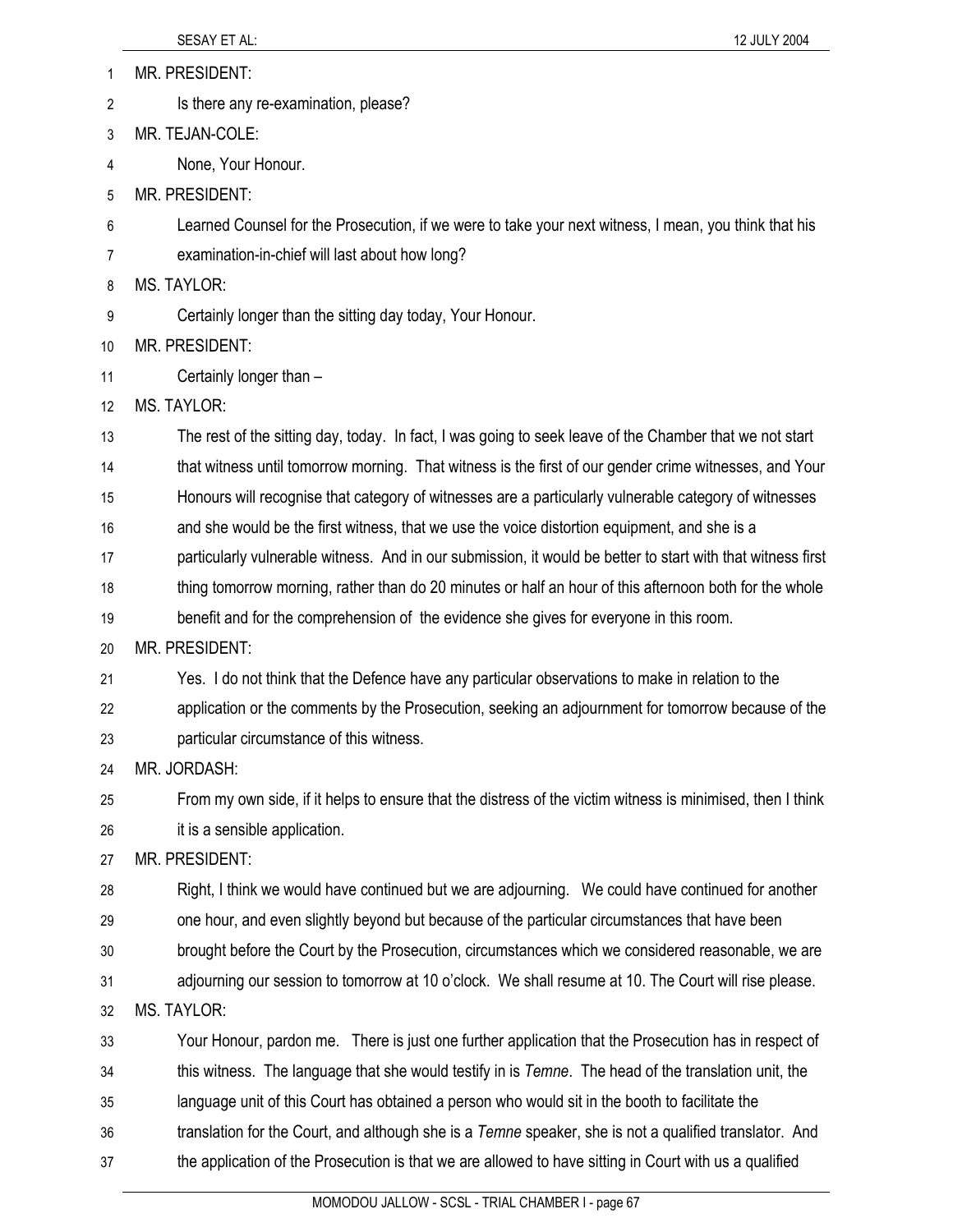MR. PRESIDENT:

Is there any re-examination, please?

MR. TEJAN-COLE:

None, Your Honour.

MR. PRESIDENT:

Learned Counsel for the Prosecution, if we were to take your next witness, I mean, you think that his examination-in-chief will last about how long?

MS. TAYLOR:

Certainly longer than the sitting day today, Your Honour.

MR. PRESIDENT:

Certainly longer than –

MS. TAYLOR:

The rest of the sitting day, today. In fact, I was going to seek leave of the Chamber that we not start that witness until tomorrow morning. That witness is the first of our gender crime witnesses, and Your Honours will recognise that category of witnesses are a particularly vulnerable category of witnesses and she would be the first witness, that we use the voice distortion equipment, and she is a particularly vulnerable witness. And in our submission, it would be better to start with that witness first thing tomorrow morning, rather than do 20 minutes or half an hour of this afternoon both for the whole benefit and for the comprehension of the evidence she gives for everyone in this room.

MR. PRESIDENT:

Yes. I do not think that the Defence have any particular observations to make in relation to the application or the comments by the Prosecution, seeking an adjournment for tomorrow because of the particular circumstance of this witness.

MR. JORDASH:

From my own side, if it helps to ensure that the distress of the victim witness is minimised, then I think it is a sensible application.

MR. PRESIDENT:

Right, I think we would have continued but we are adjourning. We could have continued for another one hour, and even slightly beyond but because of the particular circumstances that have been brought before the Court by the Prosecution, circumstances which we considered reasonable, we are adjourning our session to tomorrow at 10 o'clock. We shall resume at 10. The Court will rise please.

MS. TAYLOR:

Your Honour, pardon me. There is just one further application that the Prosecution has in respect of this witness. The language that she would testify in is *Temne*. The head of the translation unit, the language unit of this Court has obtained a person who would sit in the booth to facilitate the translation for the Court, and although she is a *Temne* speaker, she is not a qualified translator. And the application of the Prosecution is that we are allowed to have sitting in Court with us a qualified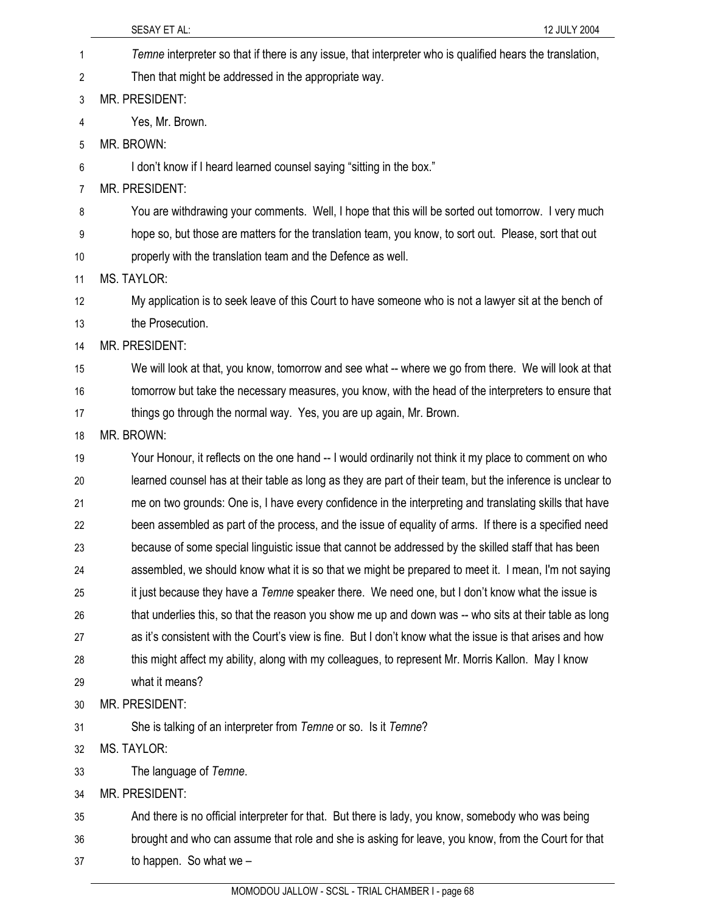*Temne* interpreter so that if there is any issue, that interpreter who is qualified hears the translation, Then that might be addressed in the appropriate way.

MR. PRESIDENT:

Yes, Mr. Brown.

MR. BROWN:

I don't know if I heard learned counsel saying "sitting in the box."

MR. PRESIDENT:

You are withdrawing your comments. Well, I hope that this will be sorted out tomorrow. I very much hope so, but those are matters for the translation team, you know, to sort out. Please, sort that out properly with the translation team and the Defence as well.

MS. TAYLOR:

My application is to seek leave of this Court to have someone who is not a lawyer sit at the bench of the Prosecution.

MR. PRESIDENT:

We will look at that, you know, tomorrow and see what -- where we go from there. We will look at that tomorrow but take the necessary measures, you know, with the head of the interpreters to ensure that things go through the normal way. Yes, you are up again, Mr. Brown.

MR. BROWN:

Your Honour, it reflects on the one hand -- I would ordinarily not think it my place to comment on who learned counsel has at their table as long as they are part of their team, but the inference is unclear to me on two grounds: One is, I have every confidence in the interpreting and translating skills that have been assembled as part of the process, and the issue of equality of arms. If there is a specified need because of some special linguistic issue that cannot be addressed by the skilled staff that has been assembled, we should know what it is so that we might be prepared to meet it. I mean, I'm not saying it just because they have a *Temne* speaker there. We need one, but I don't know what the issue is that underlies this, so that the reason you show me up and down was -- who sits at their table as long as it's consistent with the Court's view is fine. But I don't know what the issue is that arises and how this might affect my ability, along with my colleagues, to represent Mr. Morris Kallon. May I know what it means?

MR. PRESIDENT:

She is talking of an interpreter from *Temne* or so. Is it *Temne*?

MS. TAYLOR:

The language of *Temne*.

MR. PRESIDENT:

And there is no official interpreter for that. But there is lady, you know, somebody who was being brought and who can assume that role and she is asking for leave, you know, from the Court for that to happen. So what we –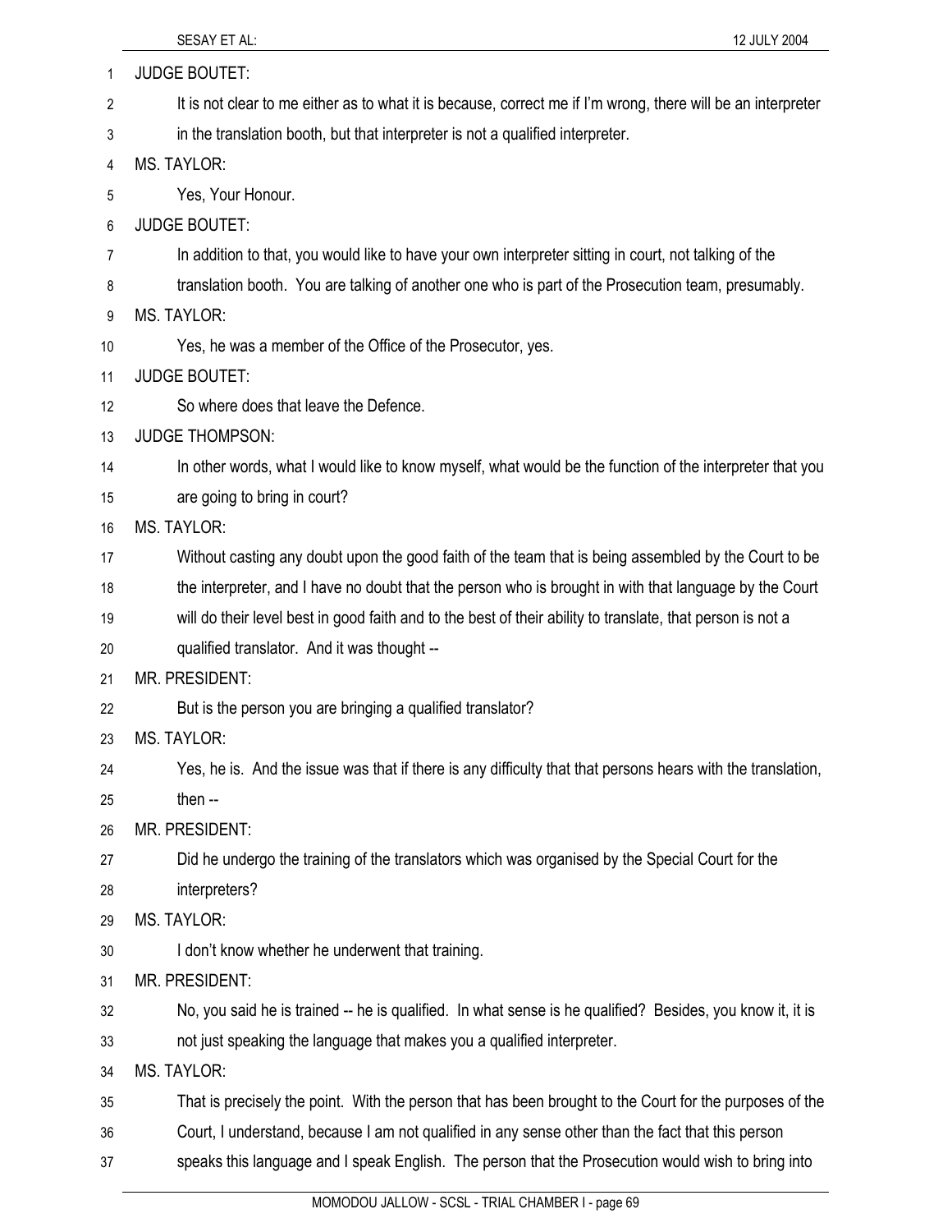JUDGE BOUTET:

It is not clear to me either as to what it is because, correct me if I'm wrong, there will be an interpreter in the translation booth, but that interpreter is not a qualified interpreter.

MS. TAYLOR:

Yes, Your Honour.

JUDGE BOUTET:

In addition to that, you would like to have your own interpreter sitting in court, not talking of the translation booth. You are talking of another one who is part of the Prosecution team, presumably.

MS. TAYLOR:

Yes, he was a member of the Office of the Prosecutor, yes.

JUDGE BOUTET:

So where does that leave the Defence.

JUDGE THOMPSON:

In other words, what I would like to know myself, what would be the function of the interpreter that you are going to bring in court?

MS. TAYLOR:

Without casting any doubt upon the good faith of the team that is being assembled by the Court to be the interpreter, and I have no doubt that the person who is brought in with that language by the Court will do their level best in good faith and to the best of their ability to translate, that person is not a qualified translator. And it was thought --

MR. PRESIDENT:

But is the person you are bringing a qualified translator?

MS. TAYLOR:

Yes, he is. And the issue was that if there is any difficulty that that persons hears with the translation, then --

MR. PRESIDENT:

Did he undergo the training of the translators which was organised by the Special Court for the interpreters?

MS. TAYLOR:

I don't know whether he underwent that training.

MR. PRESIDENT:

No, you said he is trained -- he is qualified. In what sense is he qualified? Besides, you know it, it is not just speaking the language that makes you a qualified interpreter.

MS. TAYLOR:

That is precisely the point. With the person that has been brought to the Court for the purposes of the Court, I understand, because I am not qualified in any sense other than the fact that this person speaks this language and I speak English. The person that the Prosecution would wish to bring into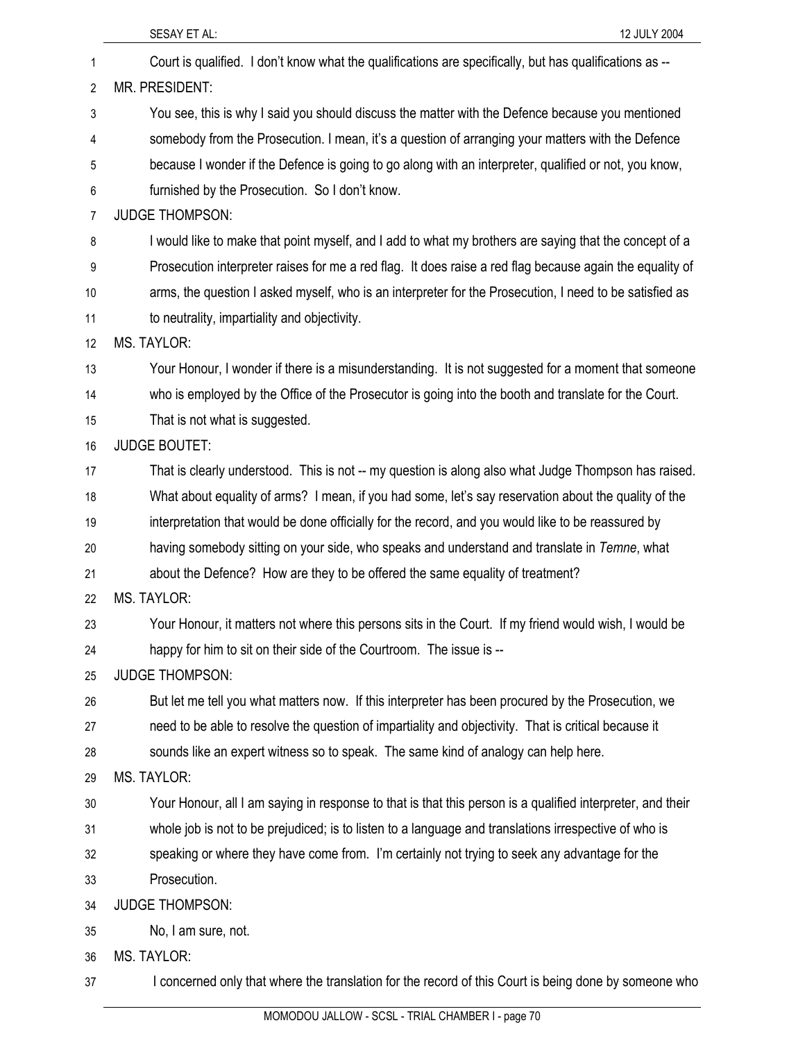Court is qualified. I don't know what the qualifications are specifically, but has qualifications as --

MR. PRESIDENT:

You see, this is why I said you should discuss the matter with the Defence because you mentioned somebody from the Prosecution. I mean, it's a question of arranging your matters with the Defence because I wonder if the Defence is going to go along with an interpreter, qualified or not, you know, furnished by the Prosecution. So I don't know.

JUDGE THOMPSON:

I would like to make that point myself, and I add to what my brothers are saying that the concept of a Prosecution interpreter raises for me a red flag. It does raise a red flag because again the equality of arms, the question I asked myself, who is an interpreter for the Prosecution, I need to be satisfied as to neutrality, impartiality and objectivity.

MS. TAYLOR:

Your Honour, I wonder if there is a misunderstanding. It is not suggested for a moment that someone who is employed by the Office of the Prosecutor is going into the booth and translate for the Court. That is not what is suggested.

JUDGE BOUTET:

That is clearly understood. This is not -- my question is along also what Judge Thompson has raised. What about equality of arms? I mean, if you had some, let's say reservation about the quality of the interpretation that would be done officially for the record, and you would like to be reassured by having somebody sitting on your side, who speaks and understand and translate in *Temne*, what about the Defence? How are they to be offered the same equality of treatment?

MS. TAYLOR:

Your Honour, it matters not where this persons sits in the Court. If my friend would wish, I would be happy for him to sit on their side of the Courtroom. The issue is --

JUDGE THOMPSON:

But let me tell you what matters now. If this interpreter has been procured by the Prosecution, we need to be able to resolve the question of impartiality and objectivity. That is critical because it sounds like an expert witness so to speak. The same kind of analogy can help here.

MS. TAYLOR:

Your Honour, all I am saying in response to that is that this person is a qualified interpreter, and their whole job is not to be prejudiced; is to listen to a language and translations irrespective of who is speaking or where they have come from. I'm certainly not trying to seek any advantage for the Prosecution.

JUDGE THOMPSON:

No, I am sure, not.

MS. TAYLOR:

I concerned only that where the translation for the record of this Court is being done by someone who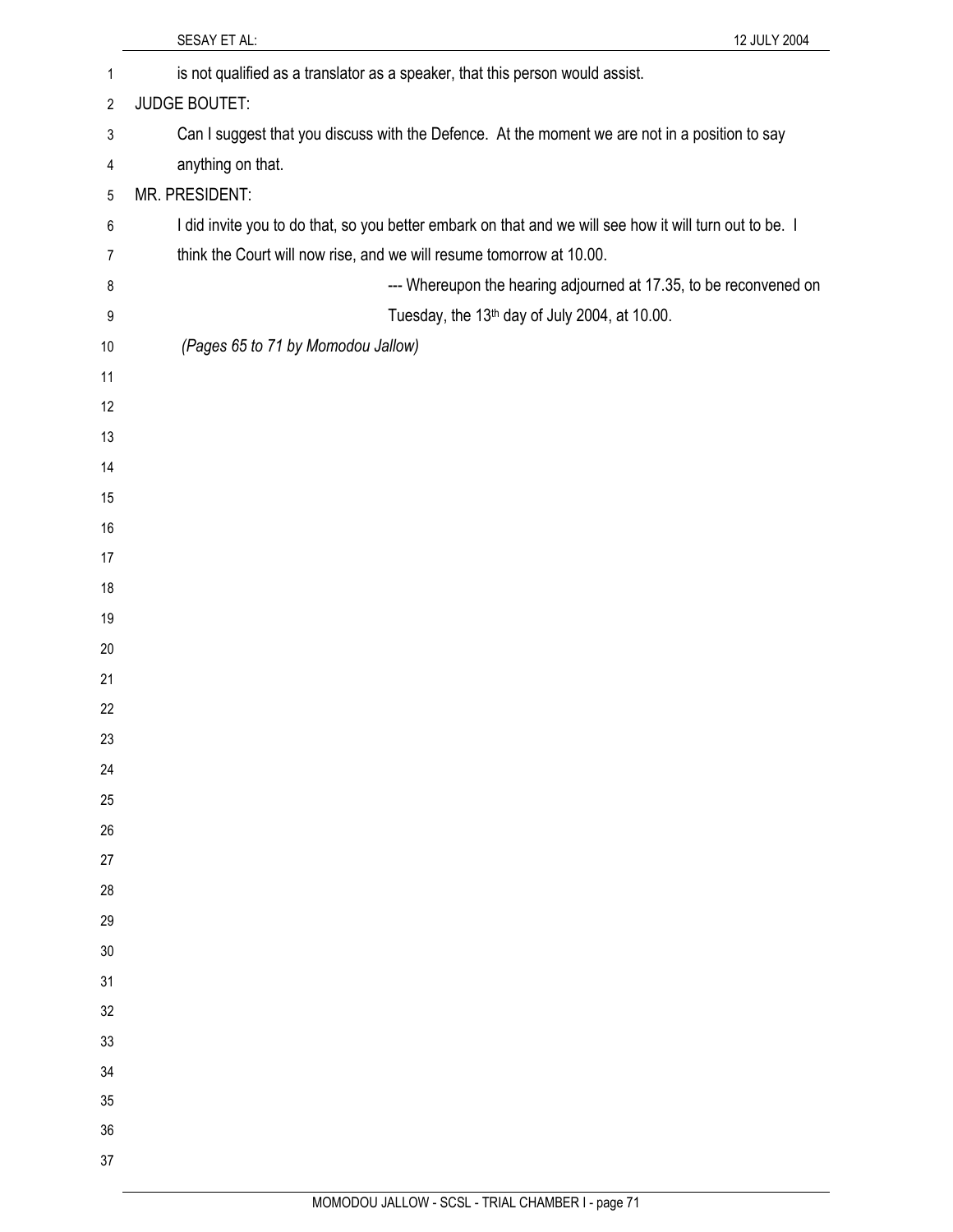is not qualified as a translator as a speaker, that this person would assist.

JUDGE BOUTET:

Can I suggest that you discuss with the Defence. At the moment we are not in a position to say anything on that.

MR. PRESIDENT:

I did invite you to do that, so you better embark on that and we will see how it will turn out to be. I think the Court will now rise, and we will resume tomorrow at 10.00.

--- Whereupon the hearing adjourned at 17.35, to be reconvened on Tuesday, the 13th day of July 2004, at 10.00.

*(Pages 65 to 71 by Momodou Jallow)*